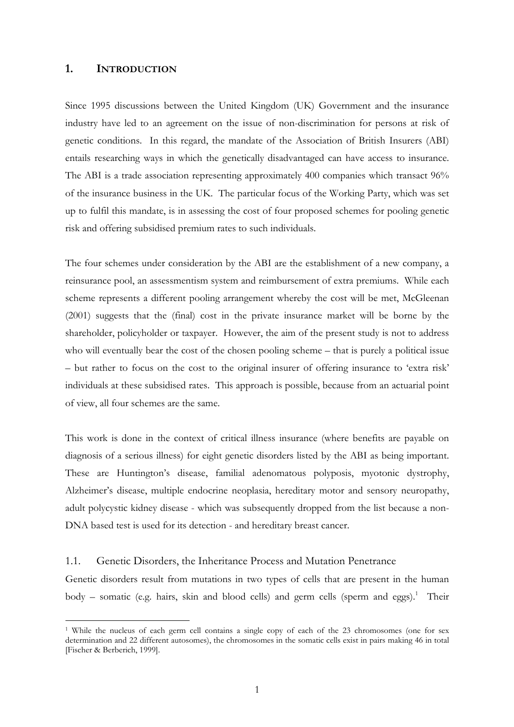# 1. INTRODUCTION

Since 1995 discussions between the United Kingdom (UK) Government and the insurance industry have led to an agreement on the issue of non-discrimination for persons at risk of genetic conditions. In this regard, the mandate of the Association of British Insurers (ABI) entails researching ways in which the genetically disadvantaged can have access to insurance. The ABI is a trade association representing approximately 400 companies which transact 96% of the insurance business in the UK. The particular focus of the Working Party, which was set up to fulfil this mandate, is in assessing the cost of four proposed schemes for pooling genetic risk and offering subsidised premium rates to such individuals.

The four schemes under consideration by the ABI are the establishment of a new company, a reinsurance pool, an assessmentism system and reimbursement of extra premiums. While each scheme represents a different pooling arrangement whereby the cost will be met, McGleenan (2001) suggests that the (final) cost in the private insurance market will be borne by the shareholder, policyholder or taxpayer. However, the aim of the present study is not to address who will eventually bear the cost of the chosen pooling scheme – that is purely a political issue – but rather to focus on the cost to the original insurer of offering insurance to 'extra risk' individuals at these subsidised rates. This approach is possible, because from an actuarial point of view, all four schemes are the same.

This work is done in the context of critical illness insurance (where benefits are payable on diagnosis of a serious illness) for eight genetic disorders listed by the ABI as being important. These are Huntington's disease, familial adenomatous polyposis, myotonic dystrophy, Alzheimer's disease, multiple endocrine neoplasia, hereditary motor and sensory neuropathy, adult polycystic kidney disease - which was subsequently dropped from the list because a non-DNA based test is used for its detection - and hereditary breast cancer.

## 1.1. Genetic Disorders, the Inheritance Process and Mutation Penetrance

Genetic disorders result from mutations in two types of cells that are present in the human body – somatic (e.g. hairs, skin and blood cells) and germ cells (sperm and eggs).[1] Their

[1] While the nucleus of each germ cell contains a single copy of each of the 23 chromosomes (one for sex determination and 22 different autosomes), the chromosomes in the somatic cells exist in pairs making 46 in total [Fischer & Berberich, 1999].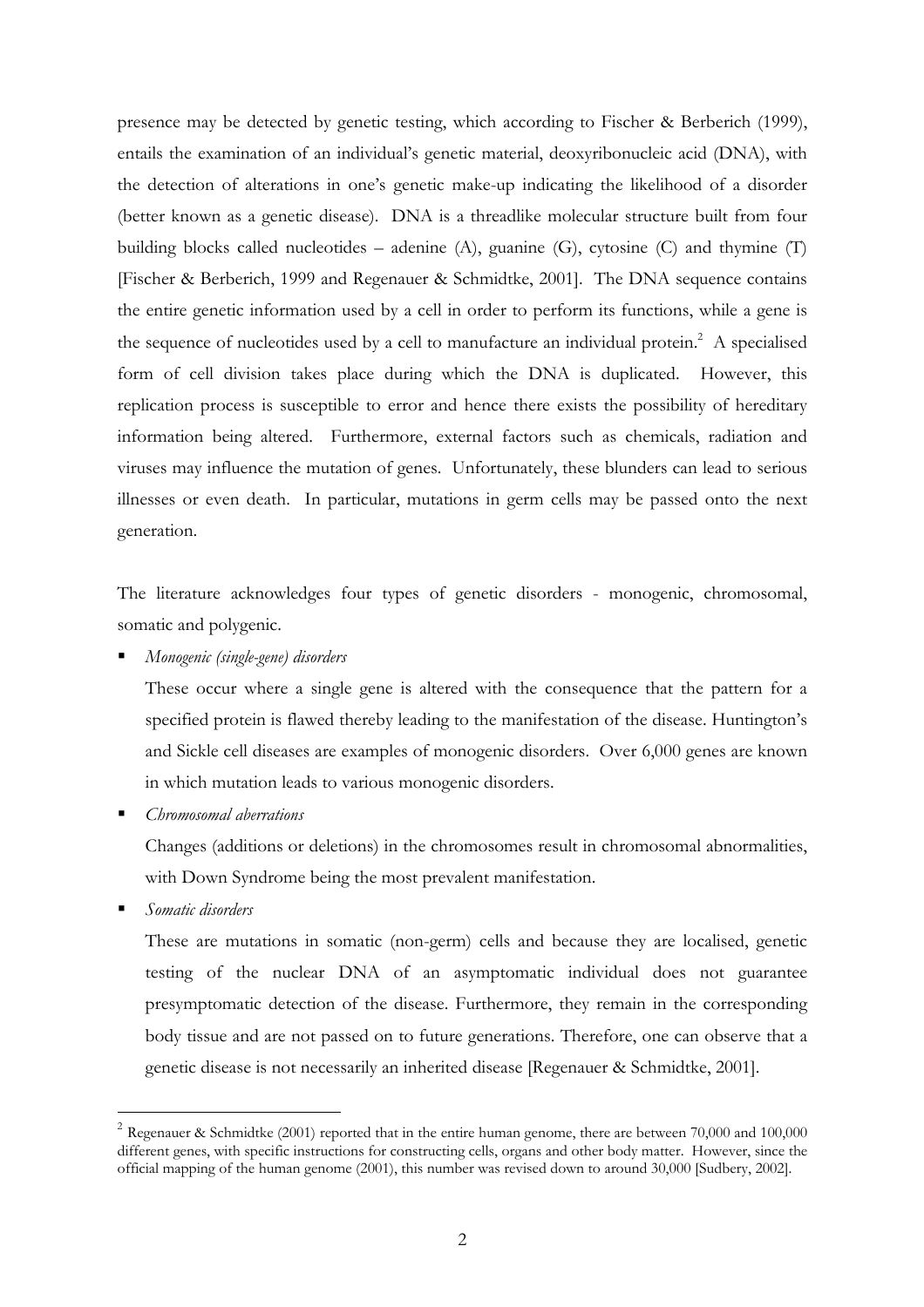presence may be detected by genetic testing, which according to Fischer & Berberich (1999), entails the examination of an individual's genetic material, deoxyribonucleic acid (DNA), with the detection of alterations in one's genetic make-up indicating the likelihood of a disorder (better known as a genetic disease). DNA is a threadlike molecular structure built from four building blocks called nucleotides – adenine (A), guanine (G), cytosine (C) and thymine (T) [Fischer & Berberich, 1999 and Regenauer & Schmidtke, 2001]. The DNA sequence contains the entire genetic information used by a cell in order to perform its functions, while a gene is the sequence of nucleotides used by a cell to manufacture an individual protein.[2] A specialised form of cell division takes place during which the DNA is duplicated. However, this replication process is susceptible to error and hence there exists the possibility of hereditary information being altered. Furthermore, external factors such as chemicals, radiation and viruses may influence the mutation of genes. Unfortunately, these blunders can lead to serious illnesses or even death. In particular, mutations in germ cells may be passed onto the next generation.

The literature acknowledges four types of genetic disorders - monogenic, chromosomal, somatic and polygenic.

- *Monogenic (single-gene) disorders*

  These occur where a single gene is altered with the consequence that the pattern for a specified protein is flawed thereby leading to the manifestation of the disease. Huntington's and Sickle cell diseases are examples of monogenic disorders. Over 6,000 genes are known in which mutation leads to various monogenic disorders.

- *Chromosomal aberrations*

  Changes (additions or deletions) in the chromosomes result in chromosomal abnormalities, with Down Syndrome being the most prevalent manifestation.

- *Somatic disorders*

  These are mutations in somatic (non-germ) cells and because they are localised, genetic testing of the nuclear DNA of an asymptomatic individual does not guarantee presymptomatic detection of the disease. Furthermore, they remain in the corresponding body tissue and are not passed on to future generations. Therefore, one can observe that a genetic disease is not necessarily an inherited disease [Regenauer & Schmidtke, 2001].

---

[2] Regenauer & Schmidtke (2001) reported that in the entire human genome, there are between 70,000 and 100,000 different genes, with specific instructions for constructing cells, organs and other body matter. However, since the official mapping of the human genome (2001), this number was revised down to around 30,000 [Sudbery, 2002].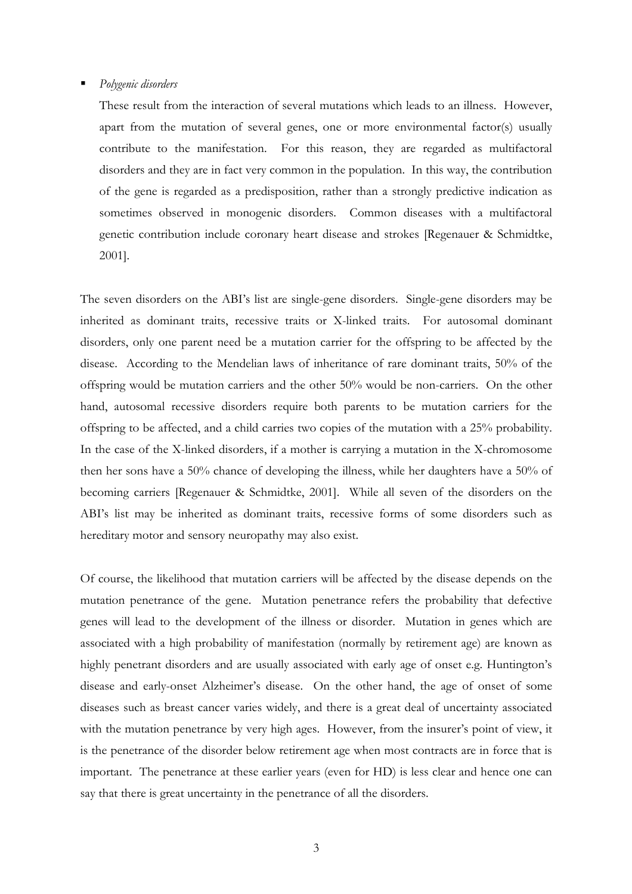- *Polygenic disorders*

  These result from the interaction of several mutations which leads to an illness. However, apart from the mutation of several genes, one or more environmental factor(s) usually contribute to the manifestation. For this reason, they are regarded as multifactoral disorders and they are in fact very common in the population. In this way, the contribution of the gene is regarded as a predisposition, rather than a strongly predictive indication as sometimes observed in monogenic disorders. Common diseases with a multifactoral genetic contribution include coronary heart disease and strokes [Regenauer & Schmidtke, 2001].

The seven disorders on the ABI's list are single-gene disorders. Single-gene disorders may be inherited as dominant traits, recessive traits or X-linked traits. For autosomal dominant disorders, only one parent need be a mutation carrier for the offspring to be affected by the disease. According to the Mendelian laws of inheritance of rare dominant traits, 50% of the offspring would be mutation carriers and the other 50% would be non-carriers. On the other hand, autosomal recessive disorders require both parents to be mutation carriers for the offspring to be affected, and a child carries two copies of the mutation with a 25% probability. In the case of the X-linked disorders, if a mother is carrying a mutation in the X-chromosome then her sons have a 50% chance of developing the illness, while her daughters have a 50% of becoming carriers [Regenauer & Schmidtke, 2001]. While all seven of the disorders on the ABI's list may be inherited as dominant traits, recessive forms of some disorders such as hereditary motor and sensory neuropathy may also exist.

Of course, the likelihood that mutation carriers will be affected by the disease depends on the mutation penetrance of the gene. Mutation penetrance refers the probability that defective genes will lead to the development of the illness or disorder. Mutation in genes which are associated with a high probability of manifestation (normally by retirement age) are known as highly penetrant disorders and are usually associated with early age of onset e.g. Huntington's disease and early-onset Alzheimer's disease. On the other hand, the age of onset of some diseases such as breast cancer varies widely, and there is a great deal of uncertainty associated with the mutation penetrance by very high ages. However, from the insurer's point of view, it is the penetrance of the disorder below retirement age when most contracts are in force that is important. The penetrance at these earlier years (even for HD) is less clear and hence one can say that there is great uncertainty in the penetrance of all the disorders.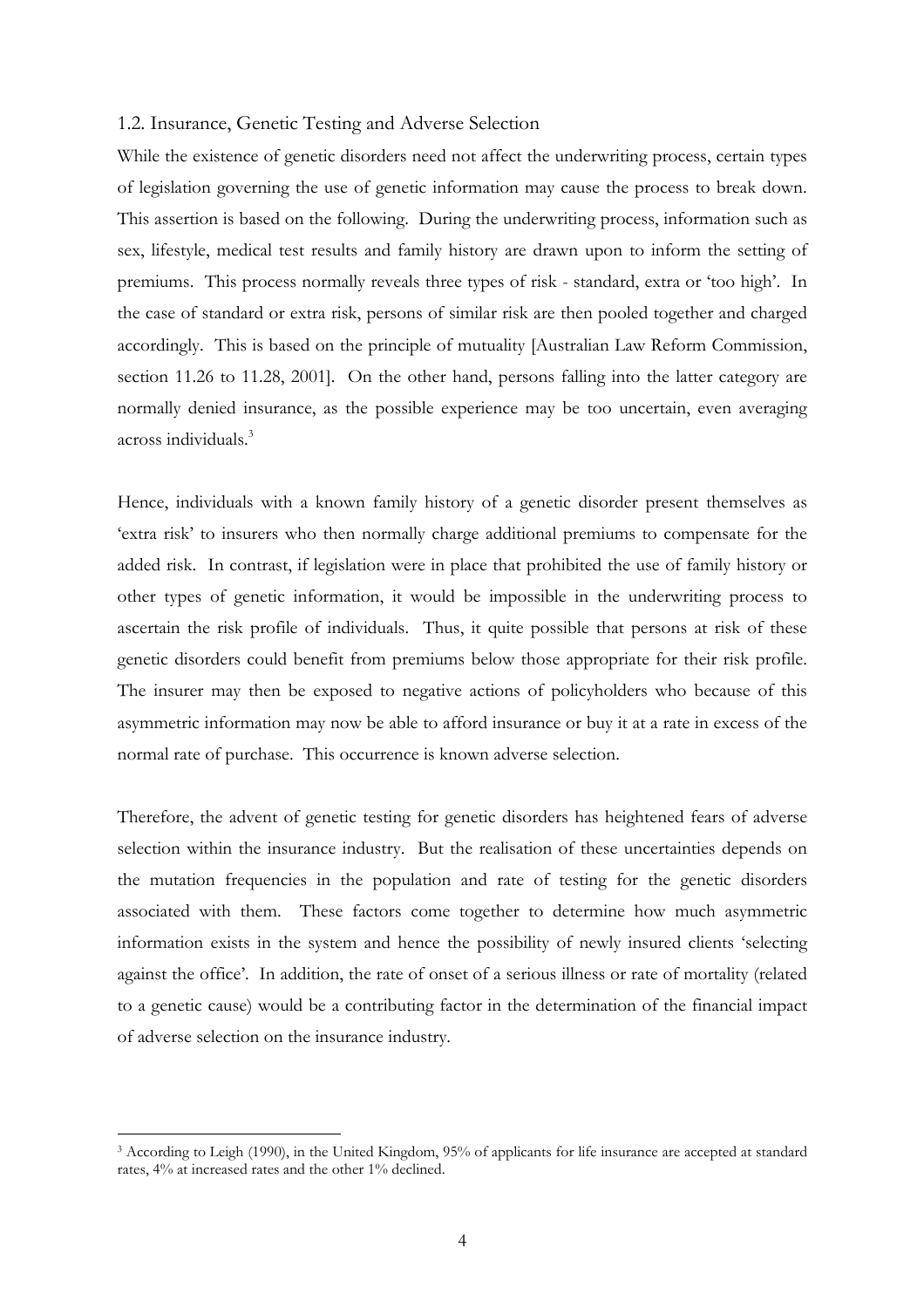### 1.2. Insurance, Genetic Testing and Adverse Selection

While the existence of genetic disorders need not affect the underwriting process, certain types of legislation governing the use of genetic information may cause the process to break down. This assertion is based on the following. During the underwriting process, information such as sex, lifestyle, medical test results and family history are drawn upon to inform the setting of premiums. This process normally reveals three types of risk - standard, extra or 'too high'. In the case of standard or extra risk, persons of similar risk are then pooled together and charged accordingly. This is based on the principle of mutuality [Australian Law Reform Commission, section 11.26 to 11.28, 2001]. On the other hand, persons falling into the latter category are normally denied insurance, as the possible experience may be too uncertain, even averaging across individuals.[3]

Hence, individuals with a known family history of a genetic disorder present themselves as 'extra risk' to insurers who then normally charge additional premiums to compensate for the added risk. In contrast, if legislation were in place that prohibited the use of family history or other types of genetic information, it would be impossible in the underwriting process to ascertain the risk profile of individuals. Thus, it quite possible that persons at risk of these genetic disorders could benefit from premiums below those appropriate for their risk profile. The insurer may then be exposed to negative actions of policyholders who because of this asymmetric information may now be able to afford insurance or buy it at a rate in excess of the normal rate of purchase. This occurrence is known adverse selection.

Therefore, the advent of genetic testing for genetic disorders has heightened fears of adverse selection within the insurance industry. But the realisation of these uncertainties depends on the mutation frequencies in the population and rate of testing for the genetic disorders associated with them. These factors come together to determine how much asymmetric information exists in the system and hence the possibility of newly insured clients 'selecting against the office'. In addition, the rate of onset of a serious illness or rate of mortality (related to a genetic cause) would be a contributing factor in the determination of the financial impact of adverse selection on the insurance industry.

---

[3] According to Leigh (1990), in the United Kingdom, 95% of applicants for life insurance are accepted at standard rates, 4% at increased rates and the other 1% declined.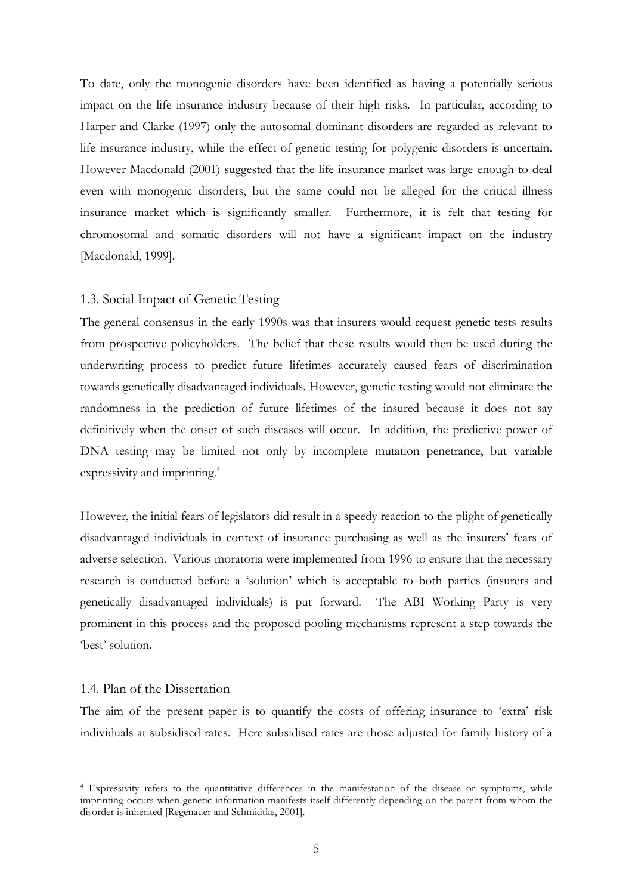To date, only the monogenic disorders have been identified as having a potentially serious impact on the life insurance industry because of their high risks. In particular, according to Harper and Clarke (1997) only the autosomal dominant disorders are regarded as relevant to life insurance industry, while the effect of genetic testing for polygenic disorders is uncertain. However Macdonald (2001) suggested that the life insurance market was large enough to deal even with monogenic disorders, but the same could not be alleged for the critical illness insurance market which is significantly smaller. Furthermore, it is felt that testing for chromosomal and somatic disorders will not have a significant impact on the industry [Macdonald, 1999].

### 1.3. Social Impact of Genetic Testing

The general consensus in the early 1990s was that insurers would request genetic tests results from prospective policyholders. The belief that these results would then be used during the underwriting process to predict future lifetimes accurately caused fears of discrimination towards genetically disadvantaged individuals. However, genetic testing would not eliminate the randomness in the prediction of future lifetimes of the insured because it does not say definitively when the onset of such diseases will occur. In addition, the predictive power of DNA testing may be limited not only by incomplete mutation penetrance, but variable expressivity and imprinting.[4]

However, the initial fears of legislators did result in a speedy reaction to the plight of genetically disadvantaged individuals in context of insurance purchasing as well as the insurers' fears of adverse selection. Various moratoria were implemented from 1996 to ensure that the necessary research is conducted before a 'solution' which is acceptable to both parties (insurers and genetically disadvantaged individuals) is put forward. The ABI Working Party is very prominent in this process and the proposed pooling mechanisms represent a step towards the 'best' solution.

### 1.4. Plan of the Dissertation

The aim of the present paper is to quantify the costs of offering insurance to 'extra' risk individuals at subsidised rates. Here subsidised rates are those adjusted for family history of a

---

[4] Expressivity refers to the quantitative differences in the manifestation of the disease or symptoms, while imprinting occurs when genetic information manifests itself differently depending on the parent from whom the disorder is inherited [Regenauer and Schmidtke, 2001].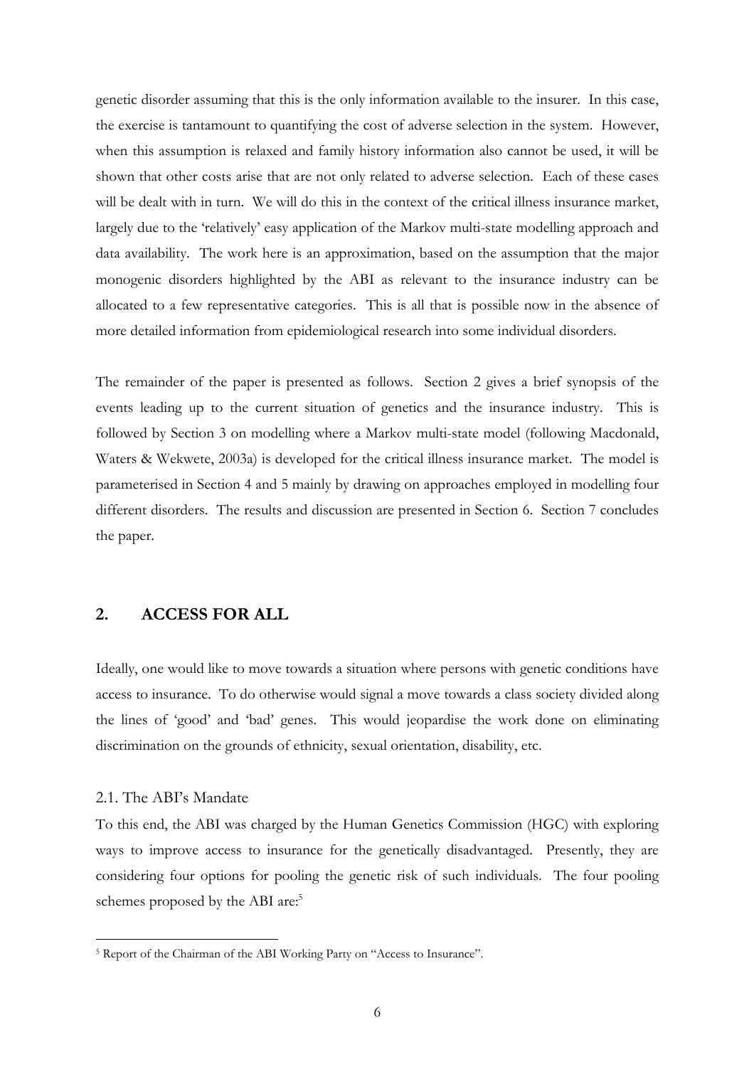genetic disorder assuming that this is the only information available to the insurer. In this case, the exercise is tantamount to quantifying the cost of adverse selection in the system. However, when this assumption is relaxed and family history information also cannot be used, it will be shown that other costs arise that are not only related to adverse selection. Each of these cases will be dealt with in turn. We will do this in the context of the critical illness insurance market, largely due to the 'relatively' easy application of the Markov multi-state modelling approach and data availability. The work here is an approximation, based on the assumption that the major monogenic disorders highlighted by the ABI as relevant to the insurance industry can be allocated to a few representative categories. This is all that is possible now in the absence of more detailed information from epidemiological research into some individual disorders.

The remainder of the paper is presented as follows. Section 2 gives a brief synopsis of the events leading up to the current situation of genetics and the insurance industry. This is followed by Section 3 on modelling where a Markov multi-state model (following Macdonald, Waters & Wekwete, 2003a) is developed for the critical illness insurance market. The model is parameterised in Section 4 and 5 mainly by drawing on approaches employed in modelling four different disorders. The results and discussion are presented in Section 6. Section 7 concludes the paper.

## 2. ACCESS FOR ALL

Ideally, one would like to move towards a situation where persons with genetic conditions have access to insurance. To do otherwise would signal a move towards a class society divided along the lines of 'good' and 'bad' genes. This would jeopardise the work done on eliminating discrimination on the grounds of ethnicity, sexual orientation, disability, etc.

### 2.1. The ABI's Mandate

To this end, the ABI was charged by the Human Genetics Commission (HGC) with exploring ways to improve access to insurance for the genetically disadvantaged. Presently, they are considering four options for pooling the genetic risk of such individuals. The four pooling schemes proposed by the ABI are:[5]

---

[5] Report of the Chairman of the ABI Working Party on "Access to Insurance".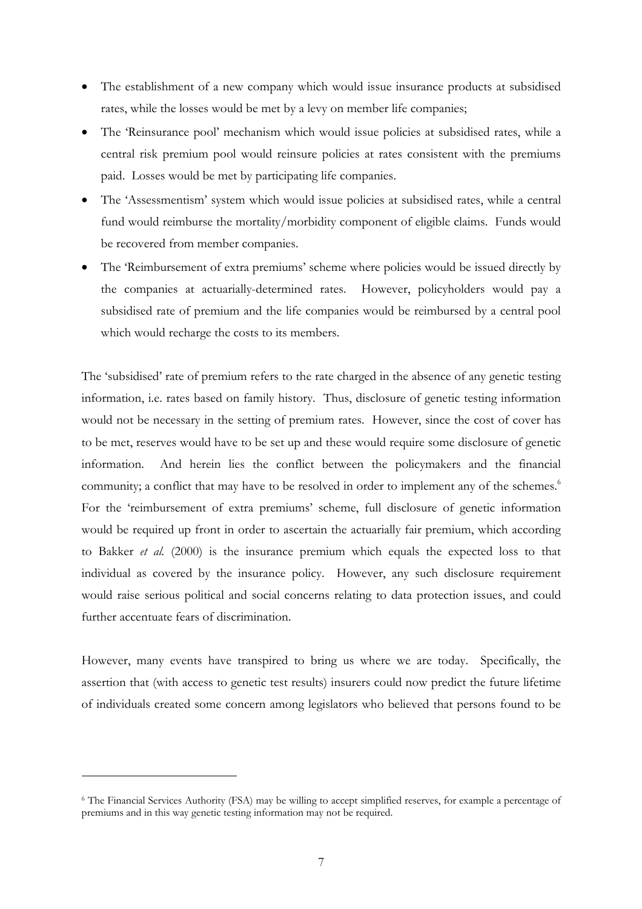- The establishment of a new company which would issue insurance products at subsidised rates, while the losses would be met by a levy on member life companies;
- The 'Reinsurance pool' mechanism which would issue policies at subsidised rates, while a central risk premium pool would reinsure policies at rates consistent with the premiums paid. Losses would be met by participating life companies.
- The 'Assessmentism' system which would issue policies at subsidised rates, while a central fund would reimburse the mortality/morbidity component of eligible claims. Funds would be recovered from member companies.
- The 'Reimbursement of extra premiums' scheme where policies would be issued directly by the companies at actuarially-determined rates. However, policyholders would pay a subsidised rate of premium and the life companies would be reimbursed by a central pool which would recharge the costs to its members.

The 'subsidised' rate of premium refers to the rate charged in the absence of any genetic testing information, i.e. rates based on family history. Thus, disclosure of genetic testing information would not be necessary in the setting of premium rates. However, since the cost of cover has to be met, reserves would have to be set up and these would require some disclosure of genetic information. And herein lies the conflict between the policymakers and the financial community; a conflict that may have to be resolved in order to implement any of the schemes.[6] For the 'reimbursement of extra premiums' scheme, full disclosure of genetic information would be required up front in order to ascertain the actuarially fair premium, which according to Bakker *et al.* (2000) is the insurance premium which equals the expected loss to that individual as covered by the insurance policy. However, any such disclosure requirement would raise serious political and social concerns relating to data protection issues, and could further accentuate fears of discrimination.

However, many events have transpired to bring us where we are today. Specifically, the assertion that (with access to genetic test results) insurers could now predict the future lifetime of individuals created some concern among legislators who believed that persons found to be

---

[6] The Financial Services Authority (FSA) may be willing to accept simplified reserves, for example a percentage of premiums and in this way genetic testing information may not be required.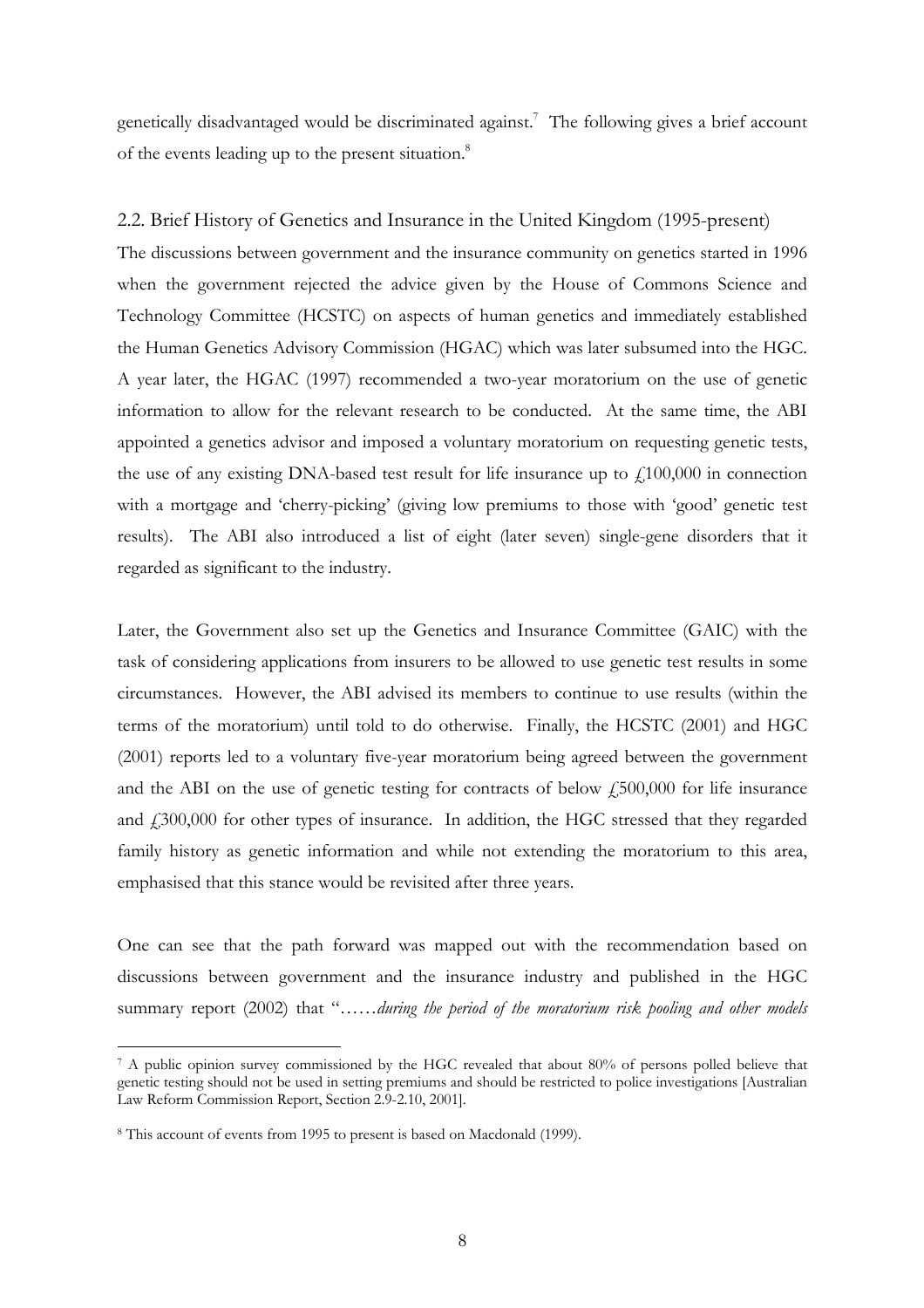genetically disadvantaged would be discriminated against.[7] The following gives a brief account of the events leading up to the present situation.[8]

## 2.2. Brief History of Genetics and Insurance in the United Kingdom (1995-present)

The discussions between government and the insurance community on genetics started in 1996 when the government rejected the advice given by the House of Commons Science and Technology Committee (HCSTC) on aspects of human genetics and immediately established the Human Genetics Advisory Commission (HGAC) which was later subsumed into the HGC. A year later, the HGAC (1997) recommended a two-year moratorium on the use of genetic information to allow for the relevant research to be conducted. At the same time, the ABI appointed a genetics advisor and imposed a voluntary moratorium on requesting genetic tests, the use of any existing DNA-based test result for life insurance up to £100,000 in connection with a mortgage and 'cherry-picking' (giving low premiums to those with 'good' genetic test results). The ABI also introduced a list of eight (later seven) single-gene disorders that it regarded as significant to the industry.

Later, the Government also set up the Genetics and Insurance Committee (GAIC) with the task of considering applications from insurers to be allowed to use genetic test results in some circumstances. However, the ABI advised its members to continue to use results (within the terms of the moratorium) until told to do otherwise. Finally, the HCSTC (2001) and HGC (2001) reports led to a voluntary five-year moratorium being agreed between the government and the ABI on the use of genetic testing for contracts of below £500,000 for life insurance and £300,000 for other types of insurance. In addition, the HGC stressed that they regarded family history as genetic information and while not extending the moratorium to this area, emphasised that this stance would be revisited after three years.

One can see that the path forward was mapped out with the recommendation based on discussions between government and the insurance industry and published in the HGC summary report (2002) that "……*during the period of the moratorium risk pooling and other models*

---

[7] A public opinion survey commissioned by the HGC revealed that about 80% of persons polled believe that genetic testing should not be used in setting premiums and should be restricted to police investigations [Australian Law Reform Commission Report, Section 2.9-2.10, 2001].

[8] This account of events from 1995 to present is based on Macdonald (1999).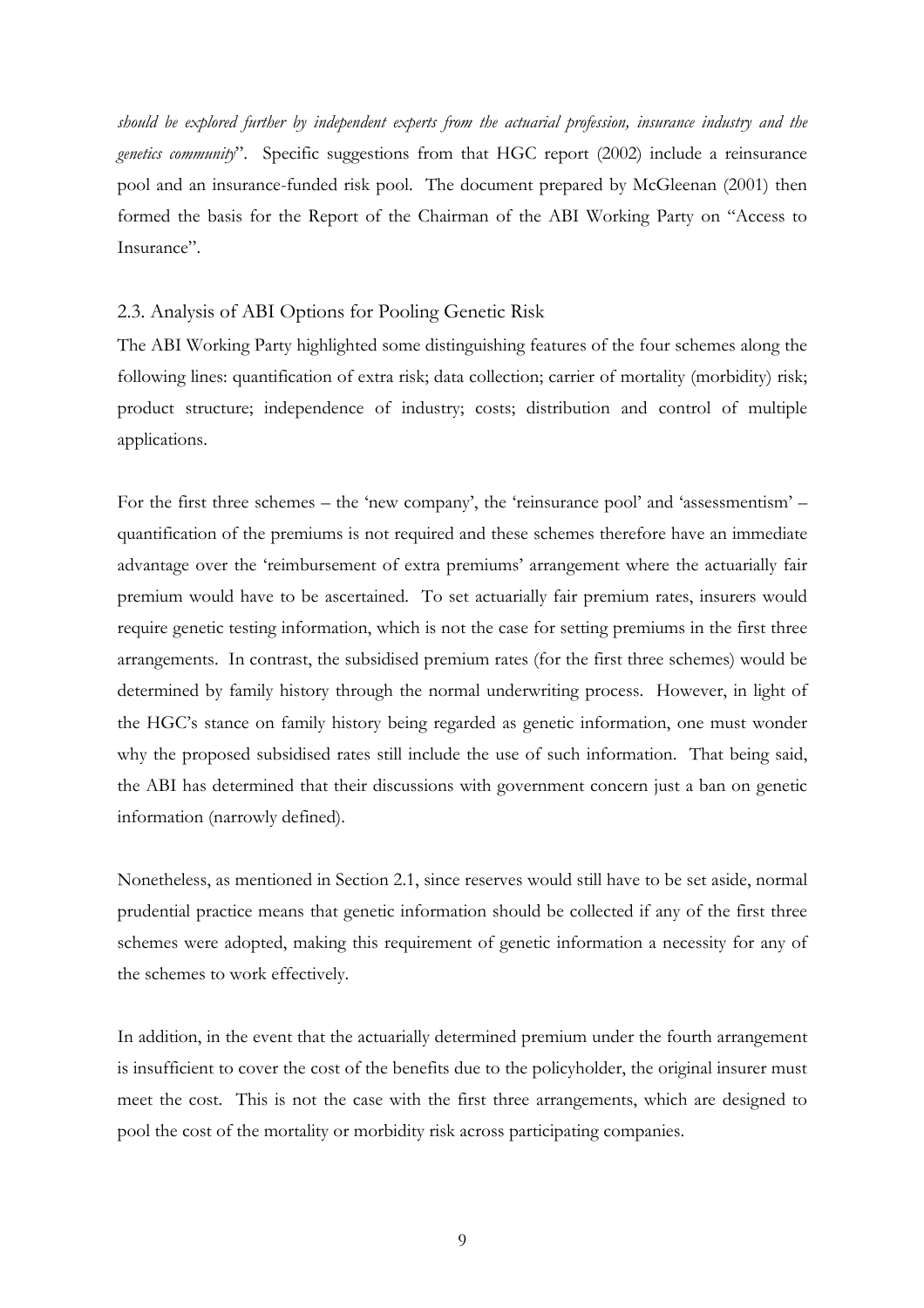*should be explored further by independent experts from the actuarial profession, insurance industry and the genetics community*". Specific suggestions from that HGC report (2002) include a reinsurance pool and an insurance-funded risk pool. The document prepared by McGleenan (2001) then formed the basis for the Report of the Chairman of the ABI Working Party on "Access to Insurance".

## 2.3. Analysis of ABI Options for Pooling Genetic Risk

The ABI Working Party highlighted some distinguishing features of the four schemes along the following lines: quantification of extra risk; data collection; carrier of mortality (morbidity) risk; product structure; independence of industry; costs; distribution and control of multiple applications.

For the first three schemes – the 'new company', the 'reinsurance pool' and 'assessmentism' – quantification of the premiums is not required and these schemes therefore have an immediate advantage over the 'reimbursement of extra premiums' arrangement where the actuarially fair premium would have to be ascertained. To set actuarially fair premium rates, insurers would require genetic testing information, which is not the case for setting premiums in the first three arrangements. In contrast, the subsidised premium rates (for the first three schemes) would be determined by family history through the normal underwriting process. However, in light of the HGC's stance on family history being regarded as genetic information, one must wonder why the proposed subsidised rates still include the use of such information. That being said, the ABI has determined that their discussions with government concern just a ban on genetic information (narrowly defined).

Nonetheless, as mentioned in Section 2.1, since reserves would still have to be set aside, normal prudential practice means that genetic information should be collected if any of the first three schemes were adopted, making this requirement of genetic information a necessity for any of the schemes to work effectively.

In addition, in the event that the actuarially determined premium under the fourth arrangement is insufficient to cover the cost of the benefits due to the policyholder, the original insurer must meet the cost. This is not the case with the first three arrangements, which are designed to pool the cost of the mortality or morbidity risk across participating companies.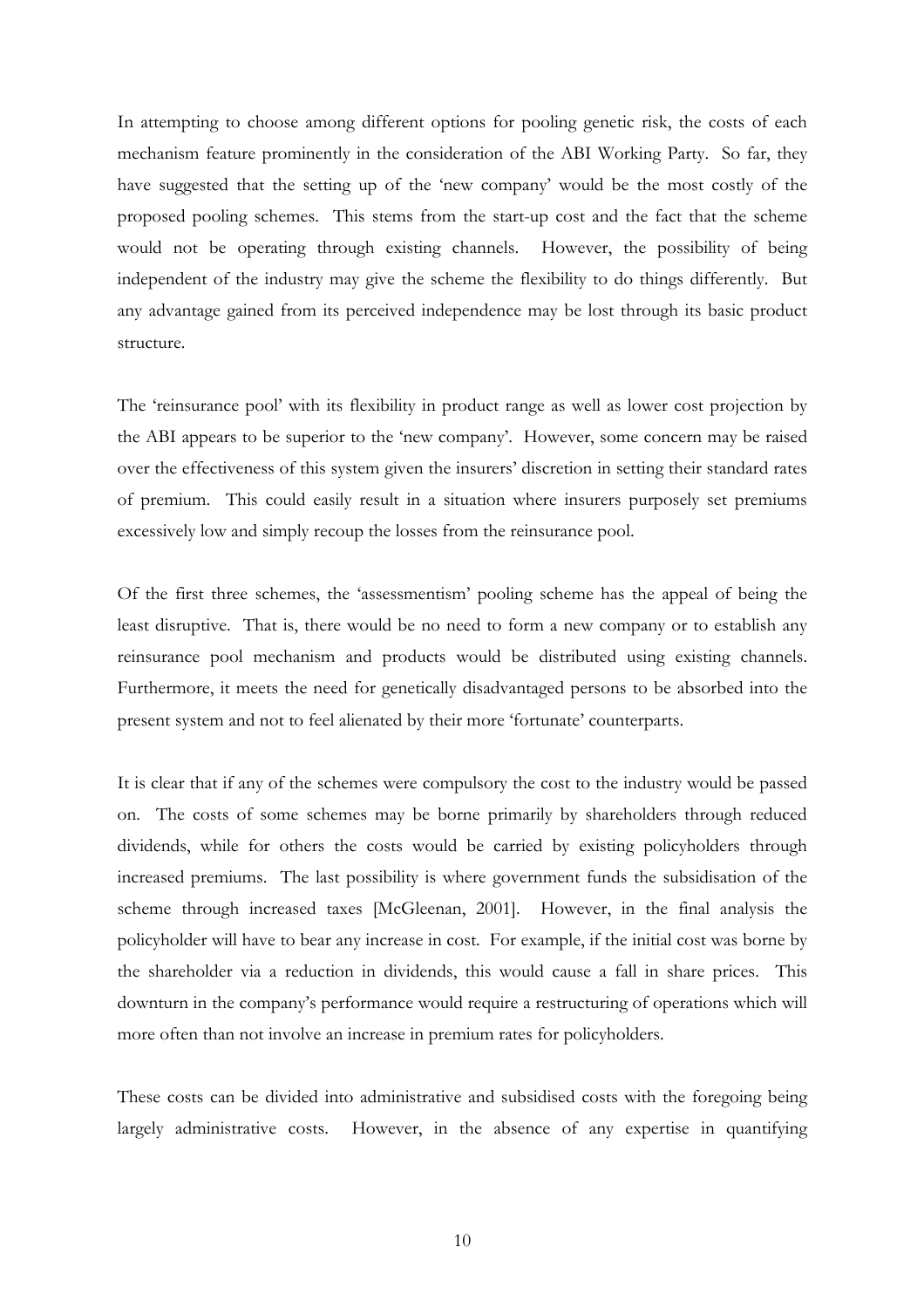In attempting to choose among different options for pooling genetic risk, the costs of each mechanism feature prominently in the consideration of the ABI Working Party. So far, they have suggested that the setting up of the 'new company' would be the most costly of the proposed pooling schemes. This stems from the start-up cost and the fact that the scheme would not be operating through existing channels. However, the possibility of being independent of the industry may give the scheme the flexibility to do things differently. But any advantage gained from its perceived independence may be lost through its basic product structure.

The 'reinsurance pool' with its flexibility in product range as well as lower cost projection by the ABI appears to be superior to the 'new company'. However, some concern may be raised over the effectiveness of this system given the insurers' discretion in setting their standard rates of premium. This could easily result in a situation where insurers purposely set premiums excessively low and simply recoup the losses from the reinsurance pool.

Of the first three schemes, the 'assessmentism' pooling scheme has the appeal of being the least disruptive. That is, there would be no need to form a new company or to establish any reinsurance pool mechanism and products would be distributed using existing channels. Furthermore, it meets the need for genetically disadvantaged persons to be absorbed into the present system and not to feel alienated by their more 'fortunate' counterparts.

It is clear that if any of the schemes were compulsory the cost to the industry would be passed on. The costs of some schemes may be borne primarily by shareholders through reduced dividends, while for others the costs would be carried by existing policyholders through increased premiums. The last possibility is where government funds the subsidisation of the scheme through increased taxes [McGleenan, 2001]. However, in the final analysis the policyholder will have to bear any increase in cost. For example, if the initial cost was borne by the shareholder via a reduction in dividends, this would cause a fall in share prices. This downturn in the company's performance would require a restructuring of operations which will more often than not involve an increase in premium rates for policyholders.

These costs can be divided into administrative and subsidised costs with the foregoing being largely administrative costs. However, in the absence of any expertise in quantifying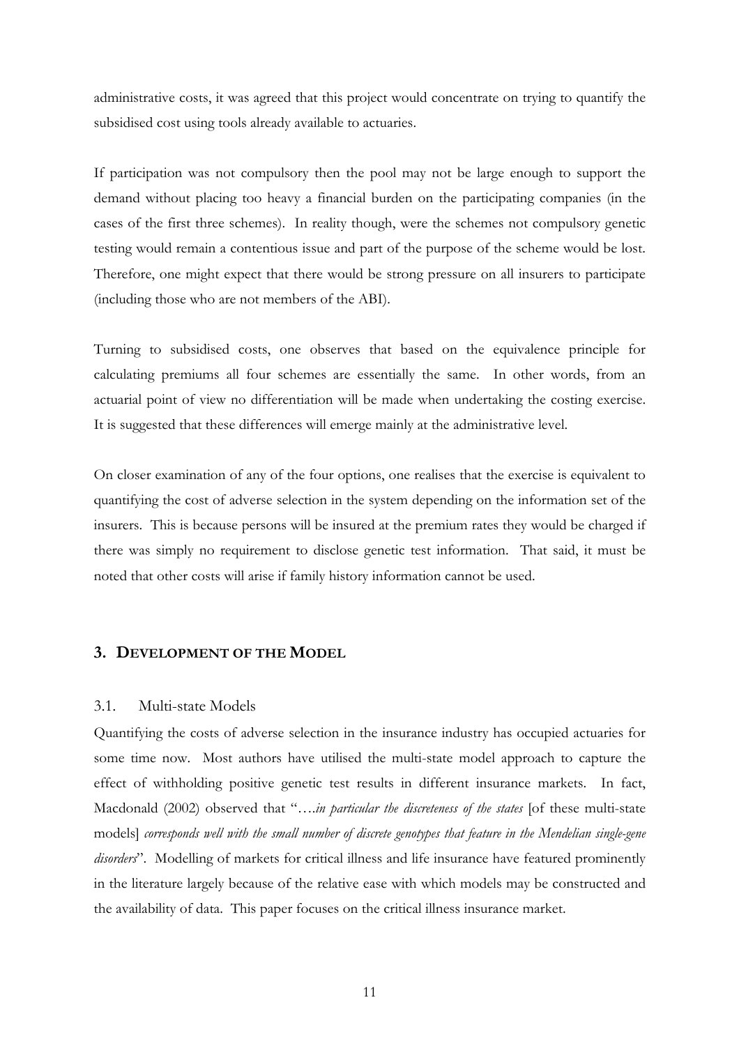administrative costs, it was agreed that this project would concentrate on trying to quantify the subsidised cost using tools already available to actuaries.

If participation was not compulsory then the pool may not be large enough to support the demand without placing too heavy a financial burden on the participating companies (in the cases of the first three schemes). In reality though, were the schemes not compulsory genetic testing would remain a contentious issue and part of the purpose of the scheme would be lost. Therefore, one might expect that there would be strong pressure on all insurers to participate (including those who are not members of the ABI).

Turning to subsidised costs, one observes that based on the equivalence principle for calculating premiums all four schemes are essentially the same. In other words, from an actuarial point of view no differentiation will be made when undertaking the costing exercise. It is suggested that these differences will emerge mainly at the administrative level.

On closer examination of any of the four options, one realises that the exercise is equivalent to quantifying the cost of adverse selection in the system depending on the information set of the insurers. This is because persons will be insured at the premium rates they would be charged if there was simply no requirement to disclose genetic test information. That said, it must be noted that other costs will arise if family history information cannot be used.

## 3. DEVELOPMENT OF THE MODEL

### 3.1. Multi-state Models

Quantifying the costs of adverse selection in the insurance industry has occupied actuaries for some time now. Most authors have utilised the multi-state model approach to capture the effect of withholding positive genetic test results in different insurance markets. In fact, Macdonald (2002) observed that "….*in particular the discreteness of the states* [of these multi-state models] *corresponds well with the small number of discrete genotypes that feature in the Mendelian single-gene disorders*". Modelling of markets for critical illness and life insurance have featured prominently in the literature largely because of the relative ease with which models may be constructed and the availability of data. This paper focuses on the critical illness insurance market.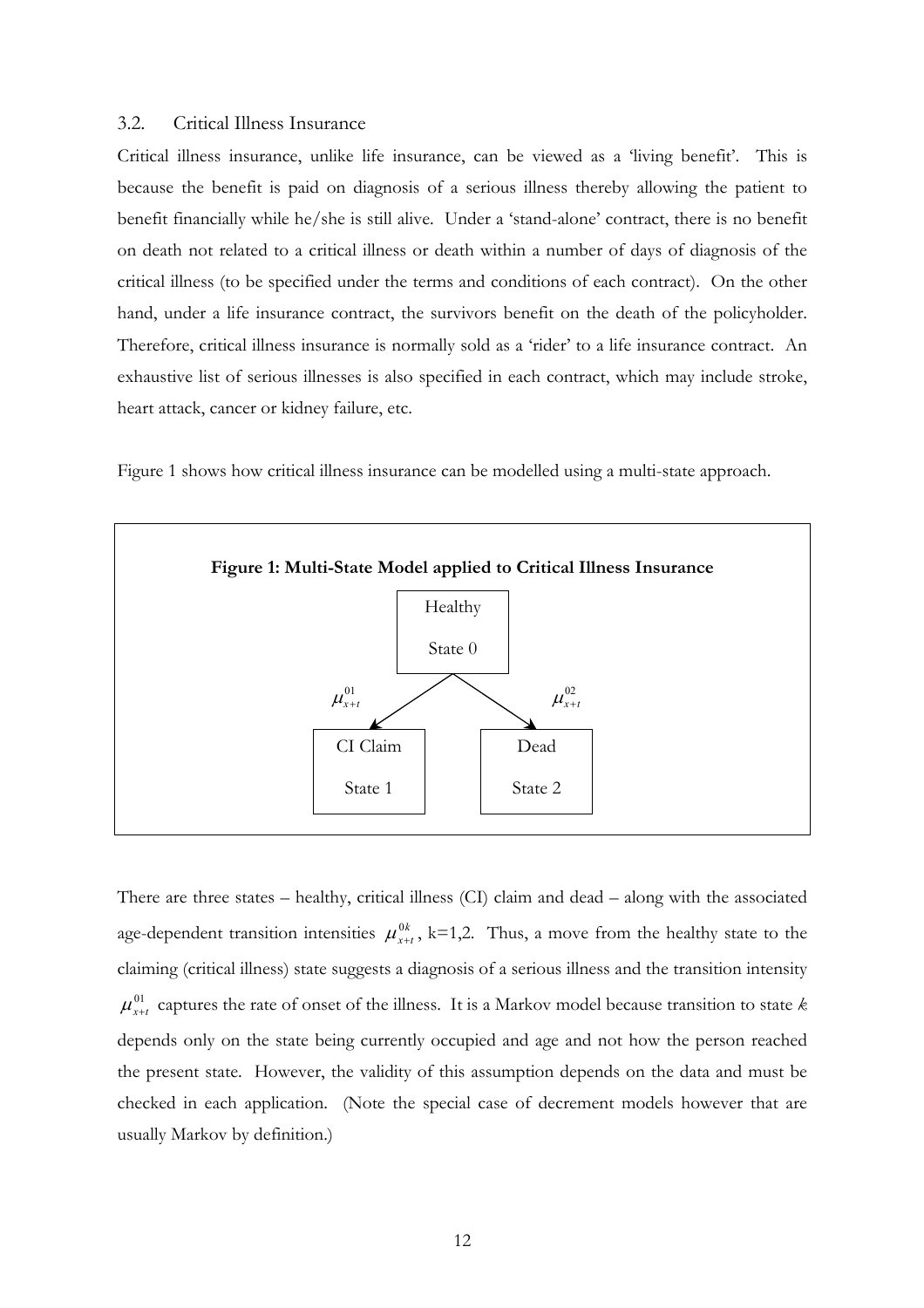### 3.2. Critical Illness Insurance

Critical illness insurance, unlike life insurance, can be viewed as a 'living benefit'. This is because the benefit is paid on diagnosis of a serious illness thereby allowing the patient to benefit financially while he/she is still alive. Under a 'stand-alone' contract, there is no benefit on death not related to a critical illness or death within a number of days of diagnosis of the critical illness (to be specified under the terms and conditions of each contract). On the other hand, under a life insurance contract, the survivors benefit on the death of the policyholder. Therefore, critical illness insurance is normally sold as a 'rider' to a life insurance contract. An exhaustive list of serious illnesses is also specified in each contract, which may include stroke, heart attack, cancer or kidney failure, etc.

Figure 1 shows how critical illness insurance can be modelled using a multi-state approach.

**Figure 1: Multi-State Model applied to Critical Illness Insurance**

Healthy State 0 → ($\mu_{x+t}^{01}$) → CI Claim State 1

Healthy State 0 → ($\mu_{x+t}^{02}$) → Dead State 2

There are three states – healthy, critical illness (CI) claim and dead – along with the associated age-dependent transition intensities $\mu_{x+t}^{0k}$, k=1,2. Thus, a move from the healthy state to the claiming (critical illness) state suggests a diagnosis of a serious illness and the transition intensity $\mu_{x+t}^{01}$ captures the rate of onset of the illness. It is a Markov model because transition to state *k* depends only on the state being currently occupied and age and not how the person reached the present state. However, the validity of this assumption depends on the data and must be checked in each application. (Note the special case of decrement models however that are usually Markov by definition.)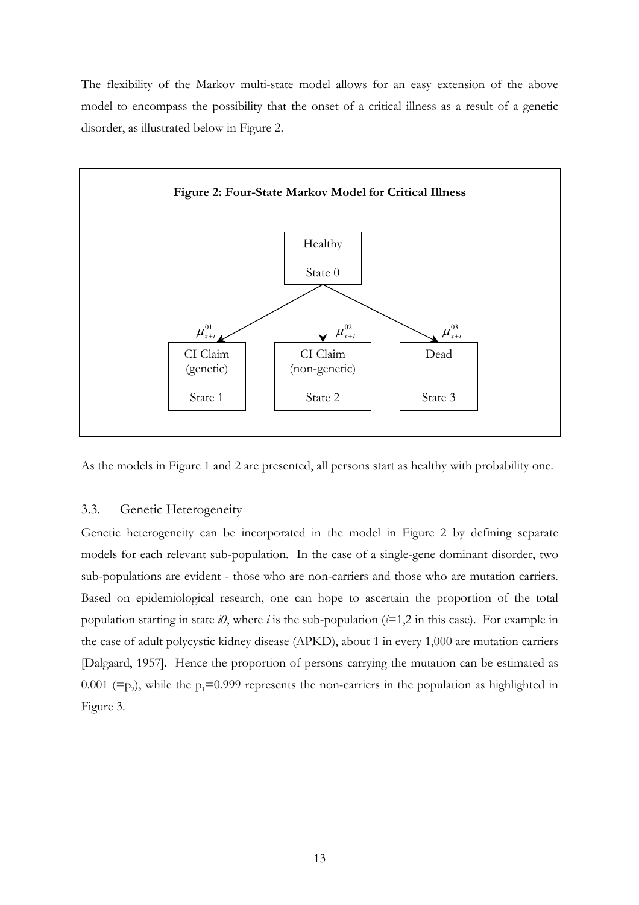The flexibility of the Markov multi-state model allows for an easy extension of the above model to encompass the possibility that the onset of a critical illness as a result of a genetic disorder, as illustrated below in Figure 2.

**Figure 2: Four-State Markov Model for Critical Illness**

Healthy

State 0

$\mu_{x+t}^{01}$ $\mu_{x+t}^{02}$ $\mu_{x+t}^{03}$

CI Claim (genetic)

State 1

CI Claim (non-genetic)

State 2

Dead

State 3

As the models in Figure 1 and 2 are presented, all persons start as healthy with probability one.

### 3.3. Genetic Heterogeneity

Genetic heterogeneity can be incorporated in the model in Figure 2 by defining separate models for each relevant sub-population. In the case of a single-gene dominant disorder, two sub-populations are evident - those who are non-carriers and those who are mutation carriers. Based on epidemiological research, one can hope to ascertain the proportion of the total population starting in state *i0*, where *i* is the sub-population (*i*=1,2 in this case). For example in the case of adult polycystic kidney disease (APKD), about 1 in every 1,000 are mutation carriers [Dalgaard, 1957]. Hence the proportion of persons carrying the mutation can be estimated as 0.001 (=$p_2$), while the $p_1$=0.999 represents the non-carriers in the population as highlighted in Figure 3.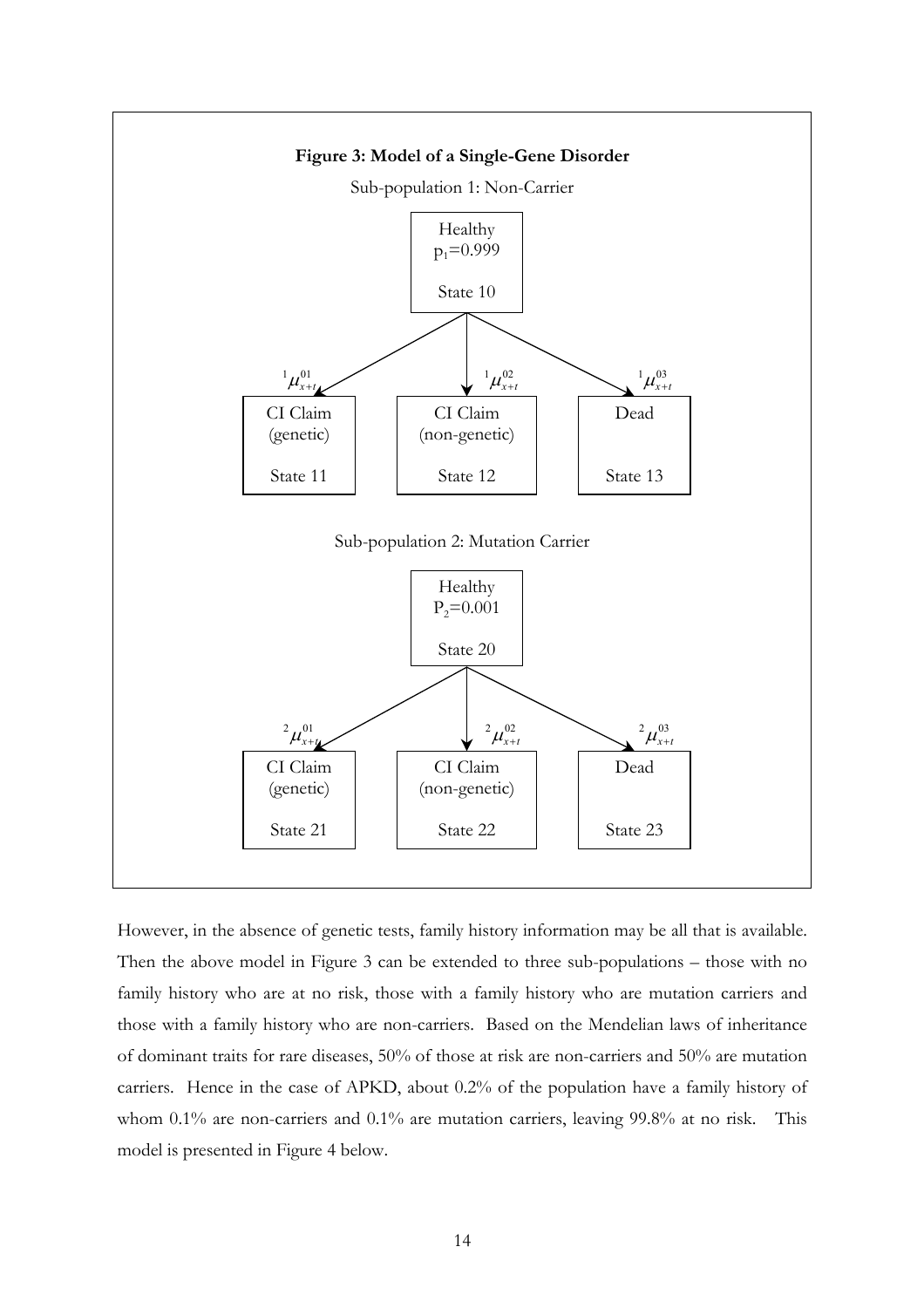**Figure 3: Model of a Single-Gene Disorder**

Sub-population 1: Non-Carrier

Healthy
$p_1$=0.999
State 10

${}^1\mu_{x+t}^{01}$ → CI Claim (genetic) State 11

${}^1\mu_{x+t}^{02}$ → CI Claim (non-genetic) State 12

${}^1\mu_{x+t}^{03}$ → Dead State 13

Sub-population 2: Mutation Carrier

Healthy
$P_2$=0.001
State 20

${}^2\mu_{x+t}^{01}$ → CI Claim (genetic) State 21

${}^2\mu_{x+t}^{02}$ → CI Claim (non-genetic) State 22

${}^2\mu_{x+t}^{03}$ → Dead State 23

However, in the absence of genetic tests, family history information may be all that is available. Then the above model in Figure 3 can be extended to three sub-populations – those with no family history who are at no risk, those with a family history who are mutation carriers and those with a family history who are non-carriers. Based on the Mendelian laws of inheritance of dominant traits for rare diseases, 50% of those at risk are non-carriers and 50% are mutation carriers. Hence in the case of APKD, about 0.2% of the population have a family history of whom 0.1% are non-carriers and 0.1% are mutation carriers, leaving 99.8% at no risk. This model is presented in Figure 4 below.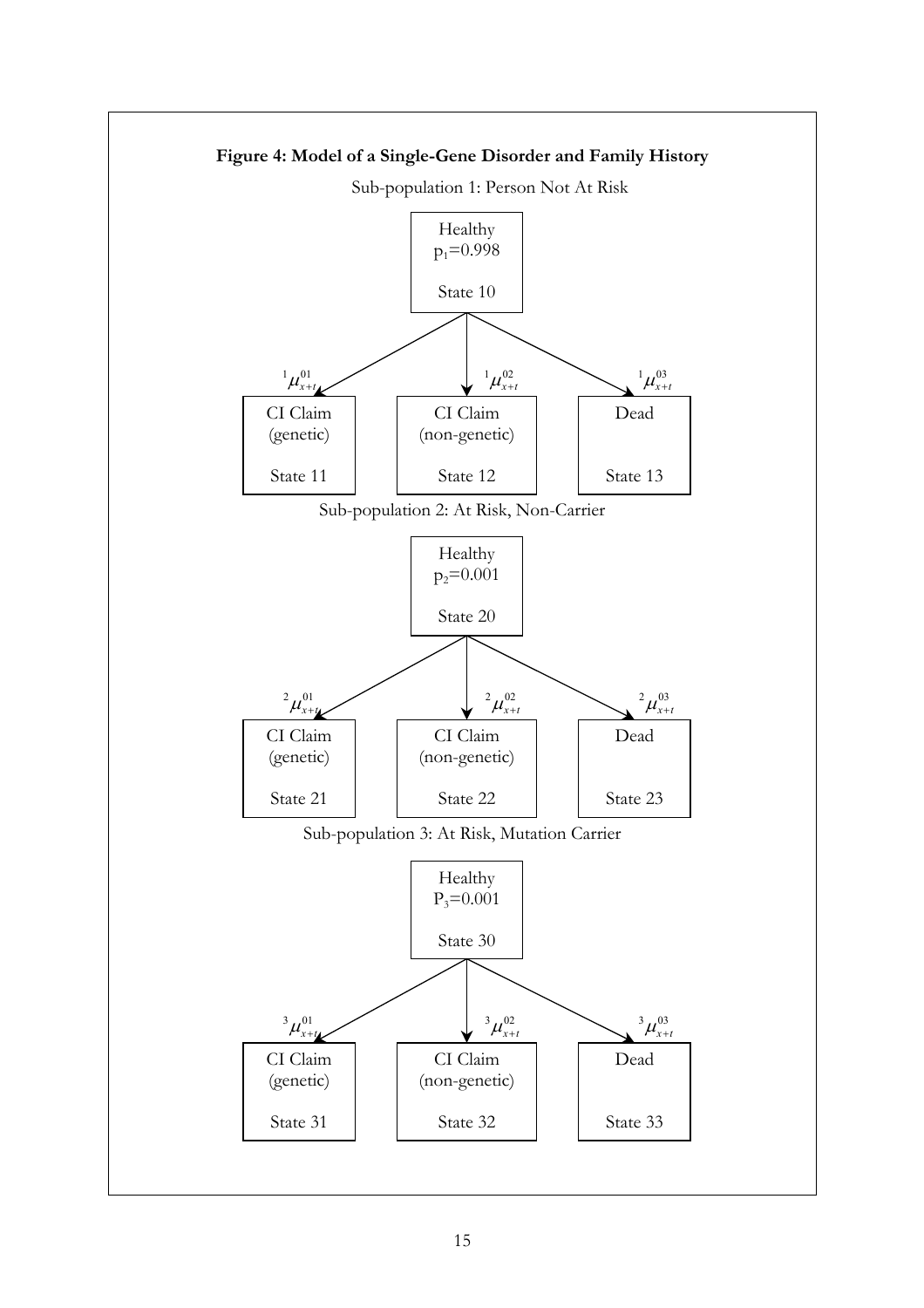**Figure 4: Model of a Single-Gene Disorder and Family History**

Sub-population 1: Person Not At Risk

Healthy
$p_1$=0.998

State 10

$^1\mu_{x+t}^{01}$ $^1\mu_{x+t}^{02}$ $^1\mu_{x+t}^{03}$

| CI Claim (genetic) State 11 | CI Claim (non-genetic) State 12 | Dead State 13 |
|---|---|---|

Sub-population 2: At Risk, Non-Carrier

Healthy
$p_2$=0.001

State 20

$^2\mu_{x+t}^{01}$ $^2\mu_{x+t}^{02}$ $^2\mu_{x+t}^{03}$

| CI Claim (genetic) State 21 | CI Claim (non-genetic) State 22 | Dead State 23 |
|---|---|---|

Sub-population 3: At Risk, Mutation Carrier

Healthy
$P_3$=0.001

State 30

$^3\mu_{x+t}^{01}$ $^3\mu_{x+t}^{02}$ $^3\mu_{x+t}^{03}$

| CI Claim (genetic) State 31 | CI Claim (non-genetic) State 32 | Dead State 33 |
|---|---|---|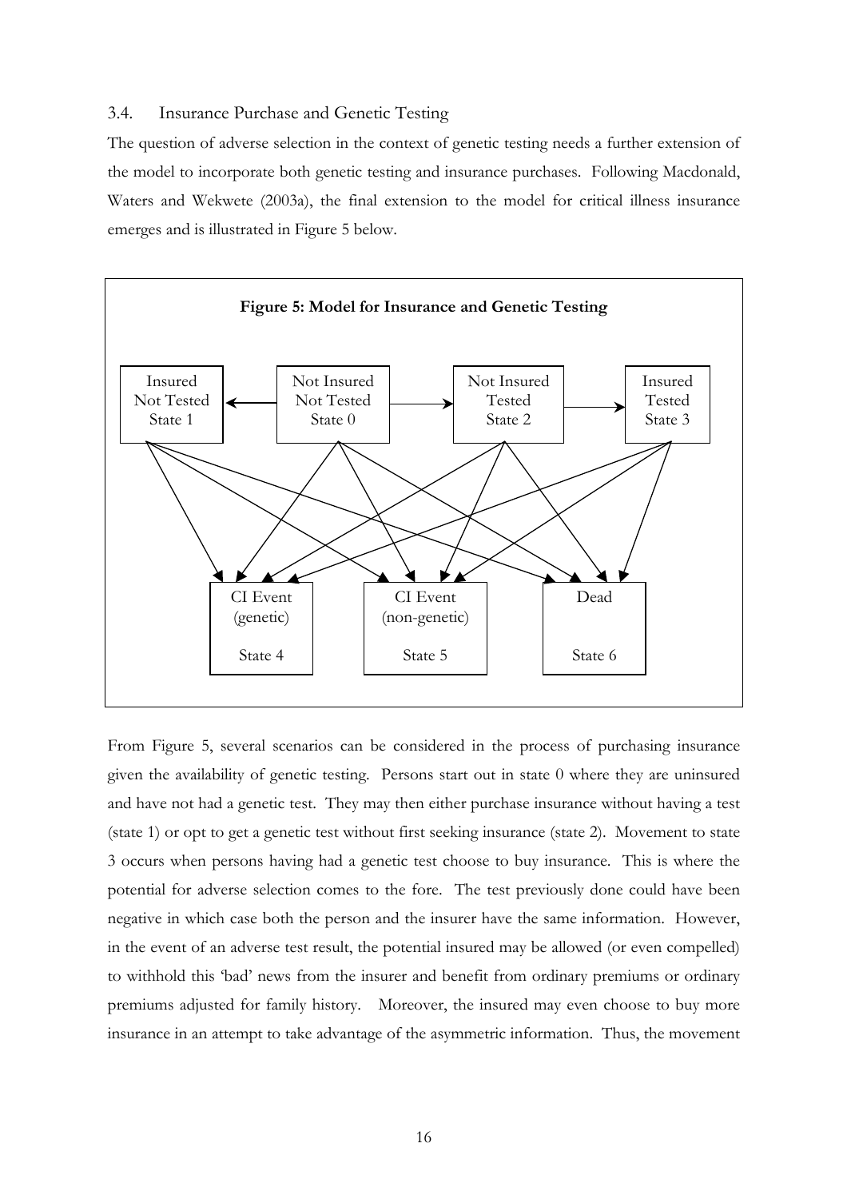### 3.4. Insurance Purchase and Genetic Testing

The question of adverse selection in the context of genetic testing needs a further extension of the model to incorporate both genetic testing and insurance purchases. Following Macdonald, Waters and Wekwete (2003a), the final extension to the model for critical illness insurance emerges and is illustrated in Figure 5 below.

**Figure 5: Model for Insurance and Genetic Testing**

From Figure 5, several scenarios can be considered in the process of purchasing insurance given the availability of genetic testing. Persons start out in state 0 where they are uninsured and have not had a genetic test. They may then either purchase insurance without having a test (state 1) or opt to get a genetic test without first seeking insurance (state 2). Movement to state 3 occurs when persons having had a genetic test choose to buy insurance. This is where the potential for adverse selection comes to the fore. The test previously done could have been negative in which case both the person and the insurer have the same information. However, in the event of an adverse test result, the potential insured may be allowed (or even compelled) to withhold this 'bad' news from the insurer and benefit from ordinary premiums or ordinary premiums adjusted for family history. Moreover, the insured may even choose to buy more insurance in an attempt to take advantage of the asymmetric information. Thus, the movement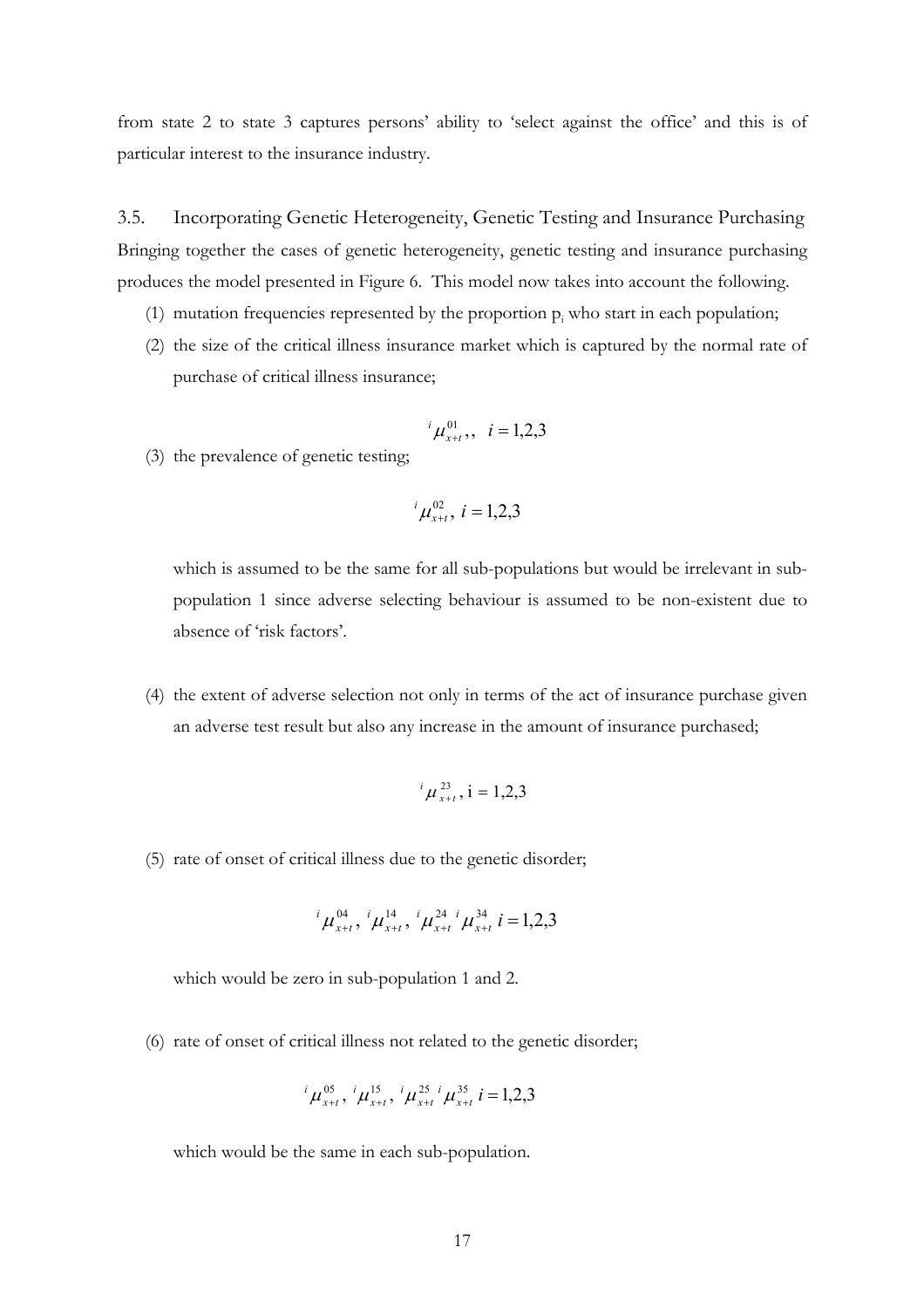from state 2 to state 3 captures persons' ability to 'select against the office' and this is of particular interest to the insurance industry.

## 3.5. Incorporating Genetic Heterogeneity, Genetic Testing and Insurance Purchasing

Bringing together the cases of genetic heterogeneity, genetic testing and insurance purchasing produces the model presented in Figure 6. This model now takes into account the following.

(1) mutation frequencies represented by the proportion $p_i$ who start in each population;

(2) the size of the critical illness insurance market which is captured by the normal rate of purchase of critical illness insurance;

$${}^{i}\mu_{x+t}^{01},, \quad i = 1,2,3$$

(3) the prevalence of genetic testing;

$${}^{i}\mu_{x+t}^{02}, \; i = 1,2,3$$

which is assumed to be the same for all sub-populations but would be irrelevant in sub-population 1 since adverse selecting behaviour is assumed to be non-existent due to absence of 'risk factors'.

(4) the extent of adverse selection not only in terms of the act of insurance purchase given an adverse test result but also any increase in the amount of insurance purchased;

$${}^{i}\mu_{x+t}^{23}, \mathrm{i} = 1,2,3$$

(5) rate of onset of critical illness due to the genetic disorder;

$${}^{i}\mu_{x+t}^{04}, \; {}^{i}\mu_{x+t}^{14}, \; {}^{i}\mu_{x+t}^{24} \; {}^{i}\mu_{x+t}^{34} \; i = 1,2,3$$

which would be zero in sub-population 1 and 2.

(6) rate of onset of critical illness not related to the genetic disorder;

$${}^{i}\mu_{x+t}^{05}, \; {}^{i}\mu_{x+t}^{15}, \; {}^{i}\mu_{x+t}^{25} \; {}^{i}\mu_{x+t}^{35} \; i = 1,2,3$$

which would be the same in each sub-population.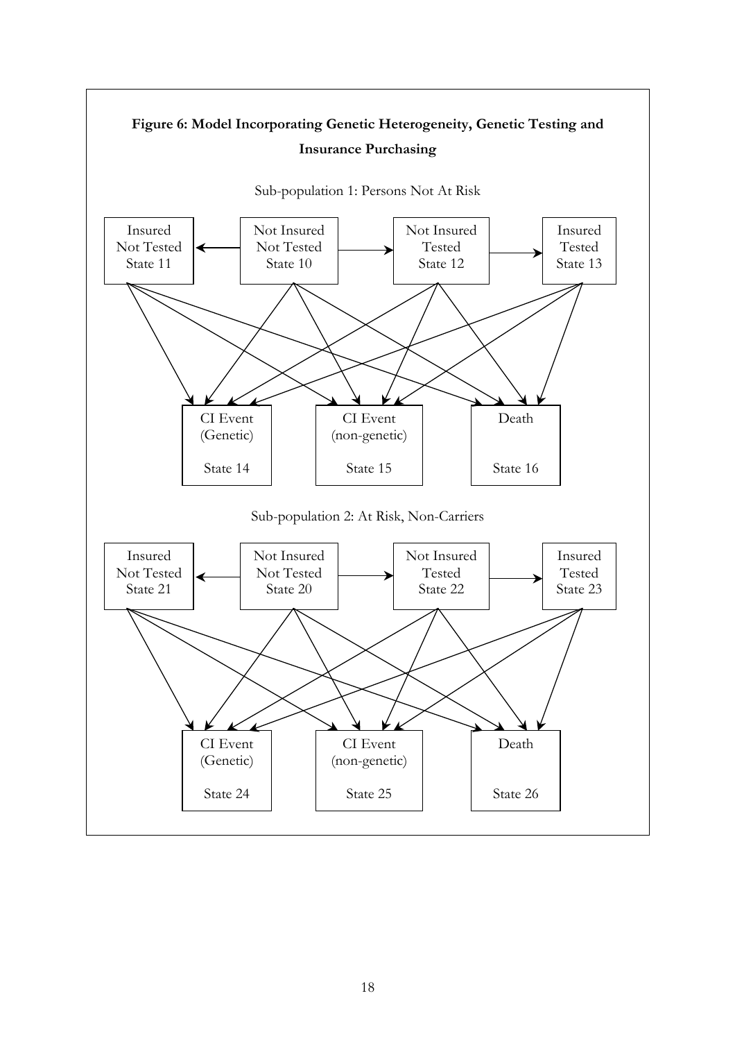**Figure 6: Model Incorporating Genetic Heterogeneity, Genetic Testing and Insurance Purchasing**

Sub-population 1: Persons Not At Risk

Insured Not Tested State 11

Not Insured Not Tested State 10

Not Insured Tested State 12

Insured Tested State 13

CI Event (Genetic) State 14

CI Event (non-genetic) State 15

Death State 16

Sub-population 2: At Risk, Non-Carriers

Insured Not Tested State 21

Not Insured Not Tested State 20

Not Insured Tested State 22

Insured Tested State 23

CI Event (Genetic) State 24

CI Event (non-genetic) State 25

Death State 26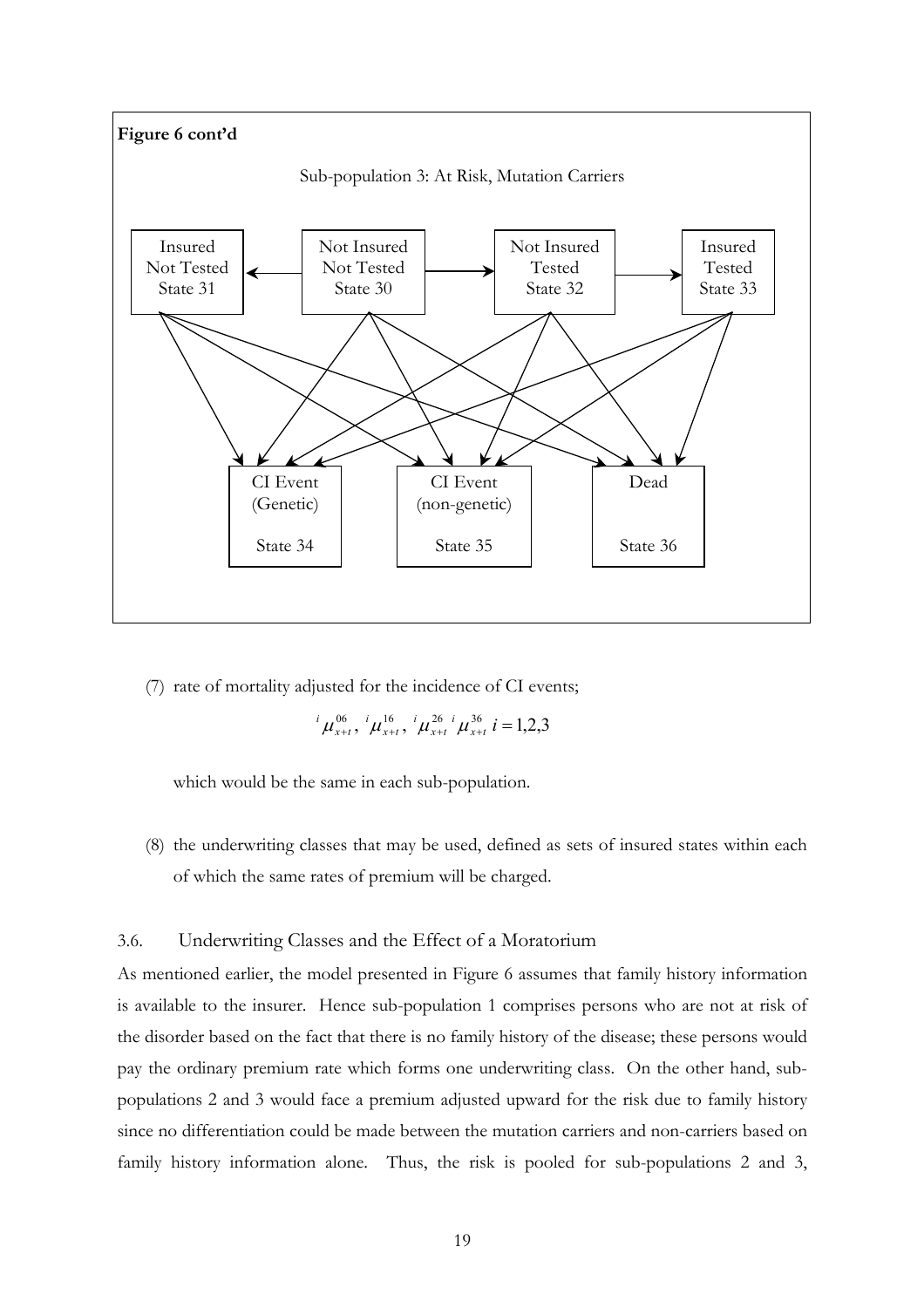**Figure 6 cont'd**

Sub-population 3: At Risk, Mutation Carriers

Insured Not Tested State 31 ← Not Insured Not Tested State 30 → Not Insured Tested State 32 → Insured Tested State 33

CI Event (Genetic) State 34 | CI Event (non-genetic) State 35 | Dead State 36

(7) rate of mortality adjusted for the incidence of CI events;

$$ {}^{i}\mu_{x+t}^{06},\ {}^{i}\mu_{x+t}^{16},\ {}^{i}\mu_{x+t}^{26}\ {}^{i}\mu_{x+t}^{36}\ i = 1,2,3 $$

which would be the same in each sub-population.

(8) the underwriting classes that may be used, defined as sets of insured states within each of which the same rates of premium will be charged.

### 3.6. Underwriting Classes and the Effect of a Moratorium

As mentioned earlier, the model presented in Figure 6 assumes that family history information is available to the insurer. Hence sub-population 1 comprises persons who are not at risk of the disorder based on the fact that there is no family history of the disease; these persons would pay the ordinary premium rate which forms one underwriting class. On the other hand, sub-populations 2 and 3 would face a premium adjusted upward for the risk due to family history since no differentiation could be made between the mutation carriers and non-carriers based on family history information alone. Thus, the risk is pooled for sub-populations 2 and 3,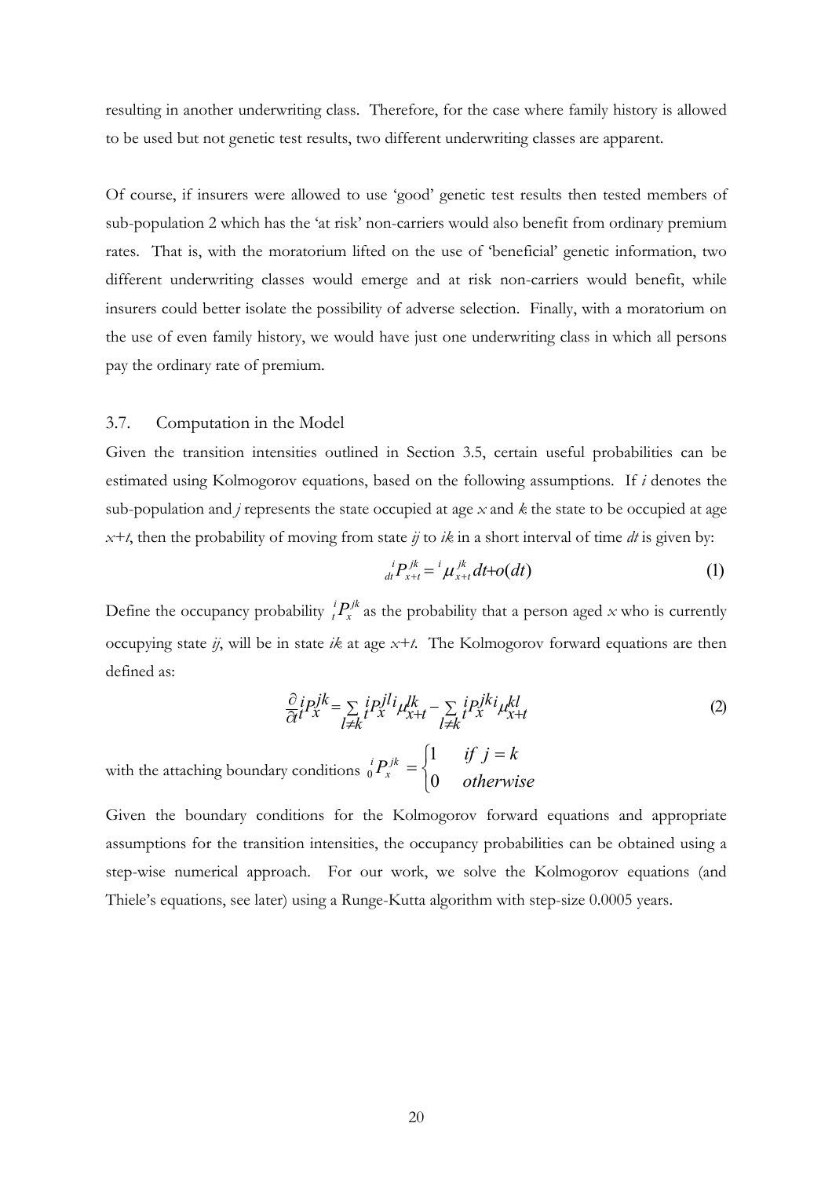resulting in another underwriting class. Therefore, for the case where family history is allowed to be used but not genetic test results, two different underwriting classes are apparent.

Of course, if insurers were allowed to use 'good' genetic test results then tested members of sub-population 2 which has the 'at risk' non-carriers would also benefit from ordinary premium rates. That is, with the moratorium lifted on the use of 'beneficial' genetic information, two different underwriting classes would emerge and at risk non-carriers would benefit, while insurers could better isolate the possibility of adverse selection. Finally, with a moratorium on the use of even family history, we would have just one underwriting class in which all persons pay the ordinary rate of premium.

### 3.7. Computation in the Model

Given the transition intensities outlined in Section 3.5, certain useful probabilities can be estimated using Kolmogorov equations, based on the following assumptions. If $i$ denotes the sub-population and $j$ represents the state occupied at age $x$ and $k$ the state to be occupied at age $x+t$, then the probability of moving from state $ij$ to $ik$ in a short interval of time $dt$ is given by:

$$ {}_{dt}^{\;i}P_{x+t}^{jk} = {}^{i}\mu_{x+t}^{jk}\,dt + o(dt) \tag{1}$$

Define the occupancy probability ${}_{t}^{i}P_{x}^{jk}$ as the probability that a person aged $x$ who is currently occupying state $ij$, will be in state $ik$ at age $x+t$. The Kolmogorov forward equations are then defined as:

$$ \frac{\partial}{\partial t}\,{}_{t}^{i}P_{x}^{jk} = \sum_{l \neq k} {}_{t}^{i}P_{x}^{jl}\,{}^{i}\mu_{x+t}^{lk} - \sum_{l \neq k} {}_{t}^{i}P_{x}^{jk}\,{}^{i}\mu_{x+t}^{kl} \tag{2}$$

with the attaching boundary conditions ${}_{0}^{i}P_{x}^{jk} = \begin{cases} 1 & \text{if } j = k \\ 0 & \text{otherwise} \end{cases}$

Given the boundary conditions for the Kolmogorov forward equations and appropriate assumptions for the transition intensities, the occupancy probabilities can be obtained using a step-wise numerical approach. For our work, we solve the Kolmogorov equations (and Thiele's equations, see later) using a Runge-Kutta algorithm with step-size 0.0005 years.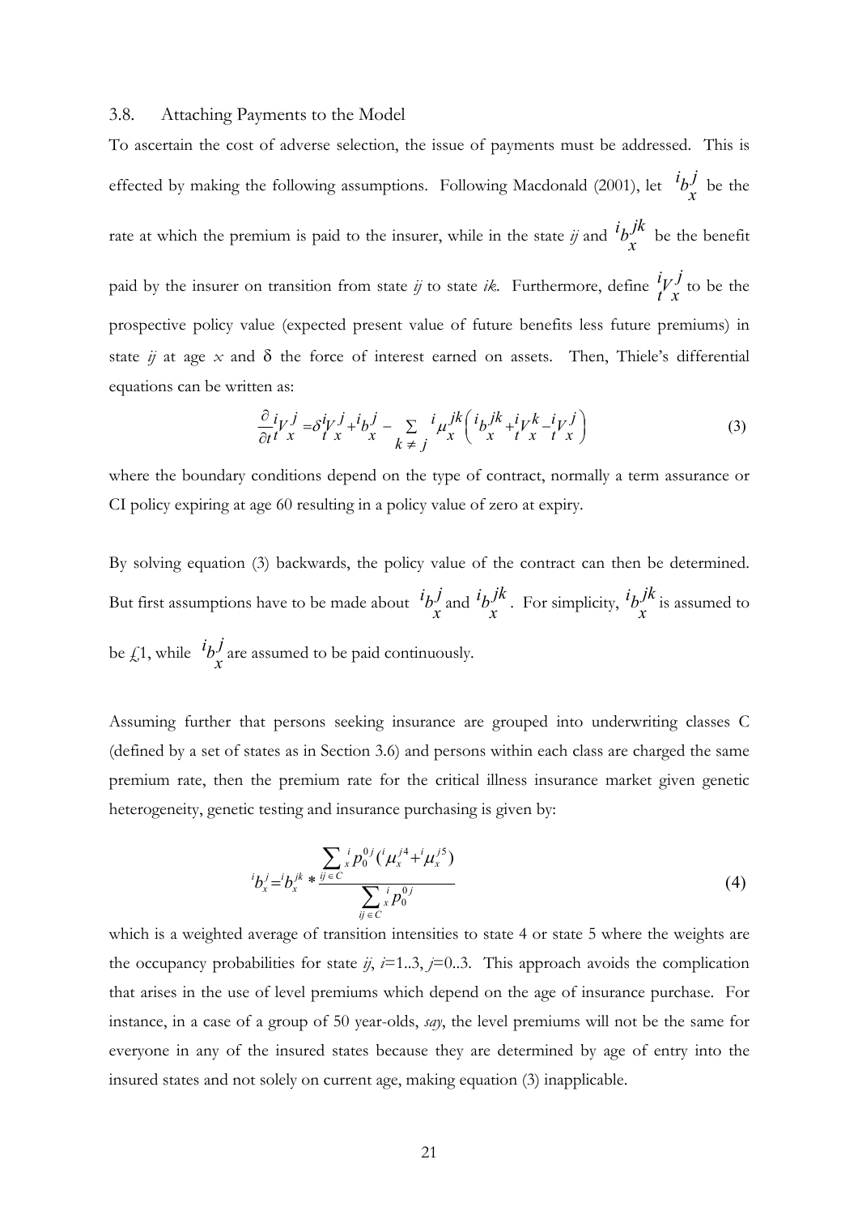### 3.8. Attaching Payments to the Model

To ascertain the cost of adverse selection, the issue of payments must be addressed. This is effected by making the following assumptions. Following Macdonald (2001), let ${}^{i}b_{x}^{j}$ be the rate at which the premium is paid to the insurer, while in the state *ij* and ${}^{i}b_{x}^{jk}$ be the benefit paid by the insurer on transition from state *ij* to state *ik*. Furthermore, define ${}^{i}_{t}V_{x}^{j}$ to be the prospective policy value (expected present value of future benefits less future premiums) in state *ij* at age *x* and $\delta$ the force of interest earned on assets. Then, Thiele's differential equations can be written as:

$$\frac{\partial}{\partial t} {}^{i}_{t}V_{x}^{j} = \delta {}^{i}_{t}V_{x}^{j} + {}^{i}b_{x}^{j} - \sum_{k \neq j} {}^{i}\mu_{x}^{jk} \left( {}^{i}b_{x}^{jk} + {}^{i}_{t}V_{x}^{k} - {}^{i}_{t}V_{x}^{j} \right) \tag{3}$$

where the boundary conditions depend on the type of contract, normally a term assurance or CI policy expiring at age 60 resulting in a policy value of zero at expiry.

By solving equation (3) backwards, the policy value of the contract can then be determined. But first assumptions have to be made about ${}^{i}b_{x}^{j}$ and ${}^{i}b_{x}^{jk}$. For simplicity, ${}^{i}b_{x}^{jk}$ is assumed to be £1, while ${}^{i}b_{x}^{j}$ are assumed to be paid continuously.

Assuming further that persons seeking insurance are grouped into underwriting classes C (defined by a set of states as in Section 3.6) and persons within each class are charged the same premium rate, then the premium rate for the critical illness insurance market given genetic heterogeneity, genetic testing and insurance purchasing is given by:

$${}^{i}b_{x}^{j} = {}^{i}b_{x}^{jk} * \frac{\sum_{ij \in C} {}_{x}^{i}p_{0}^{0j} \left( {}^{i}\mu_{x}^{j4} + {}^{i}\mu_{x}^{j5} \right)}{\sum_{ij \in C} {}_{x}^{i}p_{0}^{0j}} \tag{4}$$

which is a weighted average of transition intensities to state 4 or state 5 where the weights are the occupancy probabilities for state *ij*, *i*=1..3, *j*=0..3. This approach avoids the complication that arises in the use of level premiums which depend on the age of insurance purchase. For instance, in a case of a group of 50 year-olds, *say*, the level premiums will not be the same for everyone in any of the insured states because they are determined by age of entry into the insured states and not solely on current age, making equation (3) inapplicable.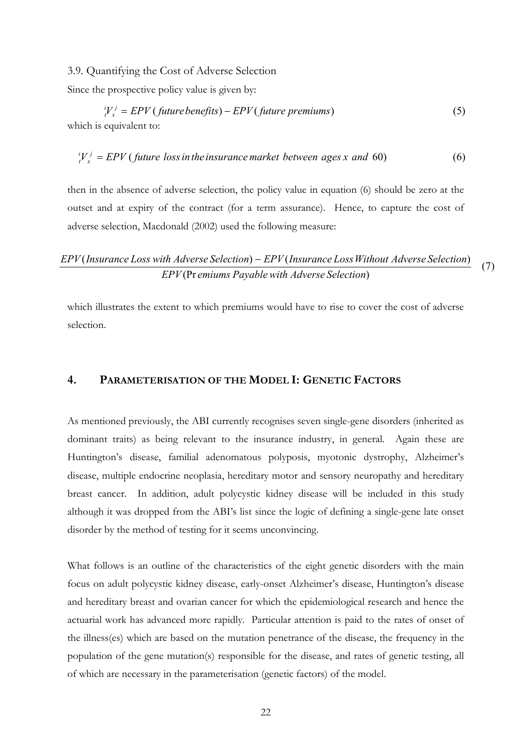3.9. Quantifying the Cost of Adverse Selection

Since the prospective policy value is given by:

$$ {}_t^iV_x^j = EPV\,(\,future\,benefits) - EPV\,(\,future\;premiums) \tag{5}$$

which is equivalent to:

$$ {}_t^iV_x^j = EPV\,(\,future\;\;loss\,in\,the\,insurance\,market\;\;between\;\;ages\,x\;\;and\;\;60) \tag{6}$$

then in the absence of adverse selection, the policy value in equation (6) should be zero at the outset and at expiry of the contract (for a term assurance). Hence, to capture the cost of adverse selection, Macdonald (2002) used the following measure:

$$\frac{EPV(Insurance\;Loss\;with\;Adverse\;Selection) - EPV(Insurance\;Loss\;Without\;Adverse\;Selection)}{EPV(\mathrm{Pr}\,emiums\;Payable\;with\;Adverse\;Selection)} \tag{7}$$

which illustrates the extent to which premiums would have to rise to cover the cost of adverse selection.

## 4. Parameterisation of the Model I: Genetic Factors

As mentioned previously, the ABI currently recognises seven single-gene disorders (inherited as dominant traits) as being relevant to the insurance industry, in general. Again these are Huntington's disease, familial adenomatous polyposis, myotonic dystrophy, Alzheimer's disease, multiple endocrine neoplasia, hereditary motor and sensory neuropathy and hereditary breast cancer. In addition, adult polycystic kidney disease will be included in this study although it was dropped from the ABI's list since the logic of defining a single-gene late onset disorder by the method of testing for it seems unconvincing.

What follows is an outline of the characteristics of the eight genetic disorders with the main focus on adult polycystic kidney disease, early-onset Alzheimer's disease, Huntington's disease and hereditary breast and ovarian cancer for which the epidemiological research and hence the actuarial work has advanced more rapidly. Particular attention is paid to the rates of onset of the illness(es) which are based on the mutation penetrance of the disease, the frequency in the population of the gene mutation(s) responsible for the disease, and rates of genetic testing, all of which are necessary in the parameterisation (genetic factors) of the model.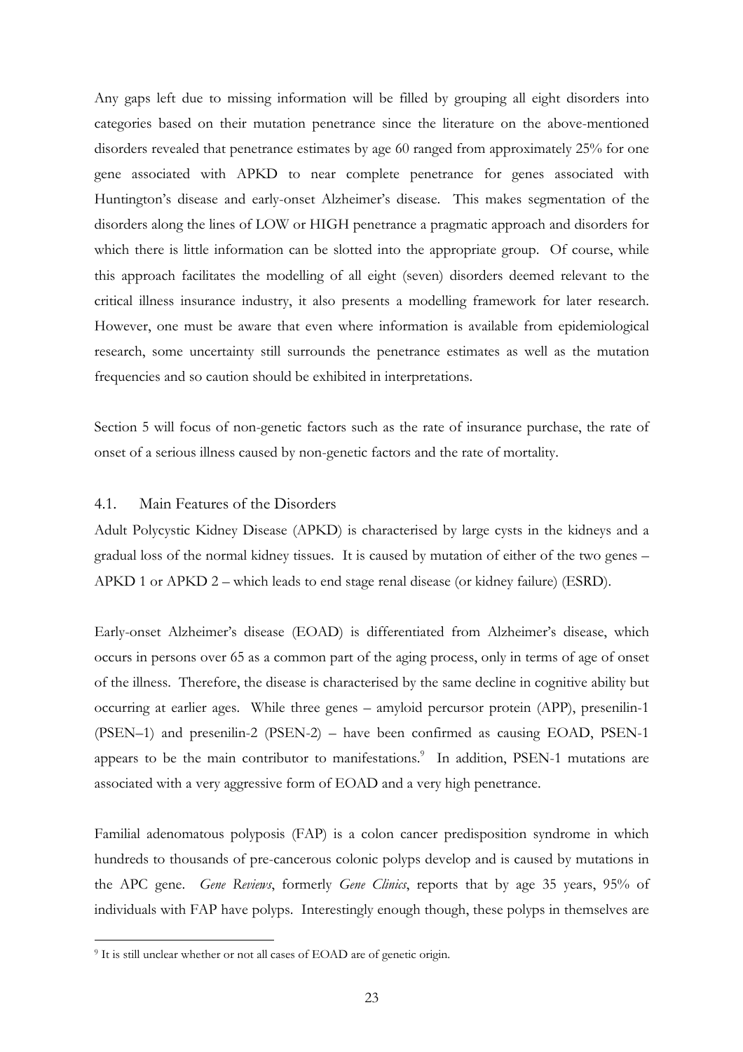Any gaps left due to missing information will be filled by grouping all eight disorders into categories based on their mutation penetrance since the literature on the above-mentioned disorders revealed that penetrance estimates by age 60 ranged from approximately 25% for one gene associated with APKD to near complete penetrance for genes associated with Huntington's disease and early-onset Alzheimer's disease. This makes segmentation of the disorders along the lines of LOW or HIGH penetrance a pragmatic approach and disorders for which there is little information can be slotted into the appropriate group. Of course, while this approach facilitates the modelling of all eight (seven) disorders deemed relevant to the critical illness insurance industry, it also presents a modelling framework for later research. However, one must be aware that even where information is available from epidemiological research, some uncertainty still surrounds the penetrance estimates as well as the mutation frequencies and so caution should be exhibited in interpretations.

Section 5 will focus of non-genetic factors such as the rate of insurance purchase, the rate of onset of a serious illness caused by non-genetic factors and the rate of mortality.

## 4.1. Main Features of the Disorders

Adult Polycystic Kidney Disease (APKD) is characterised by large cysts in the kidneys and a gradual loss of the normal kidney tissues. It is caused by mutation of either of the two genes – APKD 1 or APKD 2 – which leads to end stage renal disease (or kidney failure) (ESRD).

Early-onset Alzheimer's disease (EOAD) is differentiated from Alzheimer's disease, which occurs in persons over 65 as a common part of the aging process, only in terms of age of onset of the illness. Therefore, the disease is characterised by the same decline in cognitive ability but occurring at earlier ages. While three genes – amyloid percursor protein (APP), presenilin-1 (PSEN–1) and presenilin-2 (PSEN-2) – have been confirmed as causing EOAD, PSEN-1 appears to be the main contributor to manifestations.[9] In addition, PSEN-1 mutations are associated with a very aggressive form of EOAD and a very high penetrance.

Familial adenomatous polyposis (FAP) is a colon cancer predisposition syndrome in which hundreds to thousands of pre-cancerous colonic polyps develop and is caused by mutations in the APC gene. *Gene Reviews*, formerly *Gene Clinics*, reports that by age 35 years, 95% of individuals with FAP have polyps. Interestingly enough though, these polyps in themselves are

[9] It is still unclear whether or not all cases of EOAD are of genetic origin.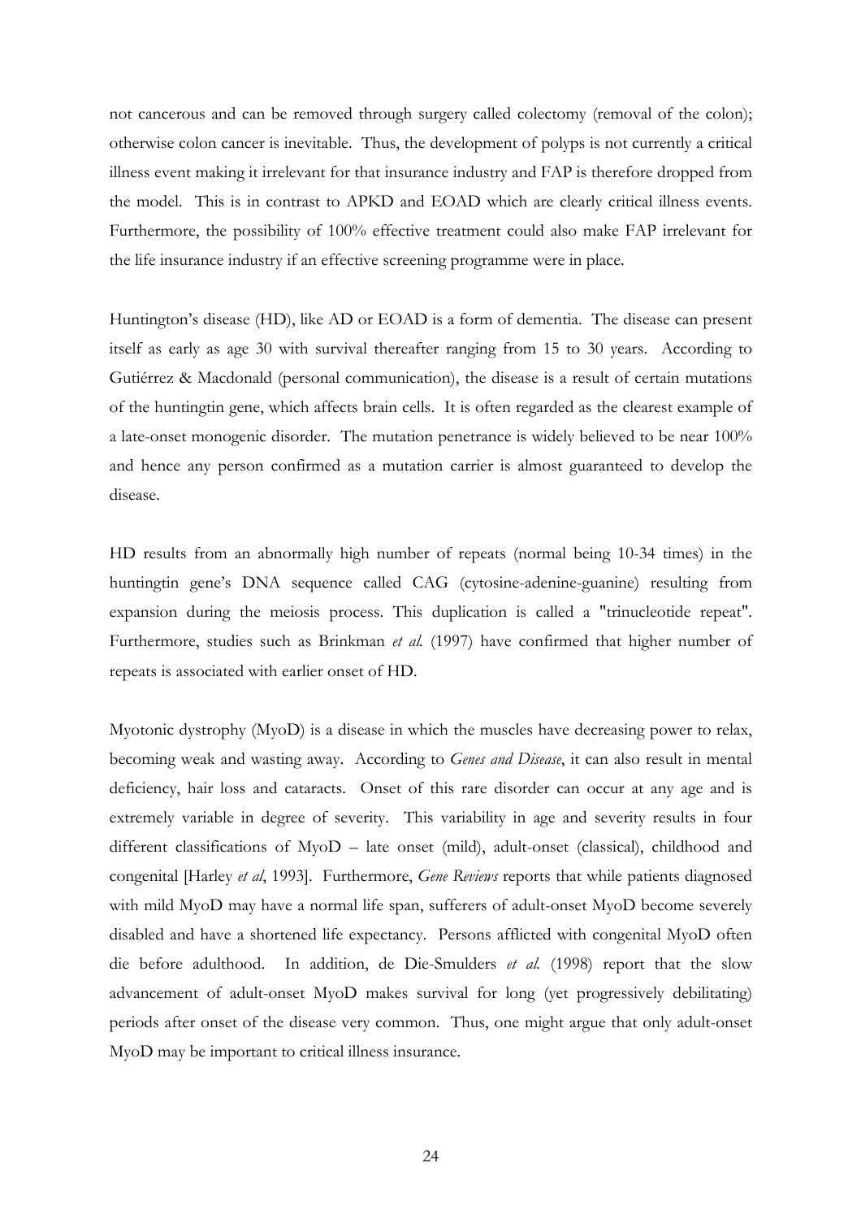not cancerous and can be removed through surgery called colectomy (removal of the colon); otherwise colon cancer is inevitable. Thus, the development of polyps is not currently a critical illness event making it irrelevant for that insurance industry and FAP is therefore dropped from the model. This is in contrast to APKD and EOAD which are clearly critical illness events. Furthermore, the possibility of 100% effective treatment could also make FAP irrelevant for the life insurance industry if an effective screening programme were in place.

Huntington's disease (HD), like AD or EOAD is a form of dementia. The disease can present itself as early as age 30 with survival thereafter ranging from 15 to 30 years. According to Gutiérrez & Macdonald (personal communication), the disease is a result of certain mutations of the huntingtin gene, which affects brain cells. It is often regarded as the clearest example of a late-onset monogenic disorder. The mutation penetrance is widely believed to be near 100% and hence any person confirmed as a mutation carrier is almost guaranteed to develop the disease.

HD results from an abnormally high number of repeats (normal being 10-34 times) in the huntingtin gene's DNA sequence called CAG (cytosine-adenine-guanine) resulting from expansion during the meiosis process. This duplication is called a "trinucleotide repeat". Furthermore, studies such as Brinkman *et al.* (1997) have confirmed that higher number of repeats is associated with earlier onset of HD.

Myotonic dystrophy (MyoD) is a disease in which the muscles have decreasing power to relax, becoming weak and wasting away. According to *Genes and Disease*, it can also result in mental deficiency, hair loss and cataracts. Onset of this rare disorder can occur at any age and is extremely variable in degree of severity. This variability in age and severity results in four different classifications of MyoD – late onset (mild), adult-onset (classical), childhood and congenital [Harley *et al*, 1993]. Furthermore, *Gene Reviews* reports that while patients diagnosed with mild MyoD may have a normal life span, sufferers of adult-onset MyoD become severely disabled and have a shortened life expectancy. Persons afflicted with congenital MyoD often die before adulthood. In addition, de Die-Smulders *et al.* (1998) report that the slow advancement of adult-onset MyoD makes survival for long (yet progressively debilitating) periods after onset of the disease very common. Thus, one might argue that only adult-onset MyoD may be important to critical illness insurance.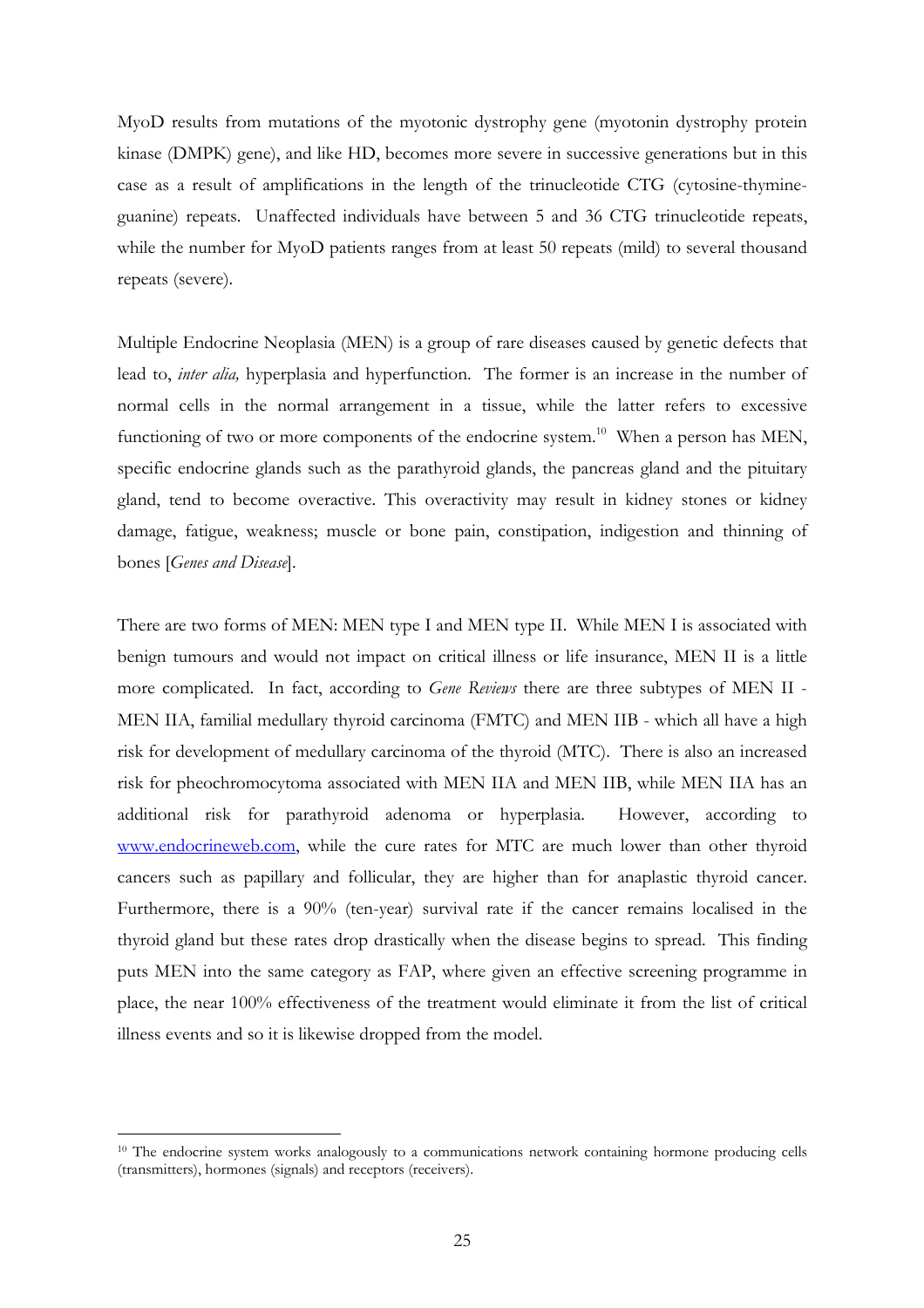MyoD results from mutations of the myotonic dystrophy gene (myotonin dystrophy protein kinase (DMPK) gene), and like HD, becomes more severe in successive generations but in this case as a result of amplifications in the length of the trinucleotide CTG (cytosine-thymine-guanine) repeats. Unaffected individuals have between 5 and 36 CTG trinucleotide repeats, while the number for MyoD patients ranges from at least 50 repeats (mild) to several thousand repeats (severe).

Multiple Endocrine Neoplasia (MEN) is a group of rare diseases caused by genetic defects that lead to, *inter alia,* hyperplasia and hyperfunction. The former is an increase in the number of normal cells in the normal arrangement in a tissue, while the latter refers to excessive functioning of two or more components of the endocrine system.[10] When a person has MEN, specific endocrine glands such as the parathyroid glands, the pancreas gland and the pituitary gland, tend to become overactive. This overactivity may result in kidney stones or kidney damage, fatigue, weakness; muscle or bone pain, constipation, indigestion and thinning of bones [*Genes and Disease*].

There are two forms of MEN: MEN type I and MEN type II. While MEN I is associated with benign tumours and would not impact on critical illness or life insurance, MEN II is a little more complicated. In fact, according to *Gene Reviews* there are three subtypes of MEN II - MEN IIA, familial medullary thyroid carcinoma (FMTC) and MEN IIB - which all have a high risk for development of medullary carcinoma of the thyroid (MTC). There is also an increased risk for pheochromocytoma associated with MEN IIA and MEN IIB, while MEN IIA has an additional risk for parathyroid adenoma or hyperplasia. However, according to www.endocrineweb.com, while the cure rates for MTC are much lower than other thyroid cancers such as papillary and follicular, they are higher than for anaplastic thyroid cancer. Furthermore, there is a 90% (ten-year) survival rate if the cancer remains localised in the thyroid gland but these rates drop drastically when the disease begins to spread. This finding puts MEN into the same category as FAP, where given an effective screening programme in place, the near 100% effectiveness of the treatment would eliminate it from the list of critical illness events and so it is likewise dropped from the model.

---

[10] The endocrine system works analogously to a communications network containing hormone producing cells (transmitters), hormones (signals) and receptors (receivers).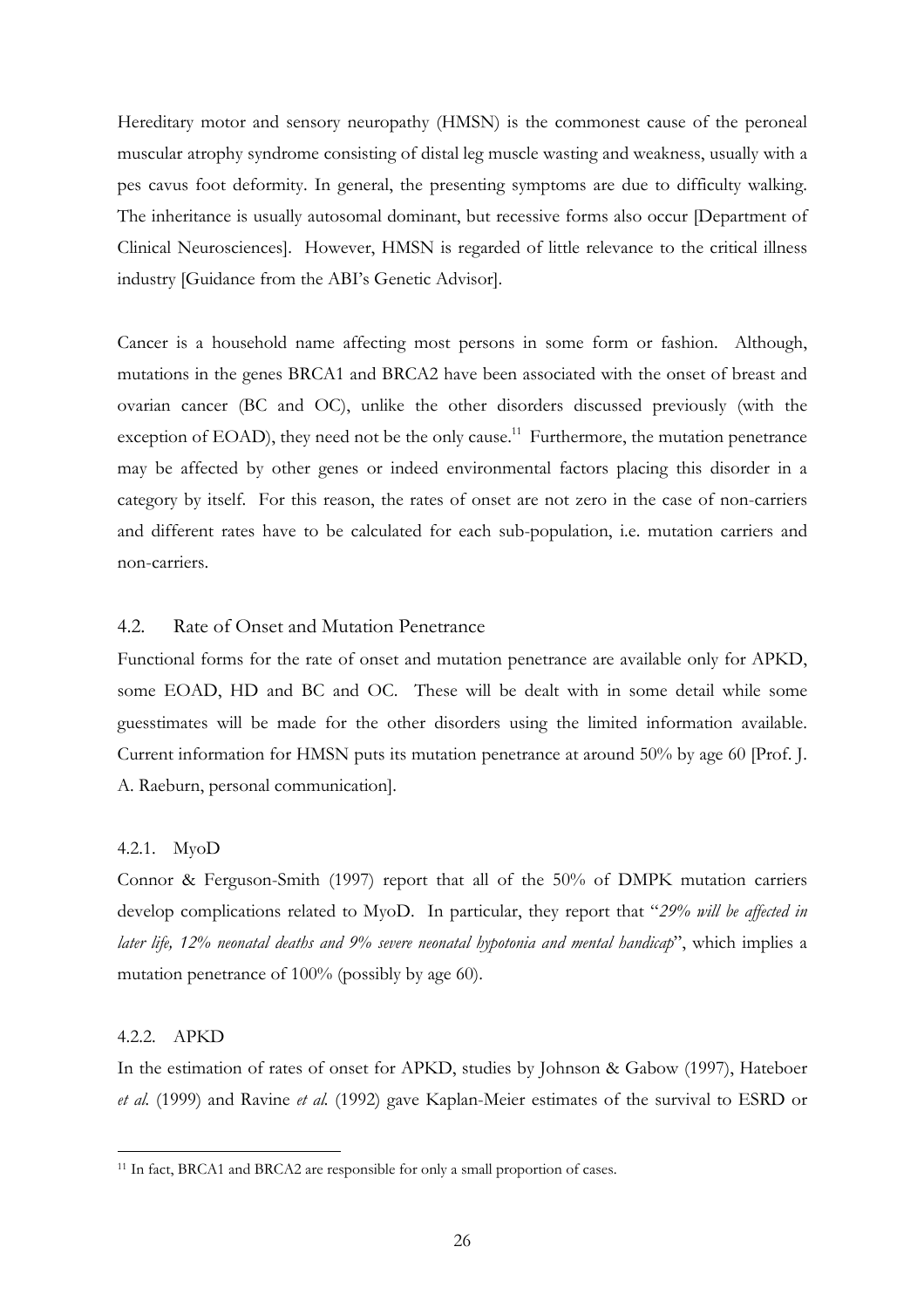Hereditary motor and sensory neuropathy (HMSN) is the commonest cause of the peroneal muscular atrophy syndrome consisting of distal leg muscle wasting and weakness, usually with a pes cavus foot deformity. In general, the presenting symptoms are due to difficulty walking. The inheritance is usually autosomal dominant, but recessive forms also occur [Department of Clinical Neurosciences]. However, HMSN is regarded of little relevance to the critical illness industry [Guidance from the ABI's Genetic Advisor].

Cancer is a household name affecting most persons in some form or fashion. Although, mutations in the genes BRCA1 and BRCA2 have been associated with the onset of breast and ovarian cancer (BC and OC), unlike the other disorders discussed previously (with the exception of EOAD), they need not be the only cause.[11] Furthermore, the mutation penetrance may be affected by other genes or indeed environmental factors placing this disorder in a category by itself. For this reason, the rates of onset are not zero in the case of non-carriers and different rates have to be calculated for each sub-population, i.e. mutation carriers and non-carriers.

### 4.2. Rate of Onset and Mutation Penetrance

Functional forms for the rate of onset and mutation penetrance are available only for APKD, some EOAD, HD and BC and OC. These will be dealt with in some detail while some guesstimates will be made for the other disorders using the limited information available. Current information for HMSN puts its mutation penetrance at around 50% by age 60 [Prof. J. A. Raeburn, personal communication].

#### 4.2.1. MyoD

Connor & Ferguson-Smith (1997) report that all of the 50% of DMPK mutation carriers develop complications related to MyoD. In particular, they report that "*29% will be affected in later life, 12% neonatal deaths and 9% severe neonatal hypotonia and mental handicap*", which implies a mutation penetrance of 100% (possibly by age 60).

#### 4.2.2. APKD

In the estimation of rates of onset for APKD, studies by Johnson & Gabow (1997), Hateboer *et al.* (1999) and Ravine *et al.* (1992) gave Kaplan-Meier estimates of the survival to ESRD or

---

[11] In fact, BRCA1 and BRCA2 are responsible for only a small proportion of cases.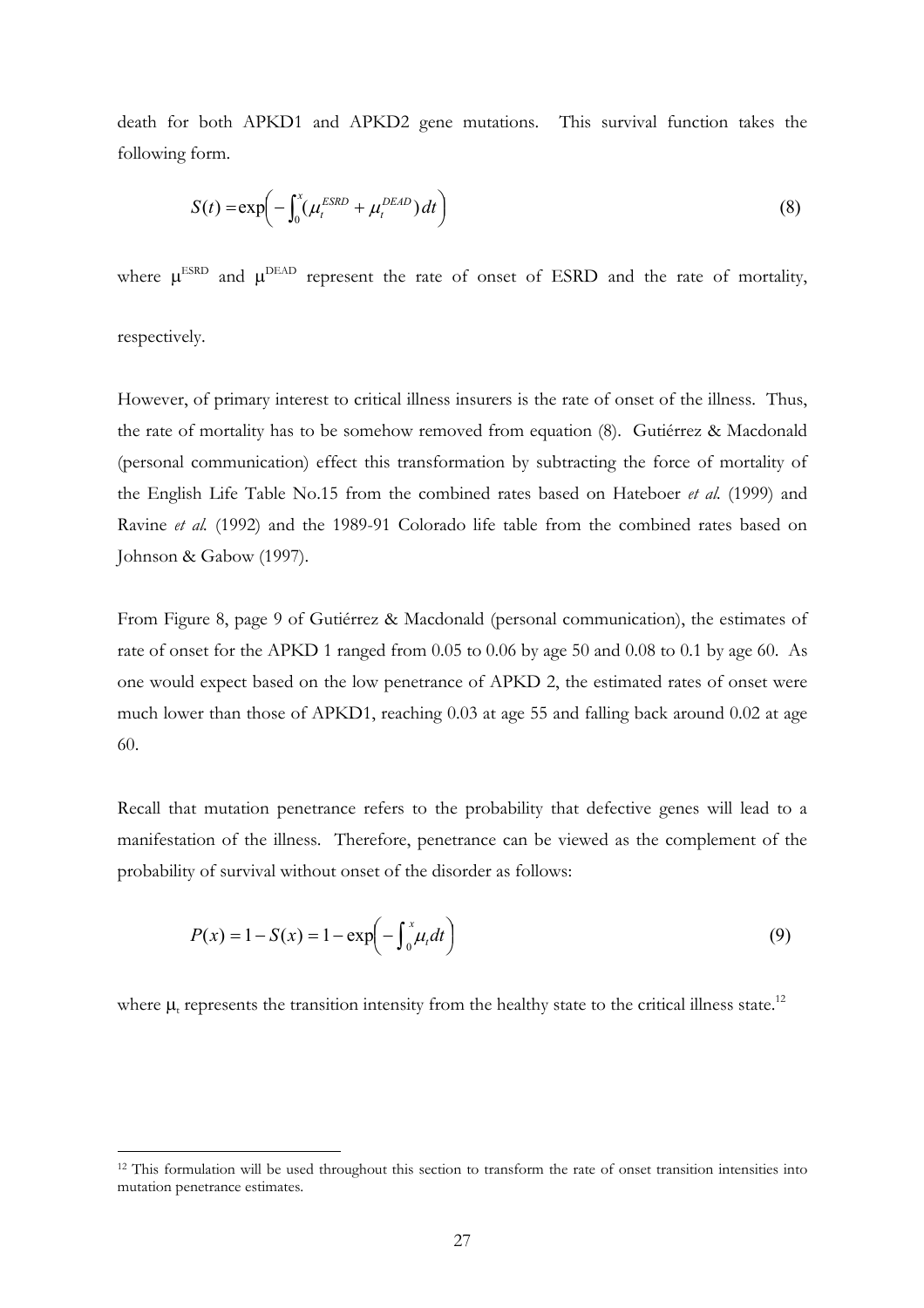death for both APKD1 and APKD2 gene mutations. This survival function takes the following form.

$$S(t) = \exp\left( -\int_0^x (\mu_t^{ESRD} + \mu_t^{DEAD})\, dt \right) \tag{8}$$

where $\mu^{ESRD}$ and $\mu^{DEAD}$ represent the rate of onset of ESRD and the rate of mortality, respectively.

However, of primary interest to critical illness insurers is the rate of onset of the illness. Thus, the rate of mortality has to be somehow removed from equation (8). Gutiérrez & Macdonald (personal communication) effect this transformation by subtracting the force of mortality of the English Life Table No.15 from the combined rates based on Hateboer *et al.* (1999) and Ravine *et al.* (1992) and the 1989-91 Colorado life table from the combined rates based on Johnson & Gabow (1997).

From Figure 8, page 9 of Gutiérrez & Macdonald (personal communication), the estimates of rate of onset for the APKD 1 ranged from 0.05 to 0.06 by age 50 and 0.08 to 0.1 by age 60. As one would expect based on the low penetrance of APKD 2, the estimated rates of onset were much lower than those of APKD1, reaching 0.03 at age 55 and falling back around 0.02 at age 60.

Recall that mutation penetrance refers to the probability that defective genes will lead to a manifestation of the illness. Therefore, penetrance can be viewed as the complement of the probability of survival without onset of the disorder as follows:

$$P(x) = 1 - S(x) = 1 - \exp\left( -\int_0^x \mu_t dt \right) \tag{9}$$

where $\mu_t$ represents the transition intensity from the healthy state to the critical illness state.[12]

[12] This formulation will be used throughout this section to transform the rate of onset transition intensities into mutation penetrance estimates.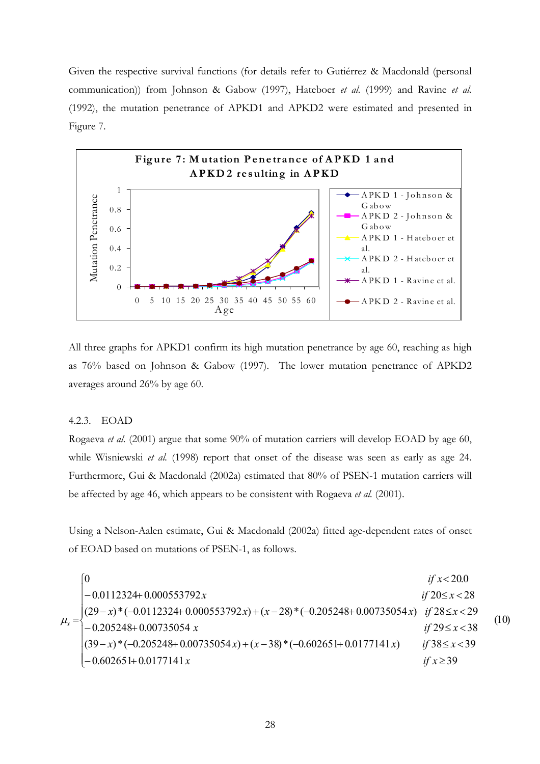Given the respective survival functions (for details refer to Gutiérrez & Macdonald (personal communication)) from Johnson & Gabow (1997), Hateboer *et al.* (1999) and Ravine *et al.* (1992), the mutation penetrance of APKD1 and APKD2 were estimated and presented in Figure 7.

**Figure 7: Mutation Penetrance of APKD 1 and APKD2 resulting in APKD**

All three graphs for APKD1 confirm its high mutation penetrance by age 60, reaching as high as 76% based on Johnson & Gabow (1997). The lower mutation penetrance of APKD2 averages around 26% by age 60.

### 4.2.3. EOAD

Rogaeva *et al.* (2001) argue that some 90% of mutation carriers will develop EOAD by age 60, while Wisniewski *et al.* (1998) report that onset of the disease was seen as early as age 24. Furthermore, Gui & Macdonald (2002a) estimated that 80% of PSEN-1 mutation carriers will be affected by age 46, which appears to be consistent with Rogaeva *et al.* (2001).

Using a Nelson-Aalen estimate, Gui & Macdonald (2002a) fitted age-dependent rates of onset of EOAD based on mutations of PSEN-1, as follows.

$$\mu_x = \begin{cases} 0 & \text{if } x < 20.0 \\ -0.0112324 + 0.000553792x & \text{if } 20 \le x < 28 \\ (29-x)*(-0.0112324 + 0.000553792x) + (x-28)*(-0.205248 + 0.00735054x) & \text{if } 28 \le x < 29 \\ -0.205248 + 0.00735054\,x & \text{if } 29 \le x < 38 \\ (39-x)*(-0.205248 + 0.00735054x) + (x-38)*(-0.602651 + 0.0177141\,x) & \text{if } 38 \le x < 39 \\ -0.602651 + 0.0177141\,x & \text{if } x \ge 39 \end{cases} \tag{10}$$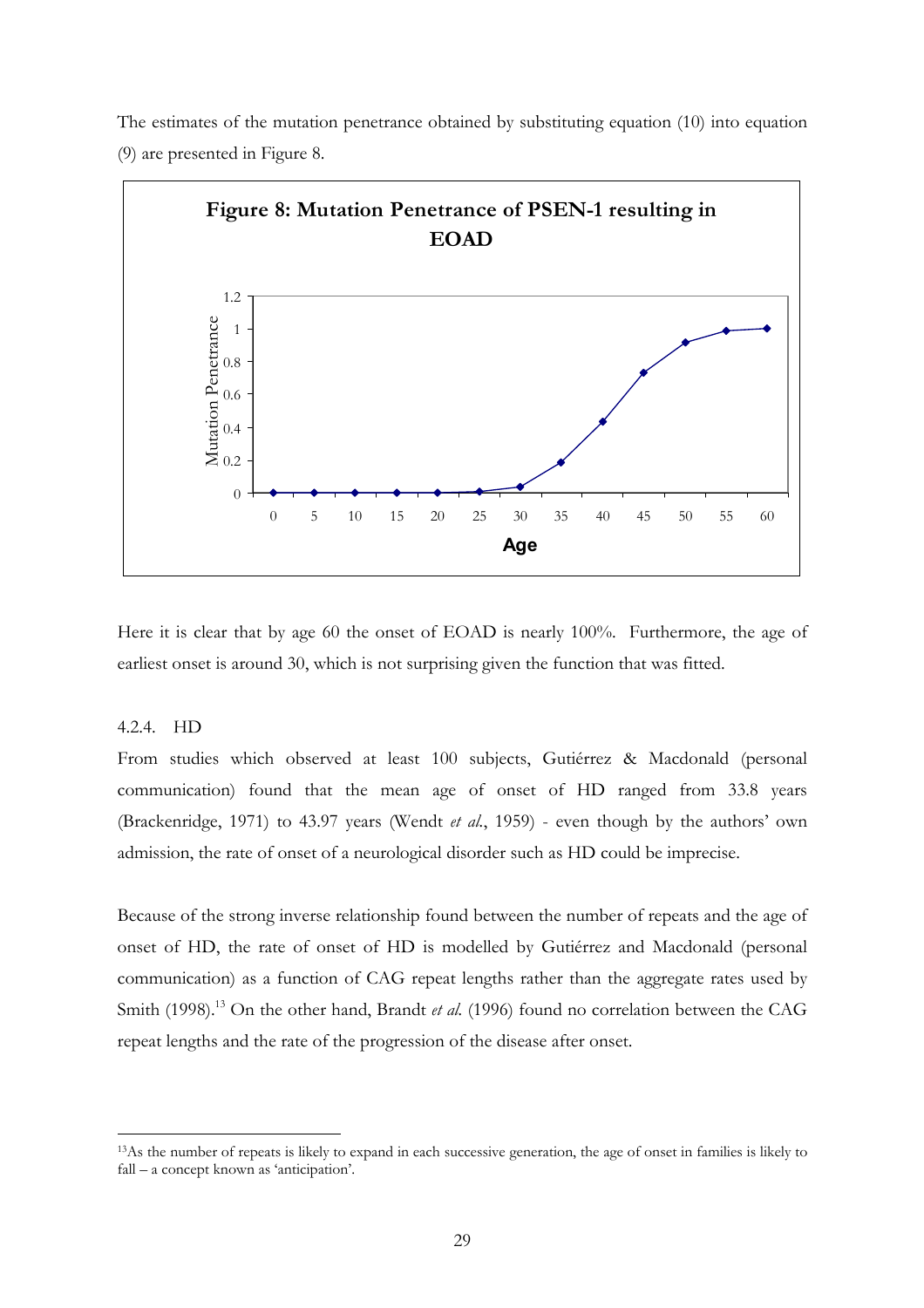The estimates of the mutation penetrance obtained by substituting equation (10) into equation (9) are presented in Figure 8.

**Figure 8: Mutation Penetrance of PSEN-1 resulting in EOAD**

Here it is clear that by age 60 the onset of EOAD is nearly 100%. Furthermore, the age of earliest onset is around 30, which is not surprising given the function that was fitted.

### 4.2.4. HD

From studies which observed at least 100 subjects, Gutiérrez & Macdonald (personal communication) found that the mean age of onset of HD ranged from 33.8 years (Brackenridge, 1971) to 43.97 years (Wendt *et al.*, 1959) - even though by the authors' own admission, the rate of onset of a neurological disorder such as HD could be imprecise.

Because of the strong inverse relationship found between the number of repeats and the age of onset of HD, the rate of onset of HD is modelled by Gutiérrez and Macdonald (personal communication) as a function of CAG repeat lengths rather than the aggregate rates used by Smith (1998).[13] On the other hand, Brandt *et al.* (1996) found no correlation between the CAG repeat lengths and the rate of the progression of the disease after onset.

[13]As the number of repeats is likely to expand in each successive generation, the age of onset in families is likely to fall – a concept known as 'anticipation'.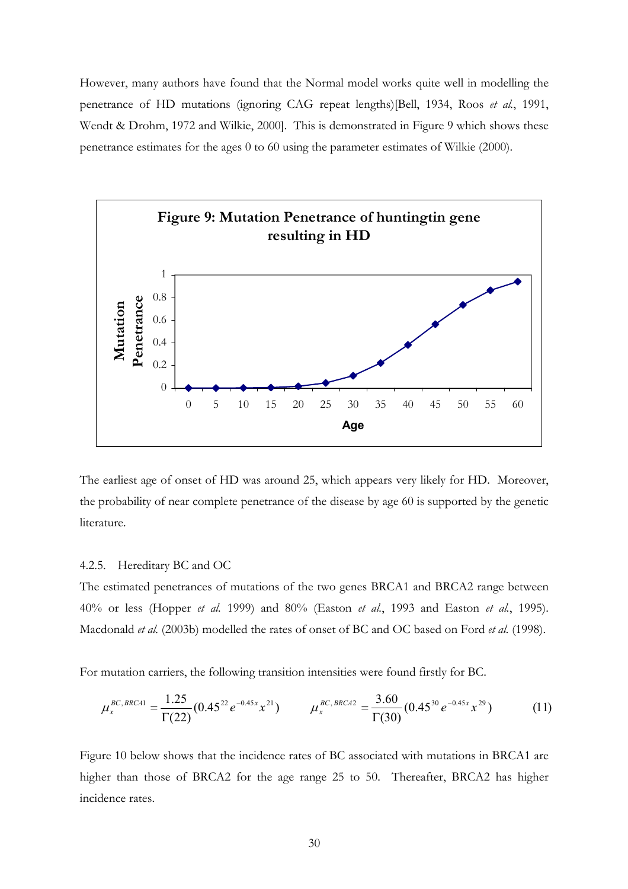However, many authors have found that the Normal model works quite well in modelling the penetrance of HD mutations (ignoring CAG repeat lengths)[Bell, 1934, Roos *et al.*, 1991, Wendt & Drohm, 1972 and Wilkie, 2000]. This is demonstrated in Figure 9 which shows these penetrance estimates for the ages 0 to 60 using the parameter estimates of Wilkie (2000).

**Figure 9: Mutation Penetrance of huntingtin gene resulting in HD**

The earliest age of onset of HD was around 25, which appears very likely for HD. Moreover, the probability of near complete penetrance of the disease by age 60 is supported by the genetic literature.

4.2.5. Hereditary BC and OC

The estimated penetrances of mutations of the two genes BRCA1 and BRCA2 range between 40% or less (Hopper *et al.* 1999) and 80% (Easton *et al.*, 1993 and Easton *et al.*, 1995). Macdonald *et al.* (2003b) modelled the rates of onset of BC and OC based on Ford *et al.* (1998).

For mutation carriers, the following transition intensities were found firstly for BC.

$$\mu_x^{BC,BRCA1} = \frac{1.25}{\Gamma(22)}(0.45^{22} e^{-0.45x} x^{21}) \qquad \mu_x^{BC,BRCA2} = \frac{3.60}{\Gamma(30)}(0.45^{30} e^{-0.45x} x^{29}) \tag{11}$$

Figure 10 below shows that the incidence rates of BC associated with mutations in BRCA1 are higher than those of BRCA2 for the age range 25 to 50. Thereafter, BRCA2 has higher incidence rates.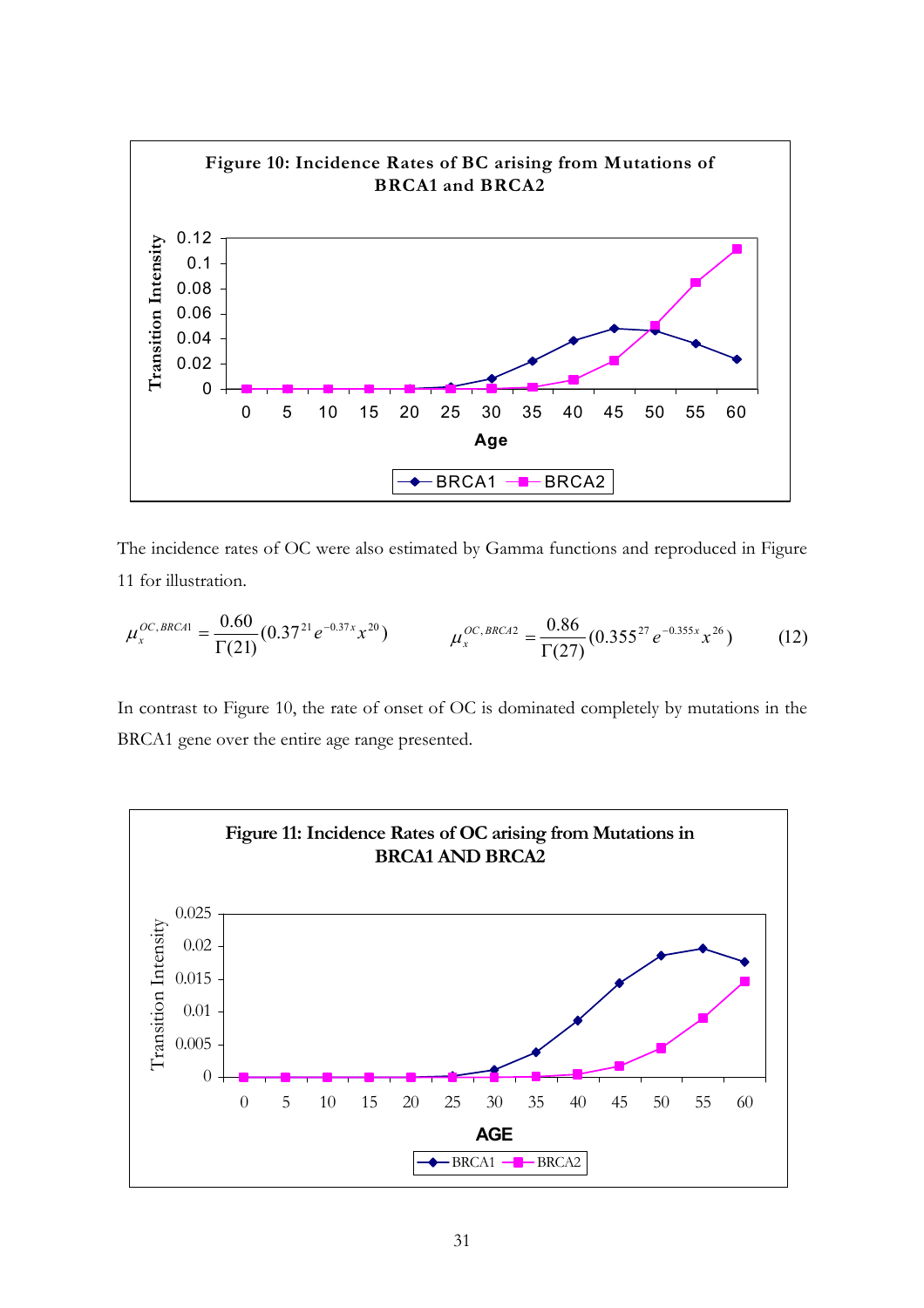**Figure 10: Incidence Rates of BC arising from Mutations of BRCA1 and BRCA2**

The incidence rates of OC were also estimated by Gamma functions and reproduced in Figure 11 for illustration.

$$\mu_x^{OC,BRCA1} = \frac{0.60}{\Gamma(21)}(0.37^{21} e^{-0.37x} x^{20}) \qquad \mu_x^{OC,BRCA2} = \frac{0.86}{\Gamma(27)}(0.355^{27} e^{-0.355x} x^{26}) \qquad (12)$$

In contrast to Figure 10, the rate of onset of OC is dominated completely by mutations in the BRCA1 gene over the entire age range presented.

**Figure 11: Incidence Rates of OC arising from Mutations in BRCA1 AND BRCA2**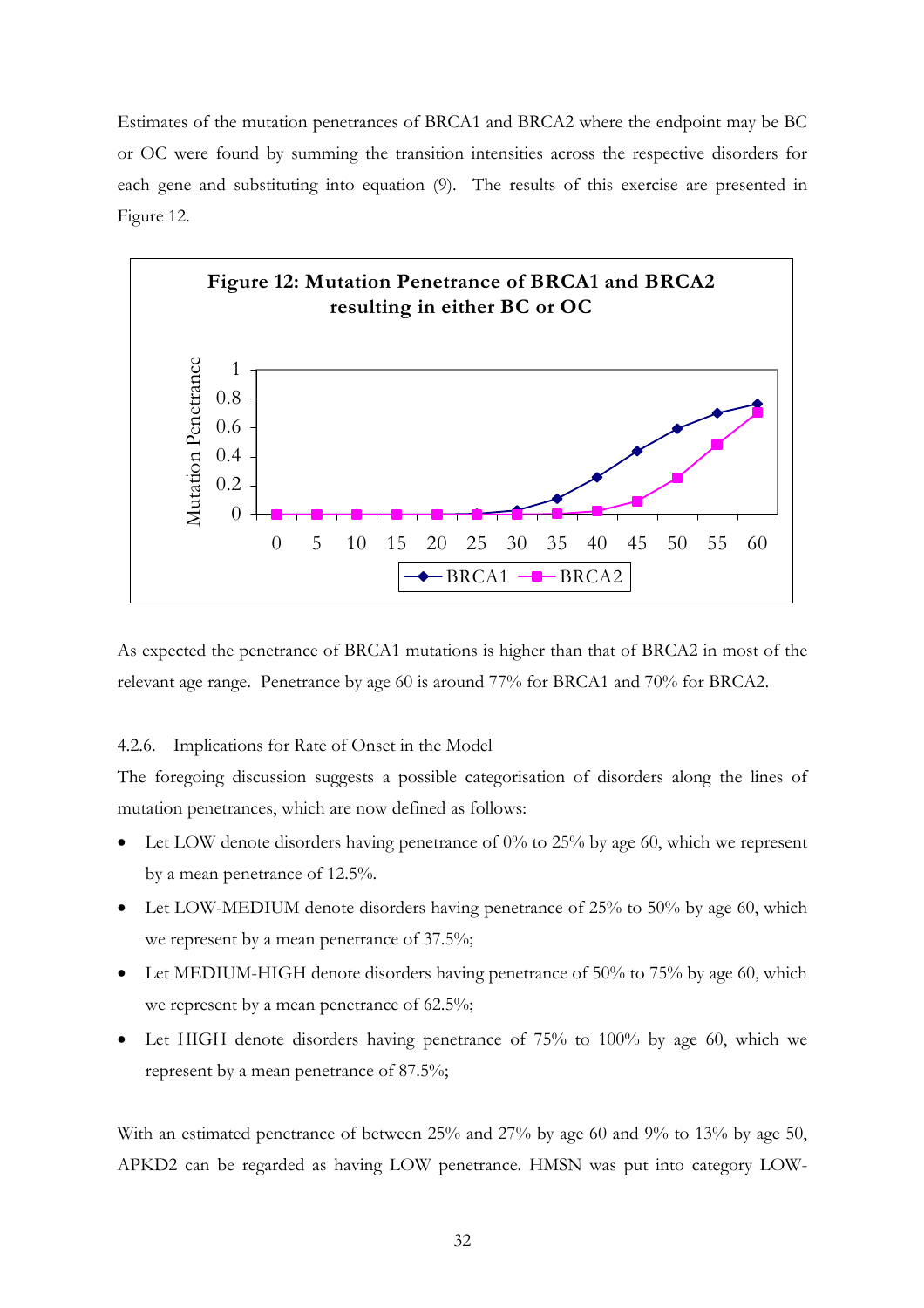Estimates of the mutation penetrances of BRCA1 and BRCA2 where the endpoint may be BC or OC were found by summing the transition intensities across the respective disorders for each gene and substituting into equation (9). The results of this exercise are presented in Figure 12.

**Figure 12: Mutation Penetrance of BRCA1 and BRCA2 resulting in either BC or OC**

As expected the penetrance of BRCA1 mutations is higher than that of BRCA2 in most of the relevant age range. Penetrance by age 60 is around 77% for BRCA1 and 70% for BRCA2.

4.2.6. Implications for Rate of Onset in the Model

The foregoing discussion suggests a possible categorisation of disorders along the lines of mutation penetrances, which are now defined as follows:

- Let LOW denote disorders having penetrance of 0% to 25% by age 60, which we represent by a mean penetrance of 12.5%.
- Let LOW-MEDIUM denote disorders having penetrance of 25% to 50% by age 60, which we represent by a mean penetrance of 37.5%;
- Let MEDIUM-HIGH denote disorders having penetrance of 50% to 75% by age 60, which we represent by a mean penetrance of 62.5%;
- Let HIGH denote disorders having penetrance of 75% to 100% by age 60, which we represent by a mean penetrance of 87.5%;

With an estimated penetrance of between 25% and 27% by age 60 and 9% to 13% by age 50, APKD2 can be regarded as having LOW penetrance. HMSN was put into category LOW-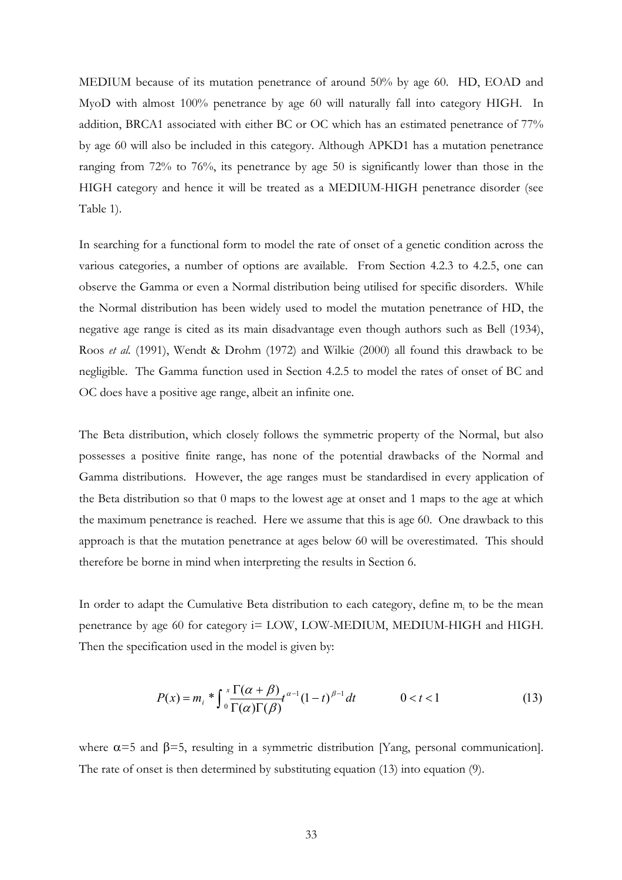MEDIUM because of its mutation penetrance of around 50% by age 60. HD, EOAD and MyoD with almost 100% penetrance by age 60 will naturally fall into category HIGH. In addition, BRCA1 associated with either BC or OC which has an estimated penetrance of 77% by age 60 will also be included in this category. Although APKD1 has a mutation penetrance ranging from 72% to 76%, its penetrance by age 50 is significantly lower than those in the HIGH category and hence it will be treated as a MEDIUM-HIGH penetrance disorder (see Table 1).

In searching for a functional form to model the rate of onset of a genetic condition across the various categories, a number of options are available. From Section 4.2.3 to 4.2.5, one can observe the Gamma or even a Normal distribution being utilised for specific disorders. While the Normal distribution has been widely used to model the mutation penetrance of HD, the negative age range is cited as its main disadvantage even though authors such as Bell (1934), Roos *et al.* (1991), Wendt & Drohm (1972) and Wilkie (2000) all found this drawback to be negligible. The Gamma function used in Section 4.2.5 to model the rates of onset of BC and OC does have a positive age range, albeit an infinite one.

The Beta distribution, which closely follows the symmetric property of the Normal, but also possesses a positive finite range, has none of the potential drawbacks of the Normal and Gamma distributions. However, the age ranges must be standardised in every application of the Beta distribution so that 0 maps to the lowest age at onset and 1 maps to the age at which the maximum penetrance is reached. Here we assume that this is age 60. One drawback to this approach is that the mutation penetrance at ages below 60 will be overestimated. This should therefore be borne in mind when interpreting the results in Section 6.

In order to adapt the Cumulative Beta distribution to each category, define $m_i$ to be the mean penetrance by age 60 for category i= LOW, LOW-MEDIUM, MEDIUM-HIGH and HIGH. Then the specification used in the model is given by:

$$P(x) = m_i * \int_0^x \frac{\Gamma(\alpha+\beta)}{\Gamma(\alpha)\Gamma(\beta)} t^{\alpha-1}(1-t)^{\beta-1}\,dt \qquad 0 < t < 1 \tag{13}$$

where $\alpha$=5 and $\beta$=5, resulting in a symmetric distribution [Yang, personal communication]. The rate of onset is then determined by substituting equation (13) into equation (9).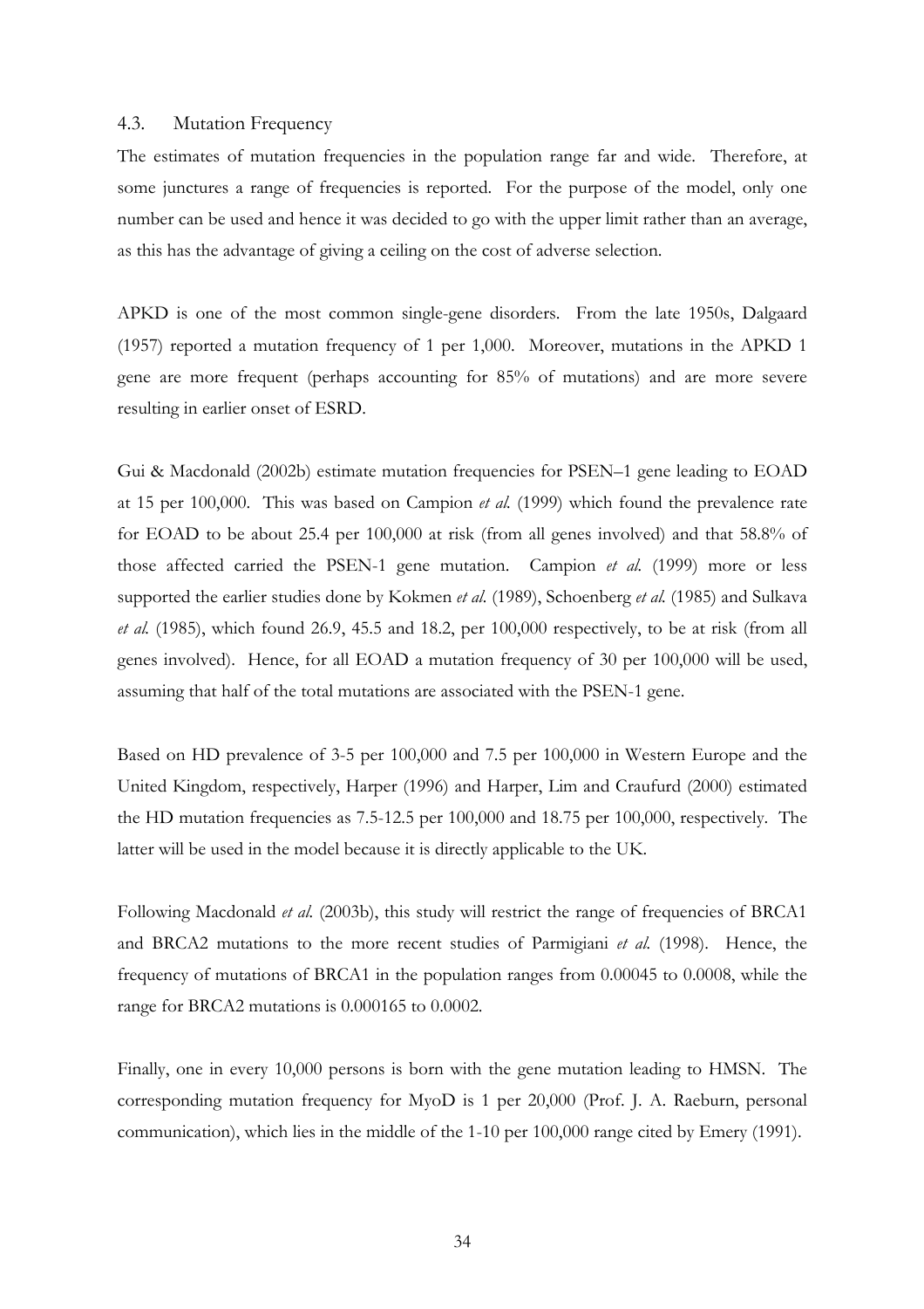### 4.3. Mutation Frequency

The estimates of mutation frequencies in the population range far and wide. Therefore, at some junctures a range of frequencies is reported. For the purpose of the model, only one number can be used and hence it was decided to go with the upper limit rather than an average, as this has the advantage of giving a ceiling on the cost of adverse selection.

APKD is one of the most common single-gene disorders. From the late 1950s, Dalgaard (1957) reported a mutation frequency of 1 per 1,000. Moreover, mutations in the APKD 1 gene are more frequent (perhaps accounting for 85% of mutations) and are more severe resulting in earlier onset of ESRD.

Gui & Macdonald (2002b) estimate mutation frequencies for PSEN–1 gene leading to EOAD at 15 per 100,000. This was based on Campion *et al.* (1999) which found the prevalence rate for EOAD to be about 25.4 per 100,000 at risk (from all genes involved) and that 58.8% of those affected carried the PSEN-1 gene mutation. Campion *et al.* (1999) more or less supported the earlier studies done by Kokmen *et al.* (1989), Schoenberg *et al.* (1985) and Sulkava *et al.* (1985), which found 26.9, 45.5 and 18.2, per 100,000 respectively, to be at risk (from all genes involved). Hence, for all EOAD a mutation frequency of 30 per 100,000 will be used, assuming that half of the total mutations are associated with the PSEN-1 gene.

Based on HD prevalence of 3-5 per 100,000 and 7.5 per 100,000 in Western Europe and the United Kingdom, respectively, Harper (1996) and Harper, Lim and Craufurd (2000) estimated the HD mutation frequencies as 7.5-12.5 per 100,000 and 18.75 per 100,000, respectively. The latter will be used in the model because it is directly applicable to the UK.

Following Macdonald *et al.* (2003b), this study will restrict the range of frequencies of BRCA1 and BRCA2 mutations to the more recent studies of Parmigiani *et al.* (1998). Hence, the frequency of mutations of BRCA1 in the population ranges from 0.00045 to 0.0008, while the range for BRCA2 mutations is 0.000165 to 0.0002.

Finally, one in every 10,000 persons is born with the gene mutation leading to HMSN. The corresponding mutation frequency for MyoD is 1 per 20,000 (Prof. J. A. Raeburn, personal communication), which lies in the middle of the 1-10 per 100,000 range cited by Emery (1991).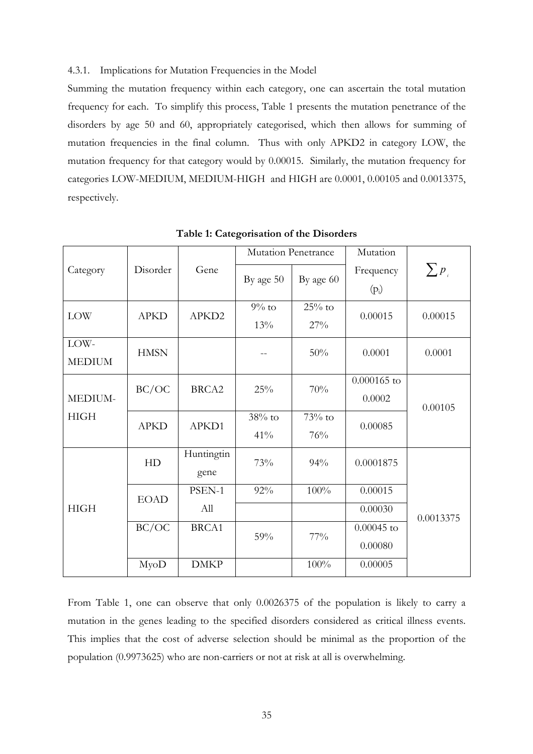### 4.3.1. Implications for Mutation Frequencies in the Model

Summing the mutation frequency within each category, one can ascertain the total mutation frequency for each. To simplify this process, Table 1 presents the mutation penetrance of the disorders by age 50 and 60, appropriately categorised, which then allows for summing of mutation frequencies in the final column. Thus with only APKD2 in category LOW, the mutation frequency for that category would by 0.00015. Similarly, the mutation frequency for categories LOW-MEDIUM, MEDIUM-HIGH and HIGH are 0.0001, 0.00105 and 0.0013375, respectively.

**Table 1: Categorisation of the Disorders**

| Category | Disorder | Gene | Mutation Penetrance | | Mutation Frequency ($p_i$) | $\sum p_i$ |
|---|---|---|---|---|---|---|
| | | | By age 50 | By age 60 | | |
| LOW | APKD | APKD2 | 9% to 13% | 25% to 27% | 0.00015 | 0.00015 |
| LOW-MEDIUM | HMSN | | -- | 50% | 0.0001 | 0.0001 |
| MEDIUM-HIGH | BC/OC | BRCA2 | 25% | 70% | 0.000165 to 0.0002 | 0.00105 |
| | APKD | APKD1 | 38% to 41% | 73% to 76% | 0.00085 | |
| HIGH | HD | Huntingtin gene | 73% | 94% | 0.0001875 | 0.0013375 |
| | EOAD | PSEN-1 | 92% | 100% | 0.00015 | |
| | | All | | | 0.00030 | |
| | BC/OC | BRCA1 | 59% | 77% | 0.00045 to 0.00080 | |
| | MyoD | DMKP | | 100% | 0.00005 | |

From Table 1, one can observe that only 0.0026375 of the population is likely to carry a mutation in the genes leading to the specified disorders considered as critical illness events. This implies that the cost of adverse selection should be minimal as the proportion of the population (0.9973625) who are non-carriers or not at risk at all is overwhelming.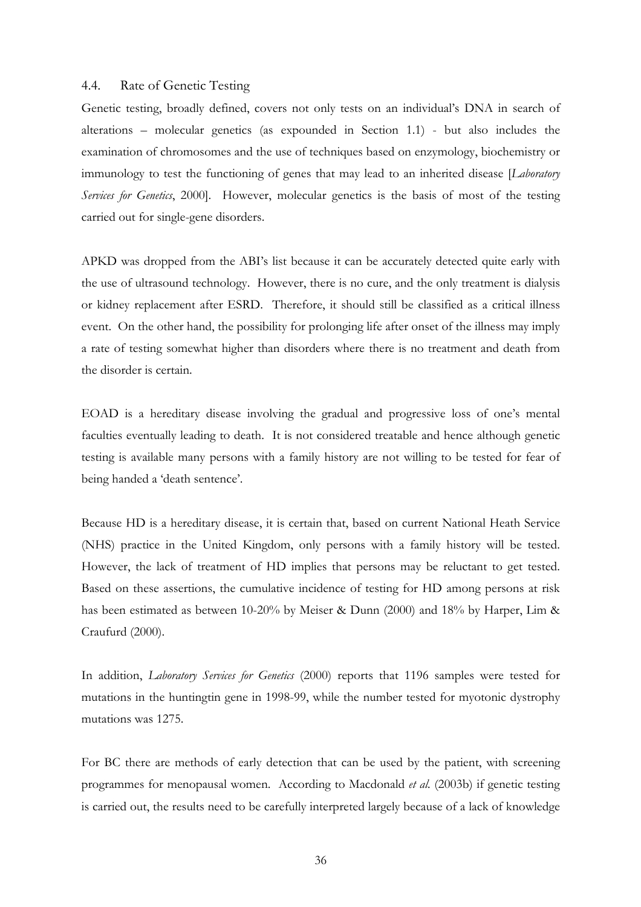### 4.4. Rate of Genetic Testing

Genetic testing, broadly defined, covers not only tests on an individual's DNA in search of alterations – molecular genetics (as expounded in Section 1.1) - but also includes the examination of chromosomes and the use of techniques based on enzymology, biochemistry or immunology to test the functioning of genes that may lead to an inherited disease [*Laboratory Services for Genetics*, 2000]. However, molecular genetics is the basis of most of the testing carried out for single-gene disorders.

APKD was dropped from the ABI's list because it can be accurately detected quite early with the use of ultrasound technology. However, there is no cure, and the only treatment is dialysis or kidney replacement after ESRD. Therefore, it should still be classified as a critical illness event. On the other hand, the possibility for prolonging life after onset of the illness may imply a rate of testing somewhat higher than disorders where there is no treatment and death from the disorder is certain.

EOAD is a hereditary disease involving the gradual and progressive loss of one's mental faculties eventually leading to death. It is not considered treatable and hence although genetic testing is available many persons with a family history are not willing to be tested for fear of being handed a 'death sentence'.

Because HD is a hereditary disease, it is certain that, based on current National Heath Service (NHS) practice in the United Kingdom, only persons with a family history will be tested. However, the lack of treatment of HD implies that persons may be reluctant to get tested. Based on these assertions, the cumulative incidence of testing for HD among persons at risk has been estimated as between 10-20% by Meiser & Dunn (2000) and 18% by Harper, Lim & Craufurd (2000).

In addition, *Laboratory Services for Genetics* (2000) reports that 1196 samples were tested for mutations in the huntingtin gene in 1998-99, while the number tested for myotonic dystrophy mutations was 1275.

For BC there are methods of early detection that can be used by the patient, with screening programmes for menopausal women. According to Macdonald *et al.* (2003b) if genetic testing is carried out, the results need to be carefully interpreted largely because of a lack of knowledge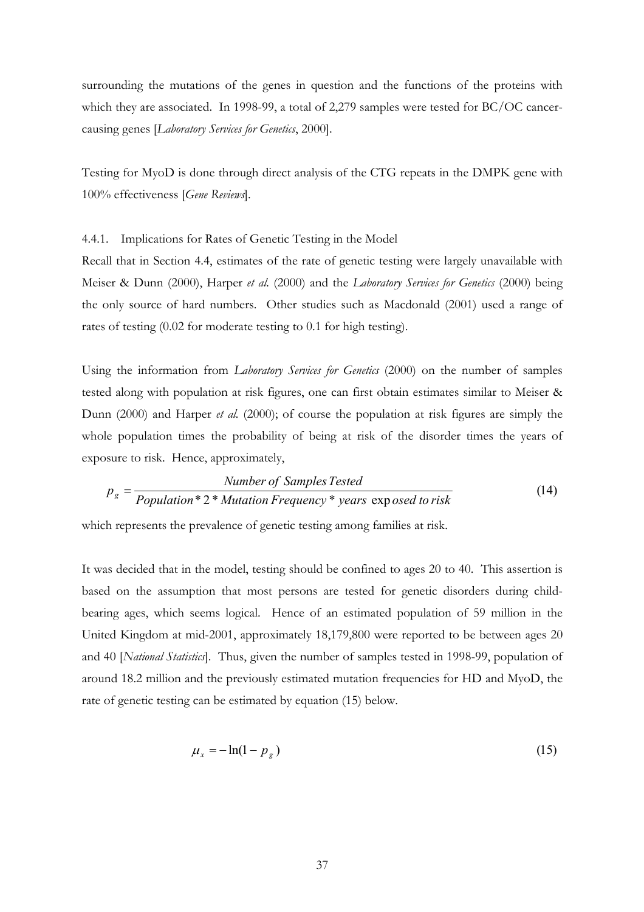surrounding the mutations of the genes in question and the functions of the proteins with which they are associated. In 1998-99, a total of 2,279 samples were tested for BC/OC cancer-causing genes [*Laboratory Services for Genetics*, 2000].

Testing for MyoD is done through direct analysis of the CTG repeats in the DMPK gene with 100% effectiveness [*Gene Reviews*].

#### 4.4.1. Implications for Rates of Genetic Testing in the Model

Recall that in Section 4.4, estimates of the rate of genetic testing were largely unavailable with Meiser & Dunn (2000), Harper *et al.* (2000) and the *Laboratory Services for Genetics* (2000) being the only source of hard numbers. Other studies such as Macdonald (2001) used a range of rates of testing (0.02 for moderate testing to 0.1 for high testing).

Using the information from *Laboratory Services for Genetics* (2000) on the number of samples tested along with population at risk figures, one can first obtain estimates similar to Meiser & Dunn (2000) and Harper *et al.* (2000); of course the population at risk figures are simply the whole population times the probability of being at risk of the disorder times the years of exposure to risk. Hence, approximately,

$$p_g = \frac{Number\ of\ Samples\ Tested}{Population * 2 * Mutation\ Frequency * years\ exposed\ to\ risk} \tag{14}$$

which represents the prevalence of genetic testing among families at risk.

It was decided that in the model, testing should be confined to ages 20 to 40. This assertion is based on the assumption that most persons are tested for genetic disorders during child-bearing ages, which seems logical. Hence of an estimated population of 59 million in the United Kingdom at mid-2001, approximately 18,179,800 were reported to be between ages 20 and 40 [*National Statistics*]. Thus, given the number of samples tested in 1998-99, population of around 18.2 million and the previously estimated mutation frequencies for HD and MyoD, the rate of genetic testing can be estimated by equation (15) below.

$$\mu_x = -\ln(1 - p_g) \tag{15}$$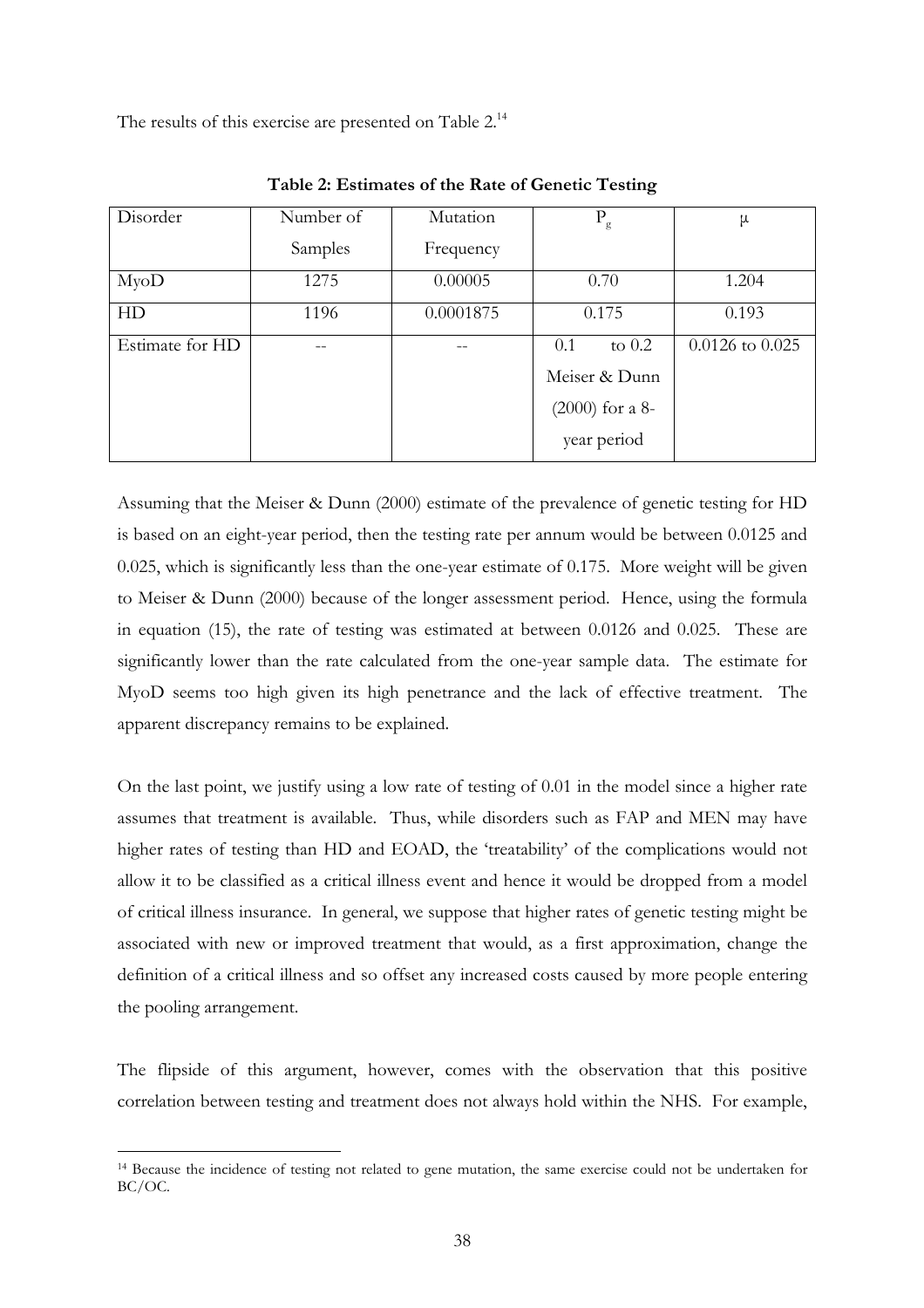The results of this exercise are presented on Table 2.[14]

**Table 2: Estimates of the Rate of Genetic Testing**

| Disorder | Number of Samples | Mutation Frequency | $P_g$ | $\mu$ |
|---|---|---|---|---|
| MyoD | 1275 | 0.00005 | 0.70 | 1.204 |
| HD | 1196 | 0.0001875 | 0.175 | 0.193 |
| Estimate for HD | -- | -- | 0.1 to 0.2 Meiser & Dunn (2000) for a 8-year period | 0.0126 to 0.025 |

Assuming that the Meiser & Dunn (2000) estimate of the prevalence of genetic testing for HD is based on an eight-year period, then the testing rate per annum would be between 0.0125 and 0.025, which is significantly less than the one-year estimate of 0.175. More weight will be given to Meiser & Dunn (2000) because of the longer assessment period. Hence, using the formula in equation (15), the rate of testing was estimated at between 0.0126 and 0.025. These are significantly lower than the rate calculated from the one-year sample data. The estimate for MyoD seems too high given its high penetrance and the lack of effective treatment. The apparent discrepancy remains to be explained.

On the last point, we justify using a low rate of testing of 0.01 in the model since a higher rate assumes that treatment is available. Thus, while disorders such as FAP and MEN may have higher rates of testing than HD and EOAD, the 'treatability' of the complications would not allow it to be classified as a critical illness event and hence it would be dropped from a model of critical illness insurance. In general, we suppose that higher rates of genetic testing might be associated with new or improved treatment that would, as a first approximation, change the definition of a critical illness and so offset any increased costs caused by more people entering the pooling arrangement.

The flipside of this argument, however, comes with the observation that this positive correlation between testing and treatment does not always hold within the NHS. For example,

[14] Because the incidence of testing not related to gene mutation, the same exercise could not be undertaken for BC/OC.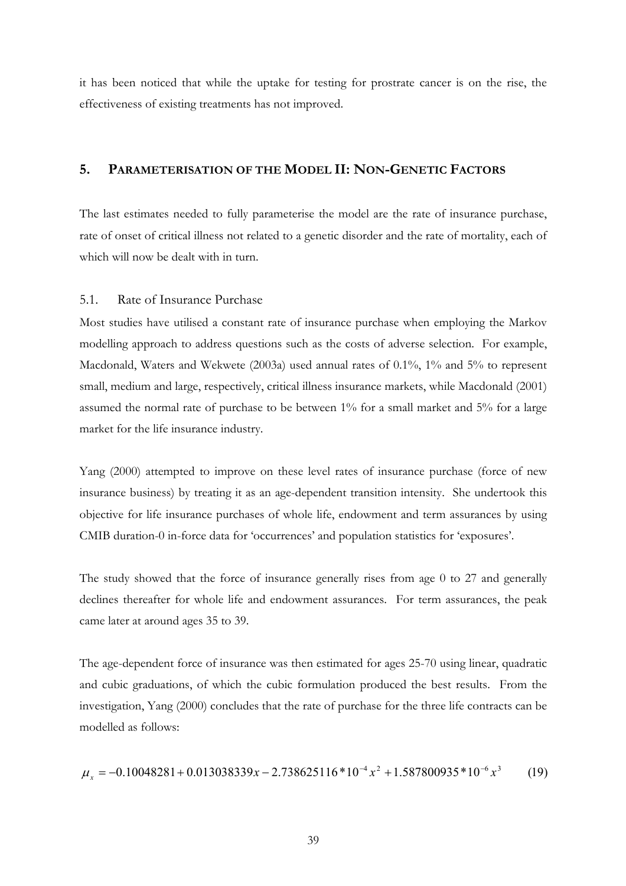it has been noticed that while the uptake for testing for prostrate cancer is on the rise, the effectiveness of existing treatments has not improved.

## 5. PARAMETERISATION OF THE MODEL II: NON-GENETIC FACTORS

The last estimates needed to fully parameterise the model are the rate of insurance purchase, rate of onset of critical illness not related to a genetic disorder and the rate of mortality, each of which will now be dealt with in turn.

### 5.1. Rate of Insurance Purchase

Most studies have utilised a constant rate of insurance purchase when employing the Markov modelling approach to address questions such as the costs of adverse selection. For example, Macdonald, Waters and Wekwete (2003a) used annual rates of 0.1%, 1% and 5% to represent small, medium and large, respectively, critical illness insurance markets, while Macdonald (2001) assumed the normal rate of purchase to be between 1% for a small market and 5% for a large market for the life insurance industry.

Yang (2000) attempted to improve on these level rates of insurance purchase (force of new insurance business) by treating it as an age-dependent transition intensity. She undertook this objective for life insurance purchases of whole life, endowment and term assurances by using CMIB duration-0 in-force data for 'occurrences' and population statistics for 'exposures'.

The study showed that the force of insurance generally rises from age 0 to 27 and generally declines thereafter for whole life and endowment assurances. For term assurances, the peak came later at around ages 35 to 39.

The age-dependent force of insurance was then estimated for ages 25-70 using linear, quadratic and cubic graduations, of which the cubic formulation produced the best results. From the investigation, Yang (2000) concludes that the rate of purchase for the three life contracts can be modelled as follows:

$$\mu_x = -0.10048281 + 0.013038339x - 2.738625116 * 10^{-4} x^2 + 1.587800935 * 10^{-6} x^3 \qquad (19)$$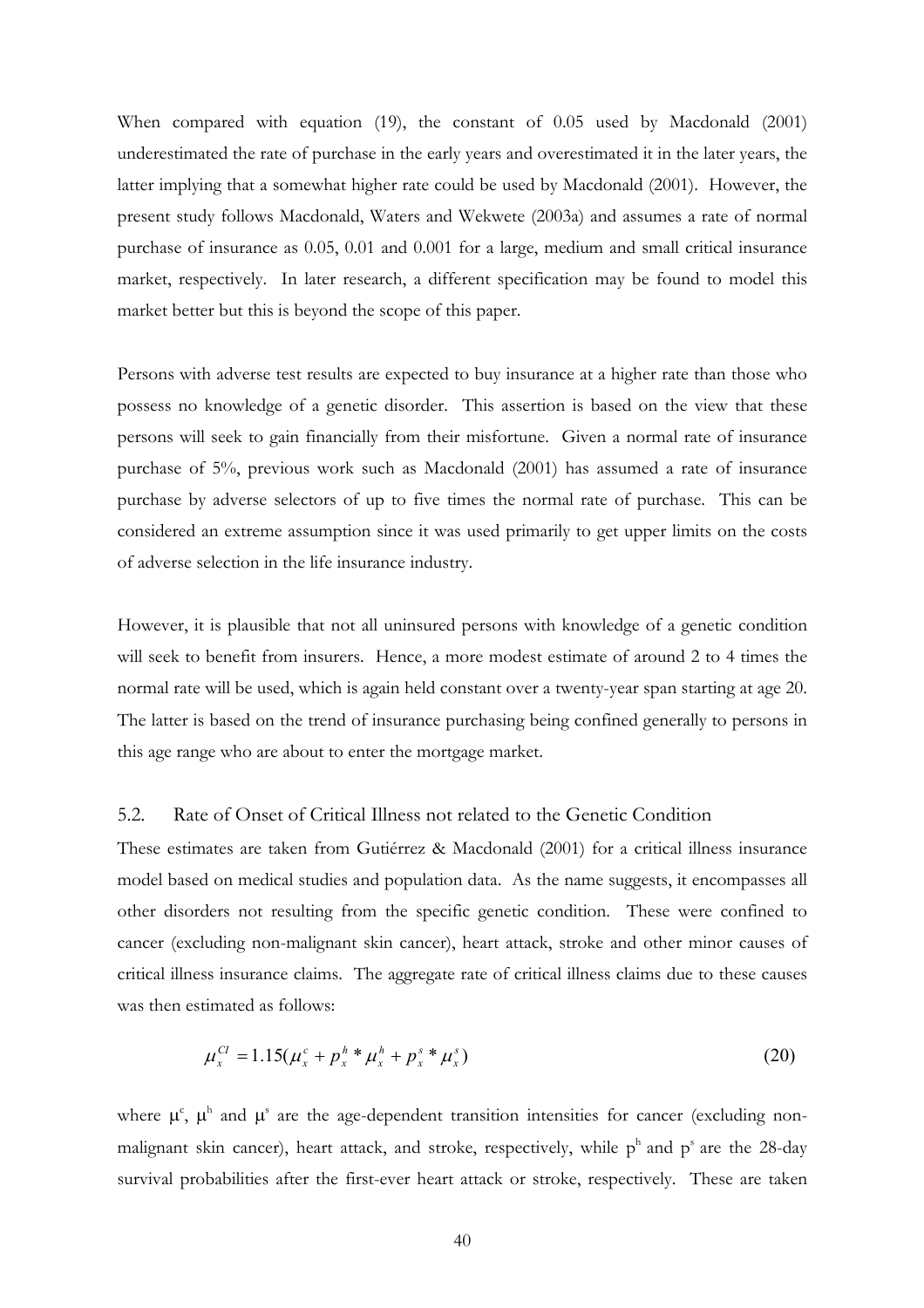When compared with equation (19), the constant of 0.05 used by Macdonald (2001) underestimated the rate of purchase in the early years and overestimated it in the later years, the latter implying that a somewhat higher rate could be used by Macdonald (2001). However, the present study follows Macdonald, Waters and Wekwete (2003a) and assumes a rate of normal purchase of insurance as 0.05, 0.01 and 0.001 for a large, medium and small critical insurance market, respectively. In later research, a different specification may be found to model this market better but this is beyond the scope of this paper.

Persons with adverse test results are expected to buy insurance at a higher rate than those who possess no knowledge of a genetic disorder. This assertion is based on the view that these persons will seek to gain financially from their misfortune. Given a normal rate of insurance purchase of 5%, previous work such as Macdonald (2001) has assumed a rate of insurance purchase by adverse selectors of up to five times the normal rate of purchase. This can be considered an extreme assumption since it was used primarily to get upper limits on the costs of adverse selection in the life insurance industry.

However, it is plausible that not all uninsured persons with knowledge of a genetic condition will seek to benefit from insurers. Hence, a more modest estimate of around 2 to 4 times the normal rate will be used, which is again held constant over a twenty-year span starting at age 20. The latter is based on the trend of insurance purchasing being confined generally to persons in this age range who are about to enter the mortgage market.

## 5.2. Rate of Onset of Critical Illness not related to the Genetic Condition

These estimates are taken from Gutiérrez & Macdonald (2001) for a critical illness insurance model based on medical studies and population data. As the name suggests, it encompasses all other disorders not resulting from the specific genetic condition. These were confined to cancer (excluding non-malignant skin cancer), heart attack, stroke and other minor causes of critical illness insurance claims. The aggregate rate of critical illness claims due to these causes was then estimated as follows:

$$\mu_x^{CI} = 1.15(\mu_x^c + p_x^h * \mu_x^h + p_x^s * \mu_x^s) \tag{20}$$

where $\mu^c$, $\mu^h$ and $\mu^s$ are the age-dependent transition intensities for cancer (excluding non-malignant skin cancer), heart attack, and stroke, respectively, while $p^h$ and $p^s$ are the 28-day survival probabilities after the first-ever heart attack or stroke, respectively. These are taken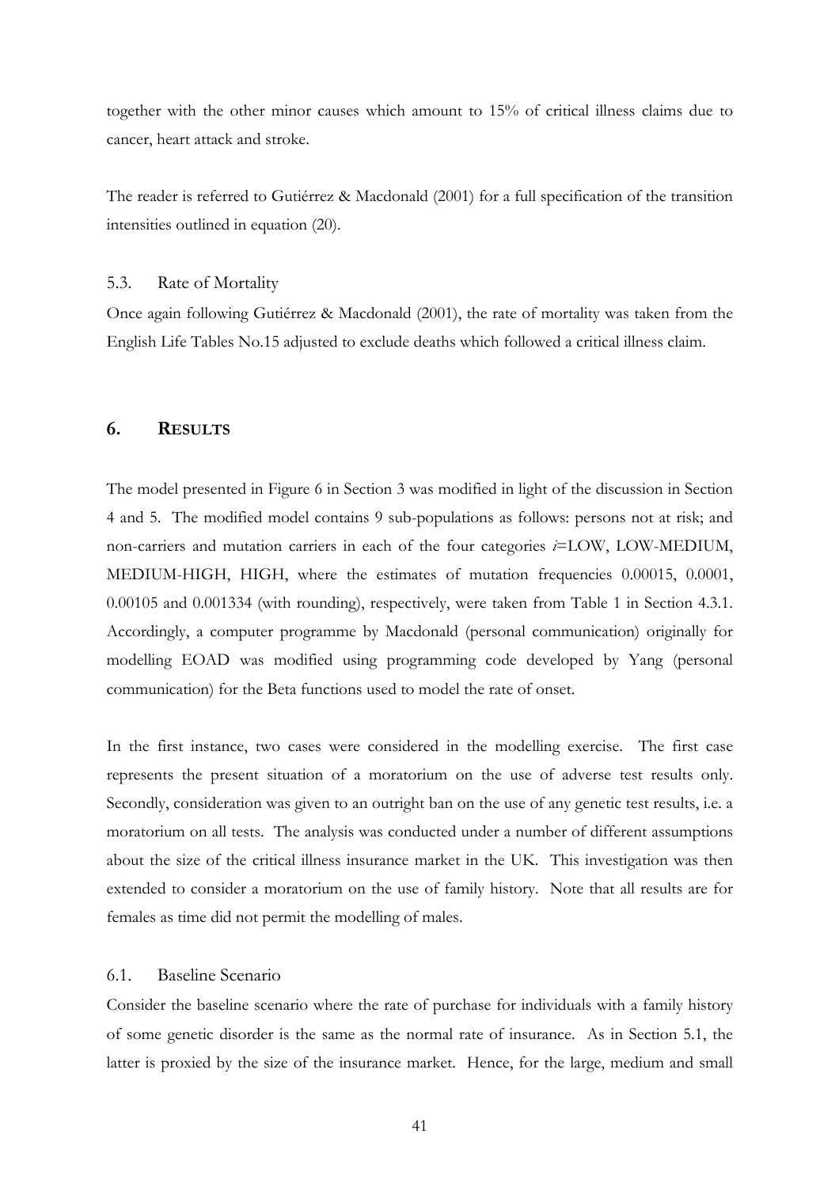together with the other minor causes which amount to 15% of critical illness claims due to cancer, heart attack and stroke.

The reader is referred to Gutiérrez & Macdonald (2001) for a full specification of the transition intensities outlined in equation (20).

### 5.3. Rate of Mortality

Once again following Gutiérrez & Macdonald (2001), the rate of mortality was taken from the English Life Tables No.15 adjusted to exclude deaths which followed a critical illness claim.

## 6. RESULTS

The model presented in Figure 6 in Section 3 was modified in light of the discussion in Section 4 and 5. The modified model contains 9 sub-populations as follows: persons not at risk; and non-carriers and mutation carriers in each of the four categories *i*=LOW, LOW-MEDIUM, MEDIUM-HIGH, HIGH, where the estimates of mutation frequencies 0.00015, 0.0001, 0.00105 and 0.001334 (with rounding), respectively, were taken from Table 1 in Section 4.3.1. Accordingly, a computer programme by Macdonald (personal communication) originally for modelling EOAD was modified using programming code developed by Yang (personal communication) for the Beta functions used to model the rate of onset.

In the first instance, two cases were considered in the modelling exercise. The first case represents the present situation of a moratorium on the use of adverse test results only. Secondly, consideration was given to an outright ban on the use of any genetic test results, i.e. a moratorium on all tests. The analysis was conducted under a number of different assumptions about the size of the critical illness insurance market in the UK. This investigation was then extended to consider a moratorium on the use of family history. Note that all results are for females as time did not permit the modelling of males.

### 6.1. Baseline Scenario

Consider the baseline scenario where the rate of purchase for individuals with a family history of some genetic disorder is the same as the normal rate of insurance. As in Section 5.1, the latter is proxied by the size of the insurance market. Hence, for the large, medium and small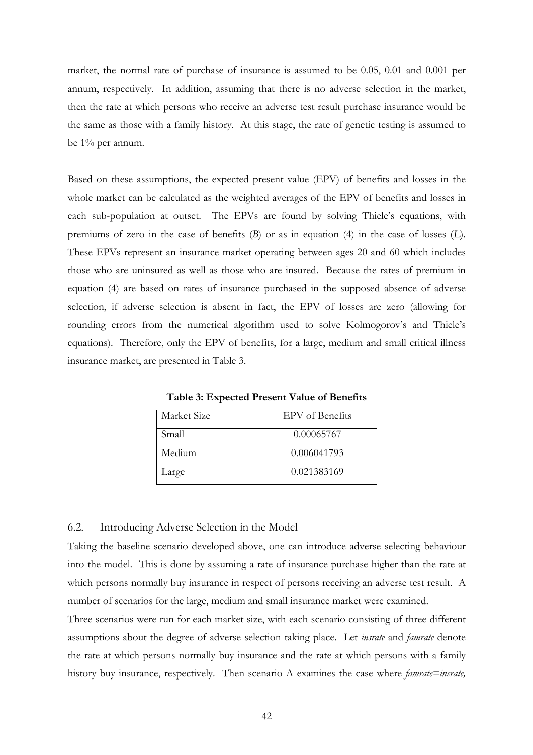market, the normal rate of purchase of insurance is assumed to be 0.05, 0.01 and 0.001 per annum, respectively. In addition, assuming that there is no adverse selection in the market, then the rate at which persons who receive an adverse test result purchase insurance would be the same as those with a family history. At this stage, the rate of genetic testing is assumed to be 1% per annum.

Based on these assumptions, the expected present value (EPV) of benefits and losses in the whole market can be calculated as the weighted averages of the EPV of benefits and losses in each sub-population at outset. The EPVs are found by solving Thiele's equations, with premiums of zero in the case of benefits (*B*) or as in equation (4) in the case of losses (*L*). These EPVs represent an insurance market operating between ages 20 and 60 which includes those who are uninsured as well as those who are insured. Because the rates of premium in equation (4) are based on rates of insurance purchased in the supposed absence of adverse selection, if adverse selection is absent in fact, the EPV of losses are zero (allowing for rounding errors from the numerical algorithm used to solve Kolmogorov's and Thiele's equations). Therefore, only the EPV of benefits, for a large, medium and small critical illness insurance market, are presented in Table 3.

**Table 3: Expected Present Value of Benefits**

| Market Size | EPV of Benefits |
|---|---|
| Small | 0.00065767 |
| Medium | 0.006041793 |
| Large | 0.021383169 |

## 6.2. Introducing Adverse Selection in the Model

Taking the baseline scenario developed above, one can introduce adverse selecting behaviour into the model. This is done by assuming a rate of insurance purchase higher than the rate at which persons normally buy insurance in respect of persons receiving an adverse test result. A number of scenarios for the large, medium and small insurance market were examined.

Three scenarios were run for each market size, with each scenario consisting of three different assumptions about the degree of adverse selection taking place. Let *insrate* and *famrate* denote the rate at which persons normally buy insurance and the rate at which persons with a family history buy insurance, respectively. Then scenario A examines the case where *famrate=insrate,*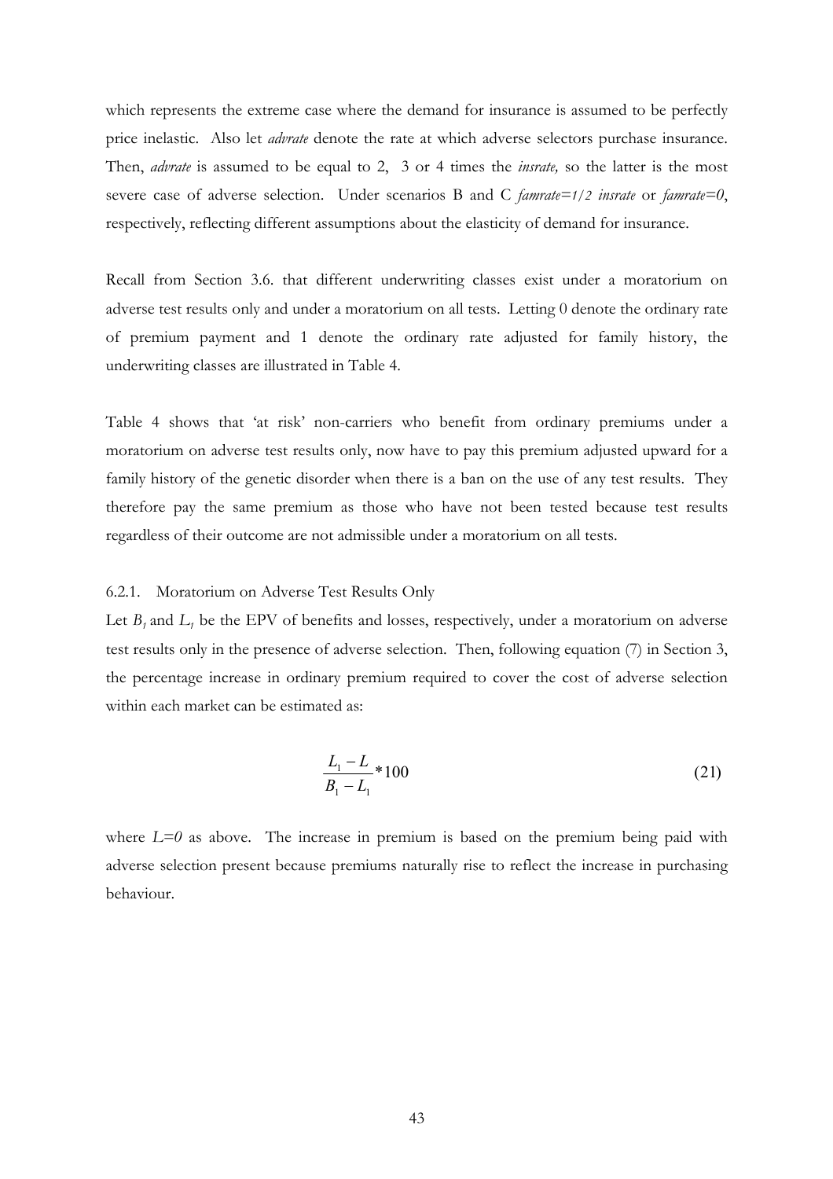which represents the extreme case where the demand for insurance is assumed to be perfectly price inelastic. Also let *advrate* denote the rate at which adverse selectors purchase insurance. Then, *advrate* is assumed to be equal to 2, 3 or 4 times the *insrate,* so the latter is the most severe case of adverse selection. Under scenarios B and C *famrate=1/2 insrate* or *famrate=0*, respectively, reflecting different assumptions about the elasticity of demand for insurance.

Recall from Section 3.6. that different underwriting classes exist under a moratorium on adverse test results only and under a moratorium on all tests. Letting 0 denote the ordinary rate of premium payment and 1 denote the ordinary rate adjusted for family history, the underwriting classes are illustrated in Table 4.

Table 4 shows that 'at risk' non-carriers who benefit from ordinary premiums under a moratorium on adverse test results only, now have to pay this premium adjusted upward for a family history of the genetic disorder when there is a ban on the use of any test results. They therefore pay the same premium as those who have not been tested because test results regardless of their outcome are not admissible under a moratorium on all tests.

6.2.1. Moratorium on Adverse Test Results Only

Let $B_1$ and $L_1$ be the EPV of benefits and losses, respectively, under a moratorium on adverse test results only in the presence of adverse selection. Then, following equation (7) in Section 3, the percentage increase in ordinary premium required to cover the cost of adverse selection within each market can be estimated as:

$$\frac{L_1 - L}{B_1 - L_1} * 100 \tag{21}$$

where $L=0$ as above. The increase in premium is based on the premium being paid with adverse selection present because premiums naturally rise to reflect the increase in purchasing behaviour.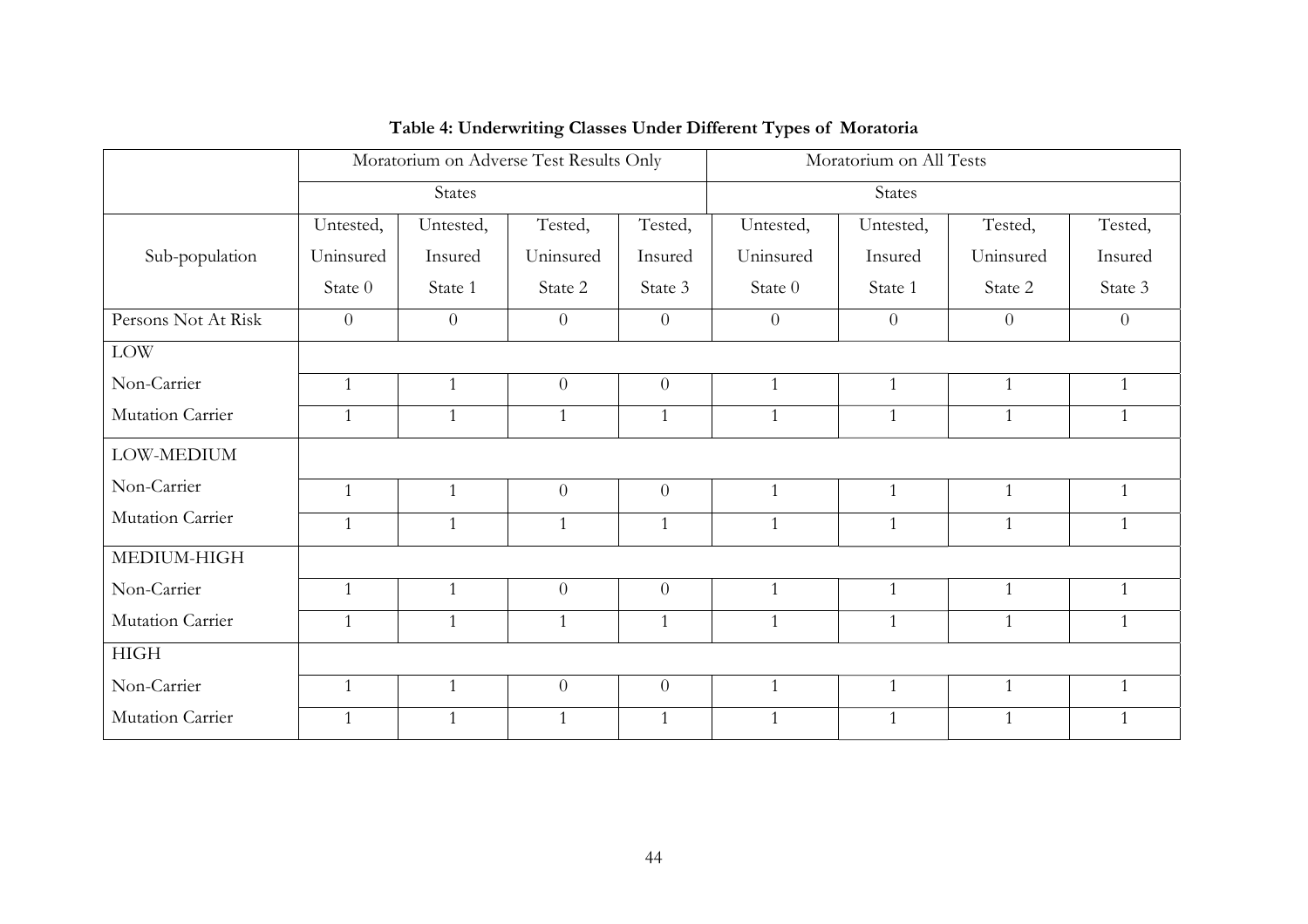**Table 4: Underwriting Classes Under Different Types of Moratoria**

| | Moratorium on Adverse Test Results Only | | | | Moratorium on All Tests | | | |
|---|---|---|---|---|---|---|---|---|
| | States | | | | States | | | |
| Sub-population | Untested, Uninsured State 0 | Untested, Insured State 1 | Tested, Uninsured State 2 | Tested, Insured State 3 | Untested, Uninsured State 0 | Untested, Insured State 1 | Tested, Uninsured State 2 | Tested, Insured State 3 |
| Persons Not At Risk | 0 | 0 | 0 | 0 | 0 | 0 | 0 | 0 |
| LOW | | | | | | | | |
| Non-Carrier | 1 | 1 | 0 | 0 | 1 | 1 | 1 | 1 |
| Mutation Carrier | 1 | 1 | 1 | 1 | 1 | 1 | 1 | 1 |
| LOW-MEDIUM | | | | | | | | |
| Non-Carrier | 1 | 1 | 0 | 0 | 1 | 1 | 1 | 1 |
| Mutation Carrier | 1 | 1 | 1 | 1 | 1 | 1 | 1 | 1 |
| MEDIUM-HIGH | | | | | | | | |
| Non-Carrier | 1 | 1 | 0 | 0 | 1 | 1 | 1 | 1 |
| Mutation Carrier | 1 | 1 | 1 | 1 | 1 | 1 | 1 | 1 |
| HIGH | | | | | | | | |
| Non-Carrier | 1 | 1 | 0 | 0 | 1 | 1 | 1 | 1 |
| Mutation Carrier | 1 | 1 | 1 | 1 | 1 | 1 | 1 | 1 |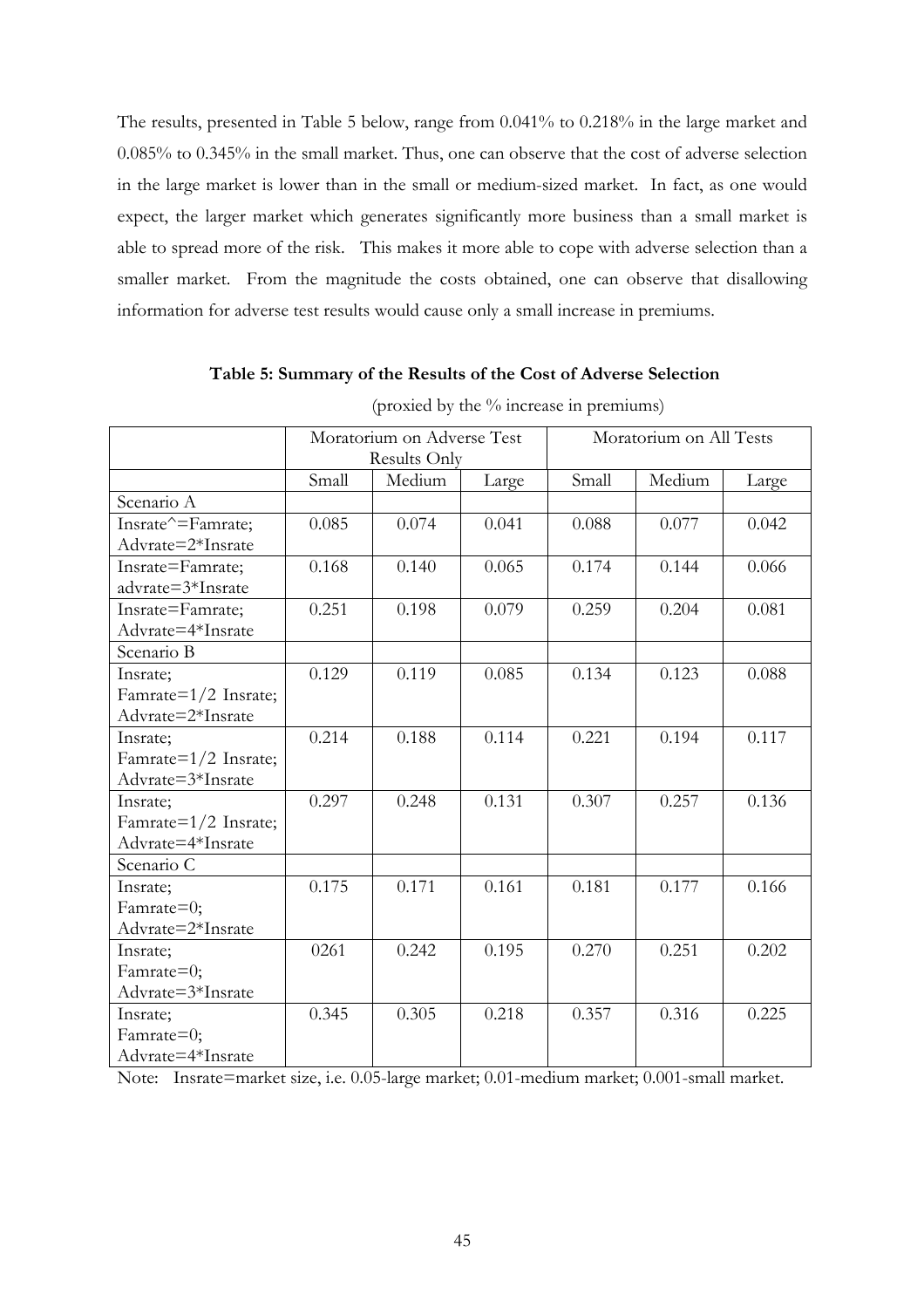The results, presented in Table 5 below, range from 0.041% to 0.218% in the large market and 0.085% to 0.345% in the small market. Thus, one can observe that the cost of adverse selection in the large market is lower than in the small or medium-sized market. In fact, as one would expect, the larger market which generates significantly more business than a small market is able to spread more of the risk. This makes it more able to cope with adverse selection than a smaller market. From the magnitude the costs obtained, one can observe that disallowing information for adverse test results would cause only a small increase in premiums.

**Table 5: Summary of the Results of the Cost of Adverse Selection**

(proxied by the % increase in premiums)

| | Moratorium on Adverse Test Results Only | | | Moratorium on All Tests | | |
|---|---|---|---|---|---|---|
| | Small | Medium | Large | Small | Medium | Large |
| Scenario A | | | | | | |
| Insrate^=Famrate; Advrate=2*Insrate | 0.085 | 0.074 | 0.041 | 0.088 | 0.077 | 0.042 |
| Insrate=Famrate; advrate=3*Insrate | 0.168 | 0.140 | 0.065 | 0.174 | 0.144 | 0.066 |
| Insrate=Famrate; Advrate=4*Insrate | 0.251 | 0.198 | 0.079 | 0.259 | 0.204 | 0.081 |
| Scenario B | | | | | | |
| Insrate; Famrate=1/2 Insrate; Advrate=2*Insrate | 0.129 | 0.119 | 0.085 | 0.134 | 0.123 | 0.088 |
| Insrate; Famrate=1/2 Insrate; Advrate=3*Insrate | 0.214 | 0.188 | 0.114 | 0.221 | 0.194 | 0.117 |
| Insrate; Famrate=1/2 Insrate; Advrate=4*Insrate | 0.297 | 0.248 | 0.131 | 0.307 | 0.257 | 0.136 |
| Scenario C | | | | | | |
| Insrate; Famrate=0; Advrate=2*Insrate | 0.175 | 0.171 | 0.161 | 0.181 | 0.177 | 0.166 |
| Insrate; Famrate=0; Advrate=3*Insrate | 0261 | 0.242 | 0.195 | 0.270 | 0.251 | 0.202 |
| Insrate; Famrate=0; Advrate=4*Insrate | 0.345 | 0.305 | 0.218 | 0.357 | 0.316 | 0.225 |

Note: Insrate=market size, i.e. 0.05-large market; 0.01-medium market; 0.001-small market.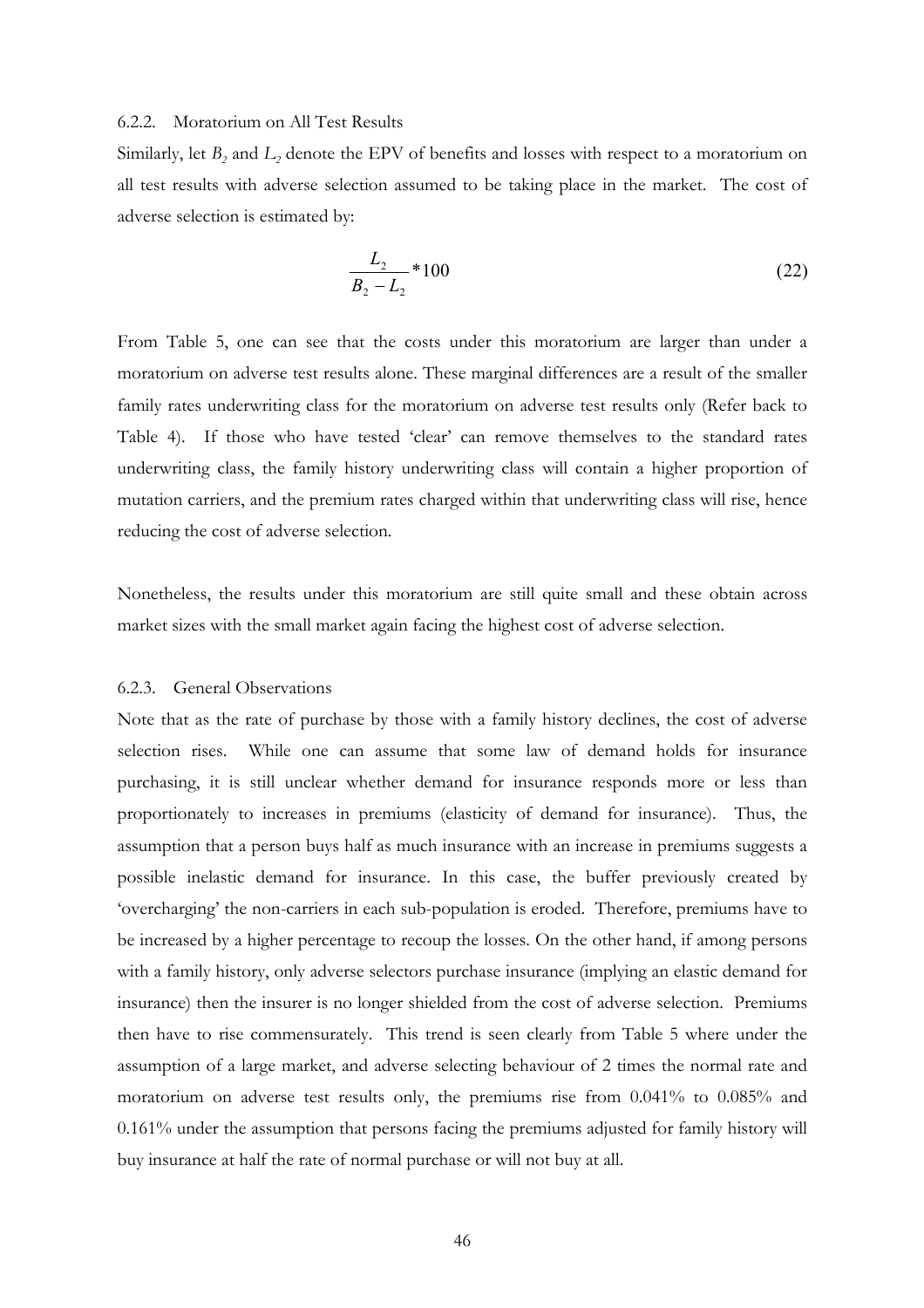### 6.2.2. Moratorium on All Test Results

Similarly, let $B_2$ and $L_2$ denote the EPV of benefits and losses with respect to a moratorium on all test results with adverse selection assumed to be taking place in the market. The cost of adverse selection is estimated by:

$$\frac{L_2}{B_2 - L_2} * 100 \tag{22}$$

From Table 5, one can see that the costs under this moratorium are larger than under a moratorium on adverse test results alone. These marginal differences are a result of the smaller family rates underwriting class for the moratorium on adverse test results only (Refer back to Table 4). If those who have tested 'clear' can remove themselves to the standard rates underwriting class, the family history underwriting class will contain a higher proportion of mutation carriers, and the premium rates charged within that underwriting class will rise, hence reducing the cost of adverse selection.

Nonetheless, the results under this moratorium are still quite small and these obtain across market sizes with the small market again facing the highest cost of adverse selection.

### 6.2.3. General Observations

Note that as the rate of purchase by those with a family history declines, the cost of adverse selection rises. While one can assume that some law of demand holds for insurance purchasing, it is still unclear whether demand for insurance responds more or less than proportionately to increases in premiums (elasticity of demand for insurance). Thus, the assumption that a person buys half as much insurance with an increase in premiums suggests a possible inelastic demand for insurance. In this case, the buffer previously created by 'overcharging' the non-carriers in each sub-population is eroded. Therefore, premiums have to be increased by a higher percentage to recoup the losses. On the other hand, if among persons with a family history, only adverse selectors purchase insurance (implying an elastic demand for insurance) then the insurer is no longer shielded from the cost of adverse selection. Premiums then have to rise commensurately. This trend is seen clearly from Table 5 where under the assumption of a large market, and adverse selecting behaviour of 2 times the normal rate and moratorium on adverse test results only, the premiums rise from 0.041% to 0.085% and 0.161% under the assumption that persons facing the premiums adjusted for family history will buy insurance at half the rate of normal purchase or will not buy at all.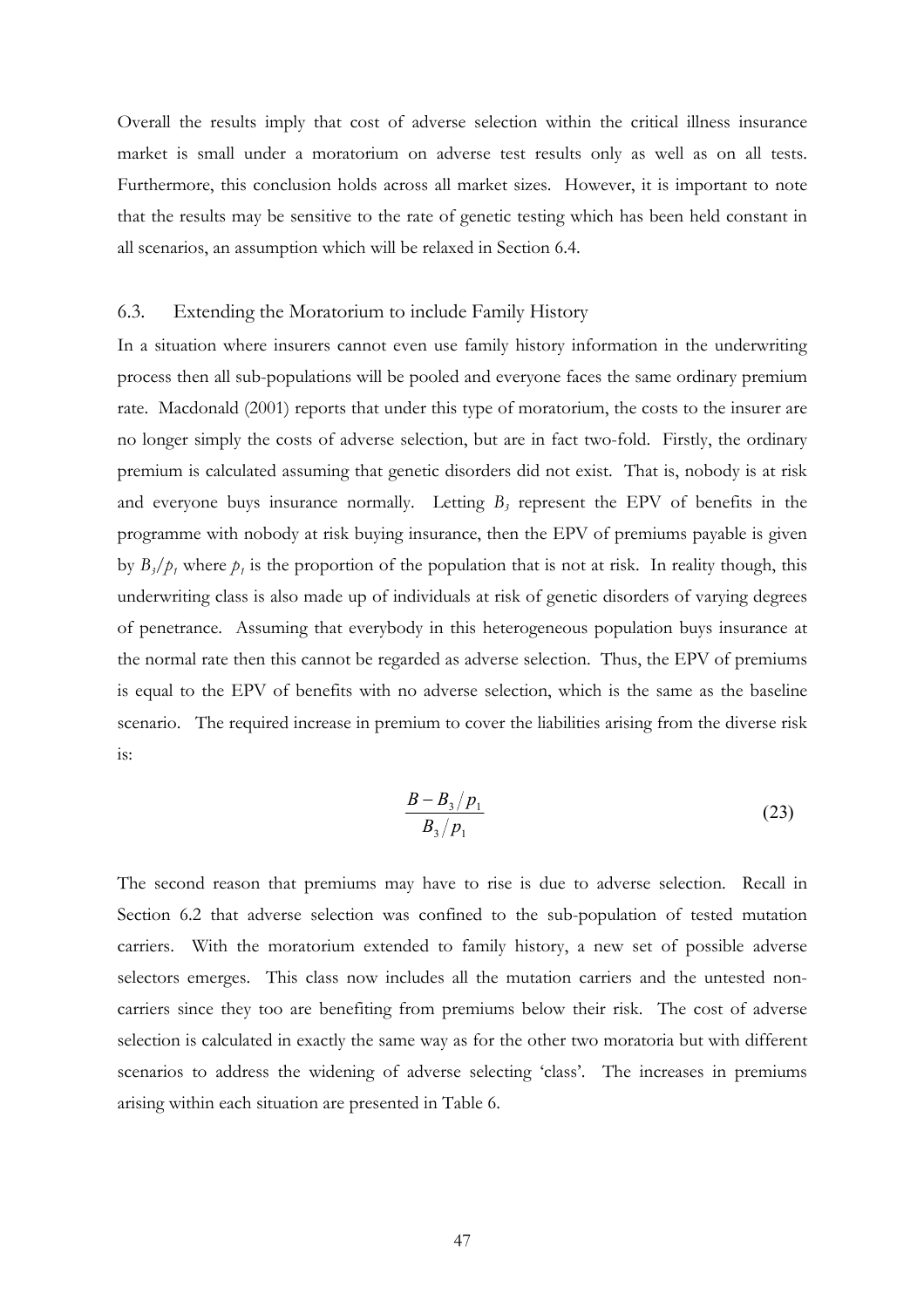Overall the results imply that cost of adverse selection within the critical illness insurance market is small under a moratorium on adverse test results only as well as on all tests. Furthermore, this conclusion holds across all market sizes. However, it is important to note that the results may be sensitive to the rate of genetic testing which has been held constant in all scenarios, an assumption which will be relaxed in Section 6.4.

### 6.3. Extending the Moratorium to include Family History

In a situation where insurers cannot even use family history information in the underwriting process then all sub-populations will be pooled and everyone faces the same ordinary premium rate. Macdonald (2001) reports that under this type of moratorium, the costs to the insurer are no longer simply the costs of adverse selection, but are in fact two-fold. Firstly, the ordinary premium is calculated assuming that genetic disorders did not exist. That is, nobody is at risk and everyone buys insurance normally. Letting $B_3$ represent the EPV of benefits in the programme with nobody at risk buying insurance, then the EPV of premiums payable is given by $B_3/p_1$ where $p_1$ is the proportion of the population that is not at risk. In reality though, this underwriting class is also made up of individuals at risk of genetic disorders of varying degrees of penetrance. Assuming that everybody in this heterogeneous population buys insurance at the normal rate then this cannot be regarded as adverse selection. Thus, the EPV of premiums is equal to the EPV of benefits with no adverse selection, which is the same as the baseline scenario. The required increase in premium to cover the liabilities arising from the diverse risk is:

$$\frac{B - B_3/p_1}{B_3/p_1} \tag{23}$$

The second reason that premiums may have to rise is due to adverse selection. Recall in Section 6.2 that adverse selection was confined to the sub-population of tested mutation carriers. With the moratorium extended to family history, a new set of possible adverse selectors emerges. This class now includes all the mutation carriers and the untested non-carriers since they too are benefiting from premiums below their risk. The cost of adverse selection is calculated in exactly the same way as for the other two moratoria but with different scenarios to address the widening of adverse selecting 'class'. The increases in premiums arising within each situation are presented in Table 6.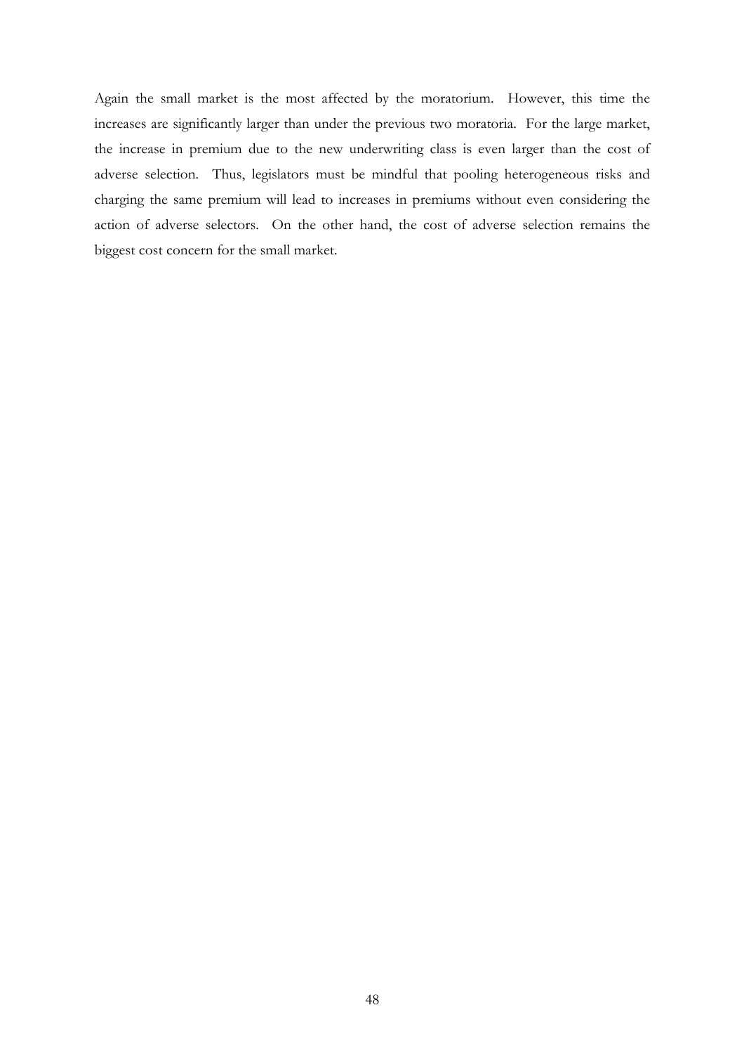Again the small market is the most affected by the moratorium. However, this time the increases are significantly larger than under the previous two moratoria. For the large market, the increase in premium due to the new underwriting class is even larger than the cost of adverse selection. Thus, legislators must be mindful that pooling heterogeneous risks and charging the same premium will lead to increases in premiums without even considering the action of adverse selectors. On the other hand, the cost of adverse selection remains the biggest cost concern for the small market.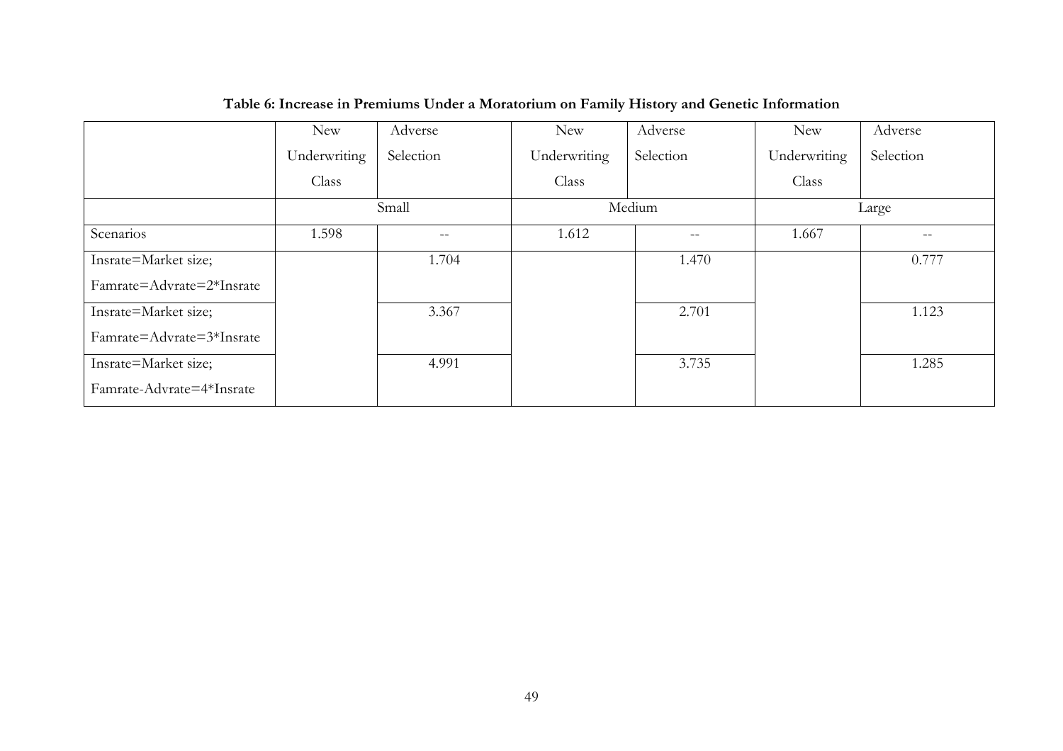**Table 6: Increase in Premiums Under a Moratorium on Family History and Genetic Information**

| | New Underwriting Class | Adverse Selection | New Underwriting Class | Adverse Selection | New Underwriting Class | Adverse Selection |
|---|---|---|---|---|---|---|
| | Small | | Medium | | Large | |
| Scenarios | 1.598 | -- | 1.612 | -- | 1.667 | -- |
| Insrate=Market size; Famrate=Advrate=2*Insrate | | 1.704 | | 1.470 | | 0.777 |
| Insrate=Market size; Famrate=Advrate=3*Insrate | | 3.367 | | 2.701 | | 1.123 |
| Insrate=Market size; Famrate-Advrate=4*Insrate | | 4.991 | | 3.735 | | 1.285 |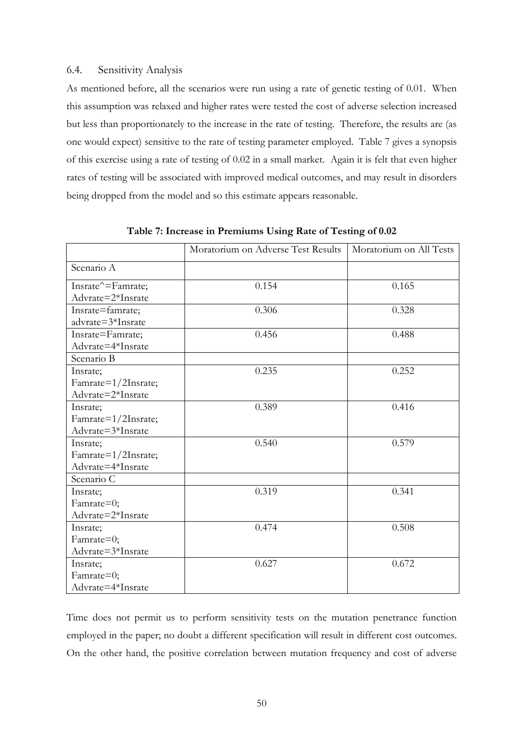### 6.4. Sensitivity Analysis

As mentioned before, all the scenarios were run using a rate of genetic testing of 0.01. When this assumption was relaxed and higher rates were tested the cost of adverse selection increased but less than proportionately to the increase in the rate of testing. Therefore, the results are (as one would expect) sensitive to the rate of testing parameter employed. Table 7 gives a synopsis of this exercise using a rate of testing of 0.02 in a small market. Again it is felt that even higher rates of testing will be associated with improved medical outcomes, and may result in disorders being dropped from the model and so this estimate appears reasonable.

**Table 7: Increase in Premiums Using Rate of Testing of 0.02**

| | Moratorium on Adverse Test Results | Moratorium on All Tests |
|---|---|---|
| Scenario A | | |
| Insrate^=Famrate; Advrate=2*Insrate | 0.154 | 0.165 |
| Insrate=famrate; advrate=3*Insrate | 0.306 | 0.328 |
| Insrate=Famrate; Advrate=4*Insrate | 0.456 | 0.488 |
| Scenario B | | |
| Insrate; Famrate=1/2Insrate; Advrate=2*Insrate | 0.235 | 0.252 |
| Insrate; Famrate=1/2Insrate; Advrate=3*Insrate | 0.389 | 0.416 |
| Insrate; Famrate=1/2Insrate; Advrate=4*Insrate | 0.540 | 0.579 |
| Scenario C | | |
| Insrate; Famrate=0; Advrate=2*Insrate | 0.319 | 0.341 |
| Insrate; Famrate=0; Advrate=3*Insrate | 0.474 | 0.508 |
| Insrate; Famrate=0; Advrate=4*Insrate | 0.627 | 0.672 |

Time does not permit us to perform sensitivity tests on the mutation penetrance function employed in the paper; no doubt a different specification will result in different cost outcomes. On the other hand, the positive correlation between mutation frequency and cost of adverse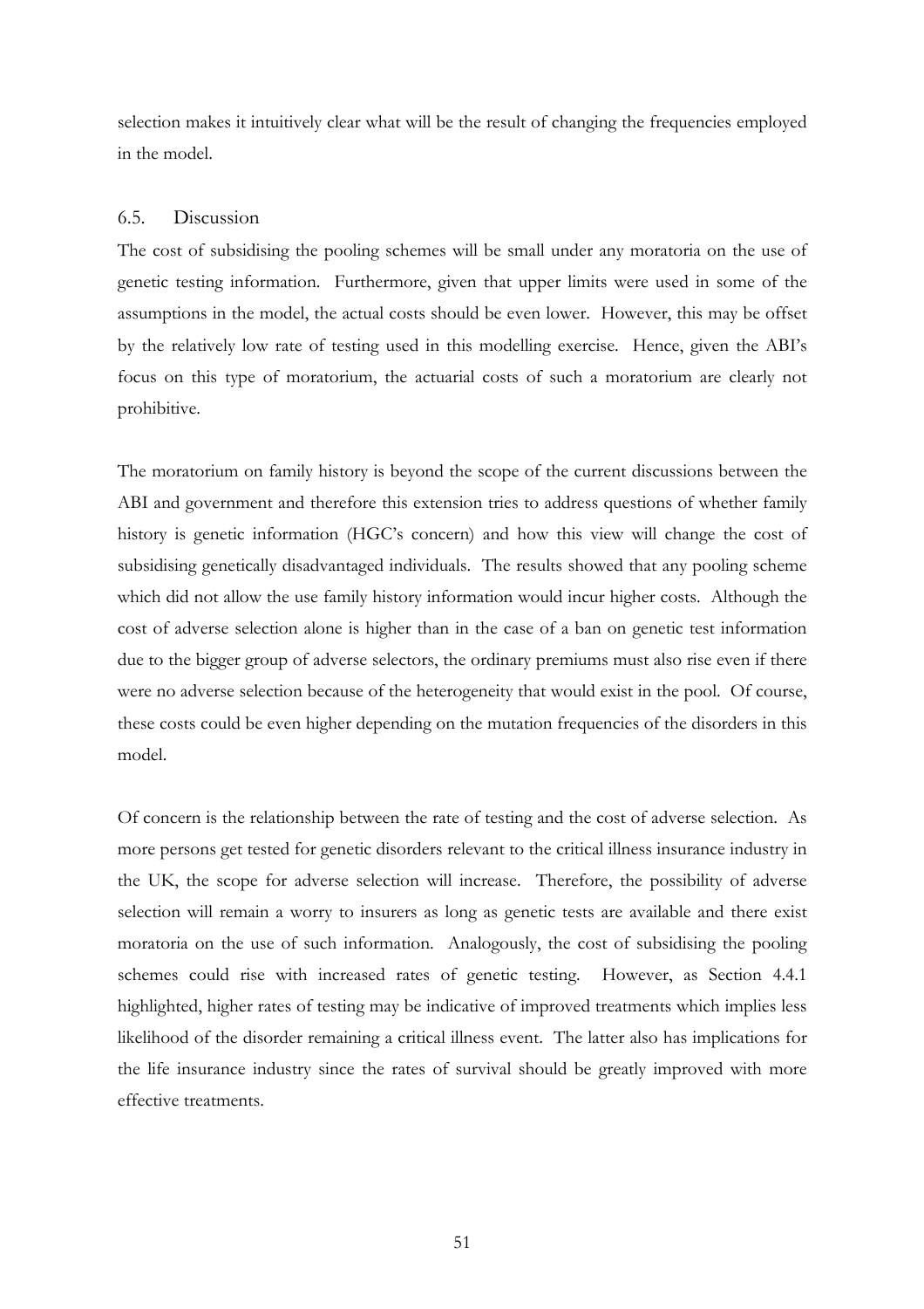selection makes it intuitively clear what will be the result of changing the frequencies employed in the model.

### 6.5. Discussion

The cost of subsidising the pooling schemes will be small under any moratoria on the use of genetic testing information. Furthermore, given that upper limits were used in some of the assumptions in the model, the actual costs should be even lower. However, this may be offset by the relatively low rate of testing used in this modelling exercise. Hence, given the ABI's focus on this type of moratorium, the actuarial costs of such a moratorium are clearly not prohibitive.

The moratorium on family history is beyond the scope of the current discussions between the ABI and government and therefore this extension tries to address questions of whether family history is genetic information (HGC's concern) and how this view will change the cost of subsidising genetically disadvantaged individuals. The results showed that any pooling scheme which did not allow the use family history information would incur higher costs. Although the cost of adverse selection alone is higher than in the case of a ban on genetic test information due to the bigger group of adverse selectors, the ordinary premiums must also rise even if there were no adverse selection because of the heterogeneity that would exist in the pool. Of course, these costs could be even higher depending on the mutation frequencies of the disorders in this model.

Of concern is the relationship between the rate of testing and the cost of adverse selection. As more persons get tested for genetic disorders relevant to the critical illness insurance industry in the UK, the scope for adverse selection will increase. Therefore, the possibility of adverse selection will remain a worry to insurers as long as genetic tests are available and there exist moratoria on the use of such information. Analogously, the cost of subsidising the pooling schemes could rise with increased rates of genetic testing. However, as Section 4.4.1 highlighted, higher rates of testing may be indicative of improved treatments which implies less likelihood of the disorder remaining a critical illness event. The latter also has implications for the life insurance industry since the rates of survival should be greatly improved with more effective treatments.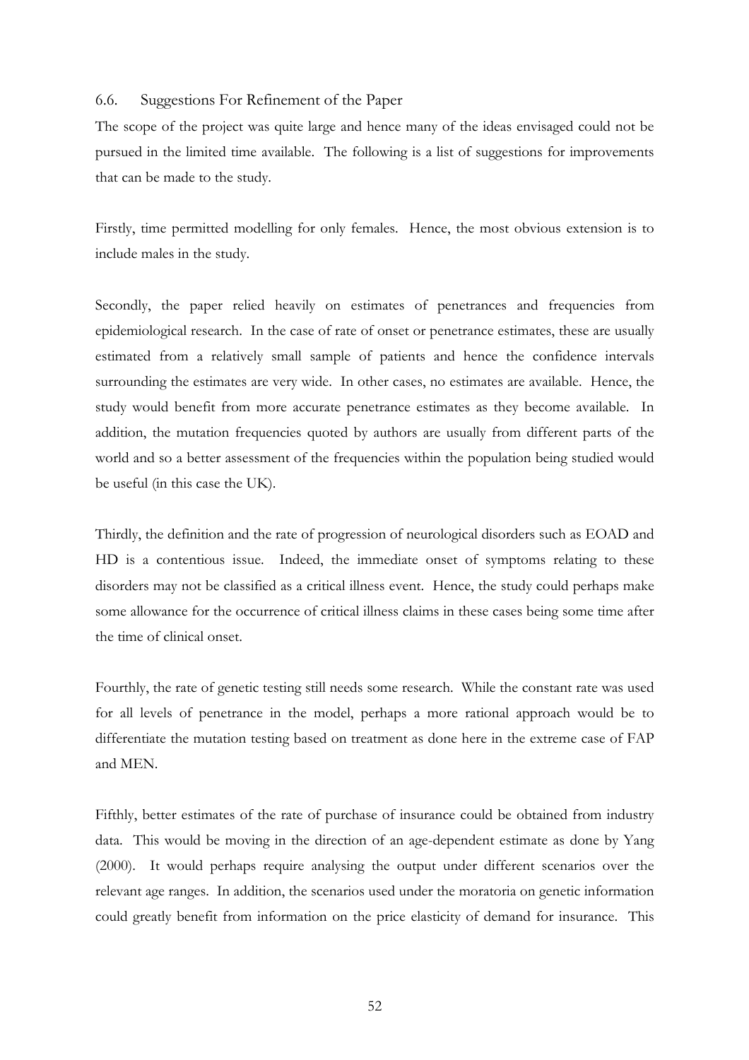### 6.6. Suggestions For Refinement of the Paper

The scope of the project was quite large and hence many of the ideas envisaged could not be pursued in the limited time available. The following is a list of suggestions for improvements that can be made to the study.

Firstly, time permitted modelling for only females. Hence, the most obvious extension is to include males in the study.

Secondly, the paper relied heavily on estimates of penetrances and frequencies from epidemiological research. In the case of rate of onset or penetrance estimates, these are usually estimated from a relatively small sample of patients and hence the confidence intervals surrounding the estimates are very wide. In other cases, no estimates are available. Hence, the study would benefit from more accurate penetrance estimates as they become available. In addition, the mutation frequencies quoted by authors are usually from different parts of the world and so a better assessment of the frequencies within the population being studied would be useful (in this case the UK).

Thirdly, the definition and the rate of progression of neurological disorders such as EOAD and HD is a contentious issue. Indeed, the immediate onset of symptoms relating to these disorders may not be classified as a critical illness event. Hence, the study could perhaps make some allowance for the occurrence of critical illness claims in these cases being some time after the time of clinical onset.

Fourthly, the rate of genetic testing still needs some research. While the constant rate was used for all levels of penetrance in the model, perhaps a more rational approach would be to differentiate the mutation testing based on treatment as done here in the extreme case of FAP and MEN.

Fifthly, better estimates of the rate of purchase of insurance could be obtained from industry data. This would be moving in the direction of an age-dependent estimate as done by Yang (2000). It would perhaps require analysing the output under different scenarios over the relevant age ranges. In addition, the scenarios used under the moratoria on genetic information could greatly benefit from information on the price elasticity of demand for insurance. This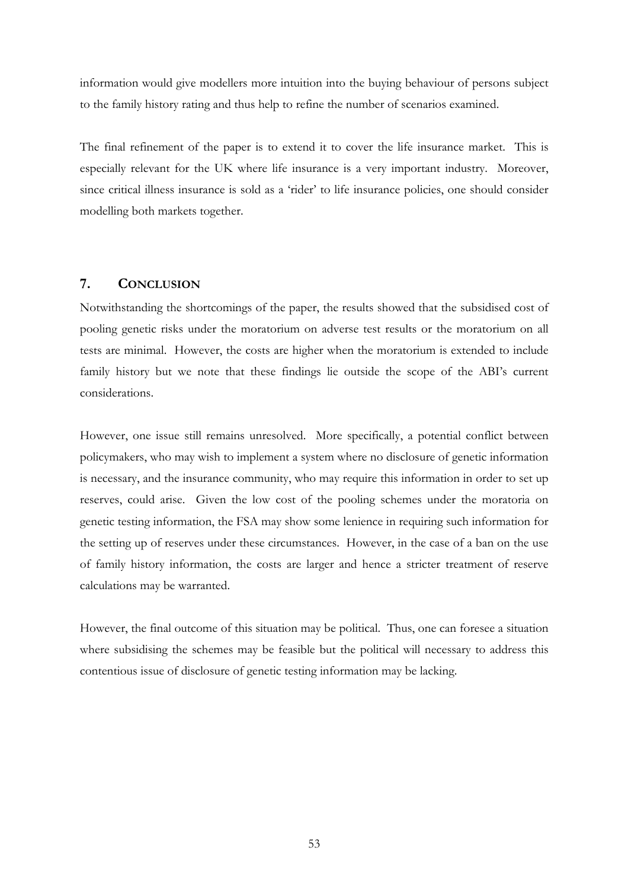information would give modellers more intuition into the buying behaviour of persons subject to the family history rating and thus help to refine the number of scenarios examined.

The final refinement of the paper is to extend it to cover the life insurance market. This is especially relevant for the UK where life insurance is a very important industry. Moreover, since critical illness insurance is sold as a 'rider' to life insurance policies, one should consider modelling both markets together.

## 7. CONCLUSION

Notwithstanding the shortcomings of the paper, the results showed that the subsidised cost of pooling genetic risks under the moratorium on adverse test results or the moratorium on all tests are minimal. However, the costs are higher when the moratorium is extended to include family history but we note that these findings lie outside the scope of the ABI's current considerations.

However, one issue still remains unresolved. More specifically, a potential conflict between policymakers, who may wish to implement a system where no disclosure of genetic information is necessary, and the insurance community, who may require this information in order to set up reserves, could arise. Given the low cost of the pooling schemes under the moratoria on genetic testing information, the FSA may show some lenience in requiring such information for the setting up of reserves under these circumstances. However, in the case of a ban on the use of family history information, the costs are larger and hence a stricter treatment of reserve calculations may be warranted.

However, the final outcome of this situation may be political. Thus, one can foresee a situation where subsidising the schemes may be feasible but the political will necessary to address this contentious issue of disclosure of genetic testing information may be lacking.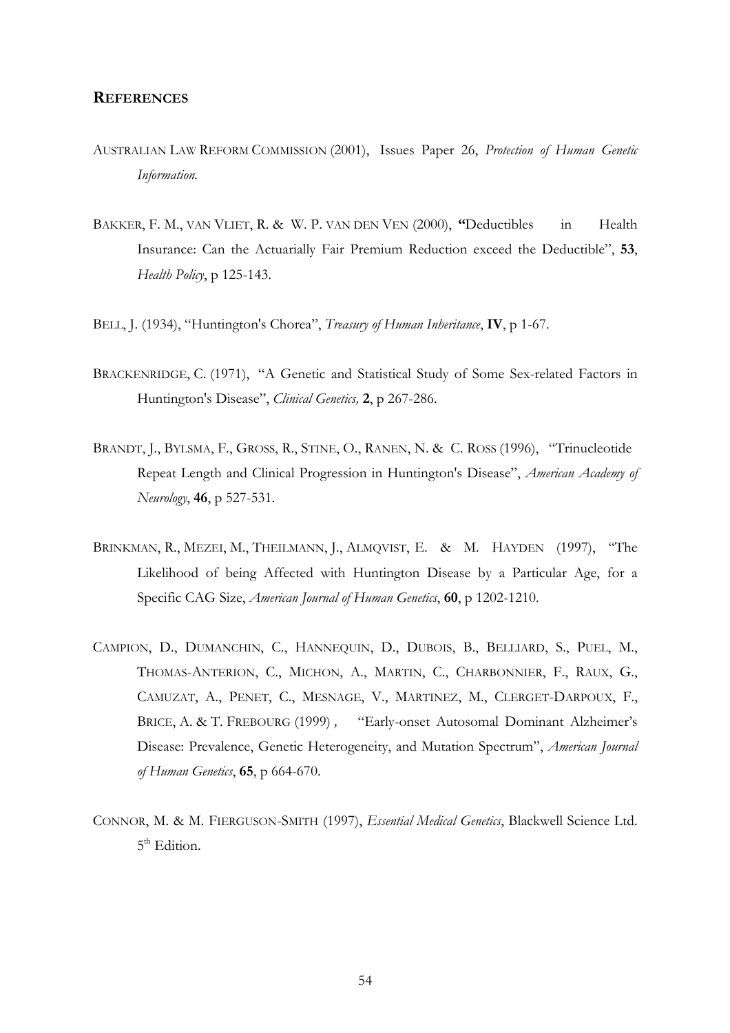## REFERENCES

AUSTRALIAN LAW REFORM COMMISSION (2001), Issues Paper 26, *Protection of Human Genetic Information.*

BAKKER, F. M., VAN VLIET, R. & W. P. VAN DEN VEN (2000), **"**Deductibles in Health Insurance: Can the Actuarially Fair Premium Reduction exceed the Deductible", **53**, *Health Policy*, p 125-143.

BELL, J. (1934), "Huntington's Chorea", *Treasury of Human Inheritance*, **IV**, p 1-67.

BRACKENRIDGE, C. (1971), "A Genetic and Statistical Study of Some Sex-related Factors in Huntington's Disease", *Clinical Genetics,* **2**, p 267-286.

BRANDT, J., BYLSMA, F., GROSS, R., STINE, O., RANEN, N. & C. ROSS (1996), "Trinucleotide Repeat Length and Clinical Progression in Huntington's Disease", *American Academy of Neurology*, **46**, p 527-531.

BRINKMAN, R., MEZEI, M., THEILMANN, J., ALMQVIST, E. & M. HAYDEN (1997), "The Likelihood of being Affected with Huntington Disease by a Particular Age, for a Specific CAG Size, *American Journal of Human Genetics*, **60**, p 1202-1210.

CAMPION, D., DUMANCHIN, C., HANNEQUIN, D., DUBOIS, B., BELLIARD, S., PUEL, M., THOMAS-ANTERION, C., MICHON, A., MARTIN, C., CHARBONNIER, F., RAUX, G., CAMUZAT, A., PENET, C., MESNAGE, V., MARTINEZ, M., CLERGET-DARPOUX, F., BRICE, A. & T. FREBOURG (1999) *,* "Early-onset Autosomal Dominant Alzheimer's Disease: Prevalence, Genetic Heterogeneity, and Mutation Spectrum", *American Journal of Human Genetics*, **65**, p 664-670.

CONNOR, M. & M. FIERGUSON-SMITH (1997), *Essential Medical Genetics*, Blackwell Science Ltd. 5th Edition.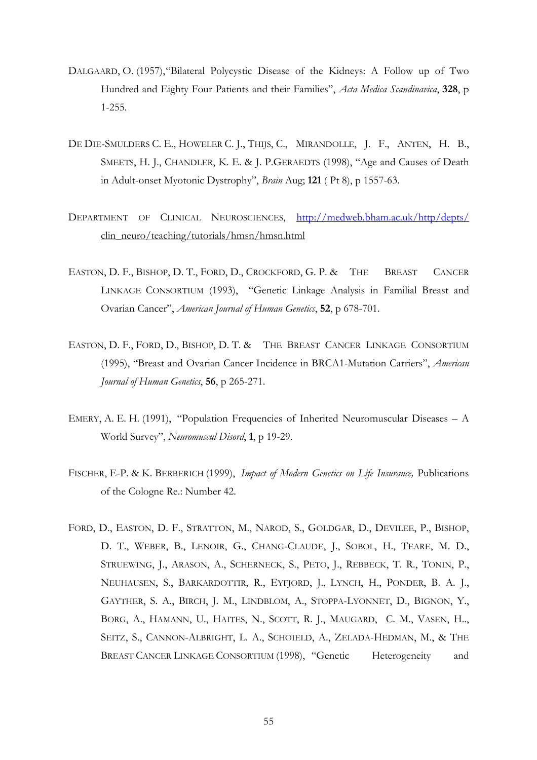DALGAARD, O. (1957),"Bilateral Polycystic Disease of the Kidneys: A Follow up of Two Hundred and Eighty Four Patients and their Families", *Acta Medica Scandinavica*, **328**, p 1-255.

DE DIE-SMULDERS C. E., HOWELER C. J., THIJS, C., MIRANDOLLE, J. F., ANTEN, H. B., SMEETS, H. J., CHANDLER, K. E. & J. P.GERAEDTS (1998), "Age and Causes of Death in Adult-onset Myotonic Dystrophy", *Brain* Aug; **121** ( Pt 8), p 1557-63.

DEPARTMENT OF CLINICAL NEUROSCIENCES, http://medweb.bham.ac.uk/http/depts/clin_neuro/teaching/tutorials/hmsn/hmsn.html

EASTON, D. F., BISHOP, D. T., FORD, D., CROCKFORD, G. P. & THE BREAST CANCER LINKAGE CONSORTIUM (1993), "Genetic Linkage Analysis in Familial Breast and Ovarian Cancer", *American Journal of Human Genetics*, **52**, p 678-701.

EASTON, D. F., FORD, D., BISHOP, D. T. & THE BREAST CANCER LINKAGE CONSORTIUM (1995), "Breast and Ovarian Cancer Incidence in BRCA1-Mutation Carriers", *American Journal of Human Genetics*, **56**, p 265-271.

EMERY, A. E. H. (1991), "Population Frequencies of Inherited Neuromuscular Diseases – A World Survey", *Neuromuscul Disord*, **1**, p 19-29.

FISCHER, E-P. & K. BERBERICH (1999), *Impact of Modern Genetics on Life Insurance,* Publications of the Cologne Re.: Number 42.

FORD, D., EASTON, D. F., STRATTON, M., NAROD, S., GOLDGAR, D., DEVILEE, P., BISHOP, D. T., WEBER, B., LENOIR, G., CHANG-CLAUDE, J., SOBOL, H., TEARE, M. D., STRUEWING, J., ARASON, A., SCHERNECK, S., PETO, J., REBBECK, T. R., TONIN, P., NEUHAUSEN, S., BARKARDOTTIR, R., EYFJORD, J., LYNCH, H., PONDER, B. A. J., GAYTHER, S. A., BIRCH, J. M., LINDBLOM, A., STOPPA-LYONNET, D., BIGNON, Y., BORG, A., HAMANN, U., HAITES, N., SCOTT, R. J., MAUGARD, C. M., VASEN, H.., SEITZ, S., CANNON-ALBRIGHT, L. A., SCHOIELD, A., ZELADA-HEDMAN, M., & THE BREAST CANCER LINKAGE CONSORTIUM (1998), "Genetic Heterogeneity and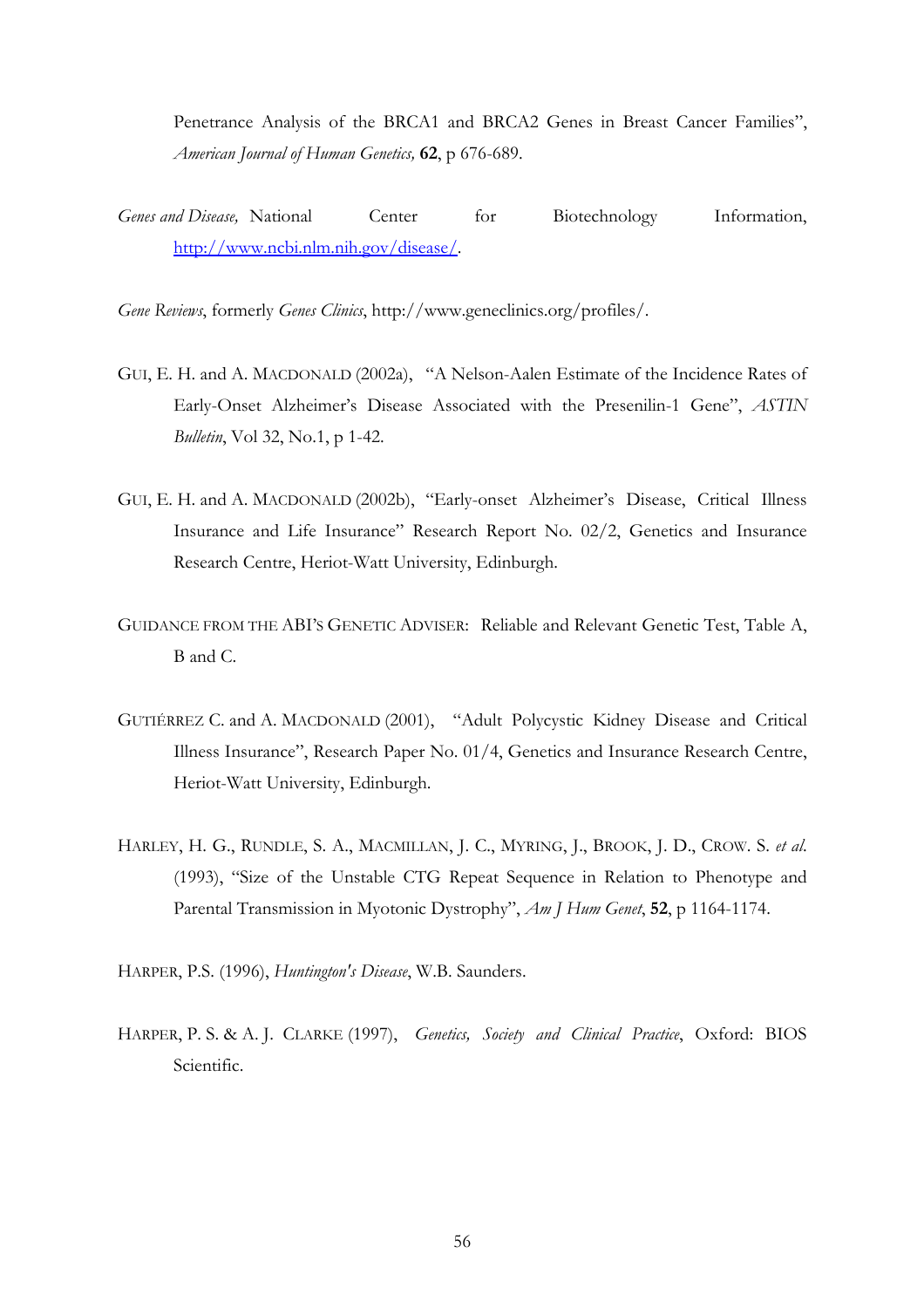Penetrance Analysis of the BRCA1 and BRCA2 Genes in Breast Cancer Families", *American Journal of Human Genetics,* **62**, p 676-689.

*Genes and Disease,* National Center for Biotechnology Information, http://www.ncbi.nlm.nih.gov/disease/.

*Gene Reviews*, formerly *Genes Clinics*, http://www.geneclinics.org/profiles/.

GUI, E. H. and A. MACDONALD (2002a), "A Nelson-Aalen Estimate of the Incidence Rates of Early-Onset Alzheimer's Disease Associated with the Presenilin-1 Gene", *ASTIN Bulletin*, Vol 32, No.1, p 1-42.

GUI, E. H. and A. MACDONALD (2002b), "Early-onset Alzheimer's Disease, Critical Illness Insurance and Life Insurance" Research Report No. 02/2, Genetics and Insurance Research Centre, Heriot-Watt University, Edinburgh.

GUIDANCE FROM THE ABI'S GENETIC ADVISER: Reliable and Relevant Genetic Test, Table A, B and C.

GUTIÉRREZ C. and A. MACDONALD (2001), "Adult Polycystic Kidney Disease and Critical Illness Insurance", Research Paper No. 01/4, Genetics and Insurance Research Centre, Heriot-Watt University, Edinburgh.

HARLEY, H. G., RUNDLE, S. A., MACMILLAN, J. C., MYRING, J., BROOK, J. D., CROW. S. *et al.* (1993), "Size of the Unstable CTG Repeat Sequence in Relation to Phenotype and Parental Transmission in Myotonic Dystrophy", *Am J Hum Genet*, **52**, p 1164-1174.

HARPER, P.S. (1996), *Huntington's Disease*, W.B. Saunders.

HARPER, P. S. & A. J. CLARKE (1997), *Genetics, Society and Clinical Practice*, Oxford: BIOS Scientific.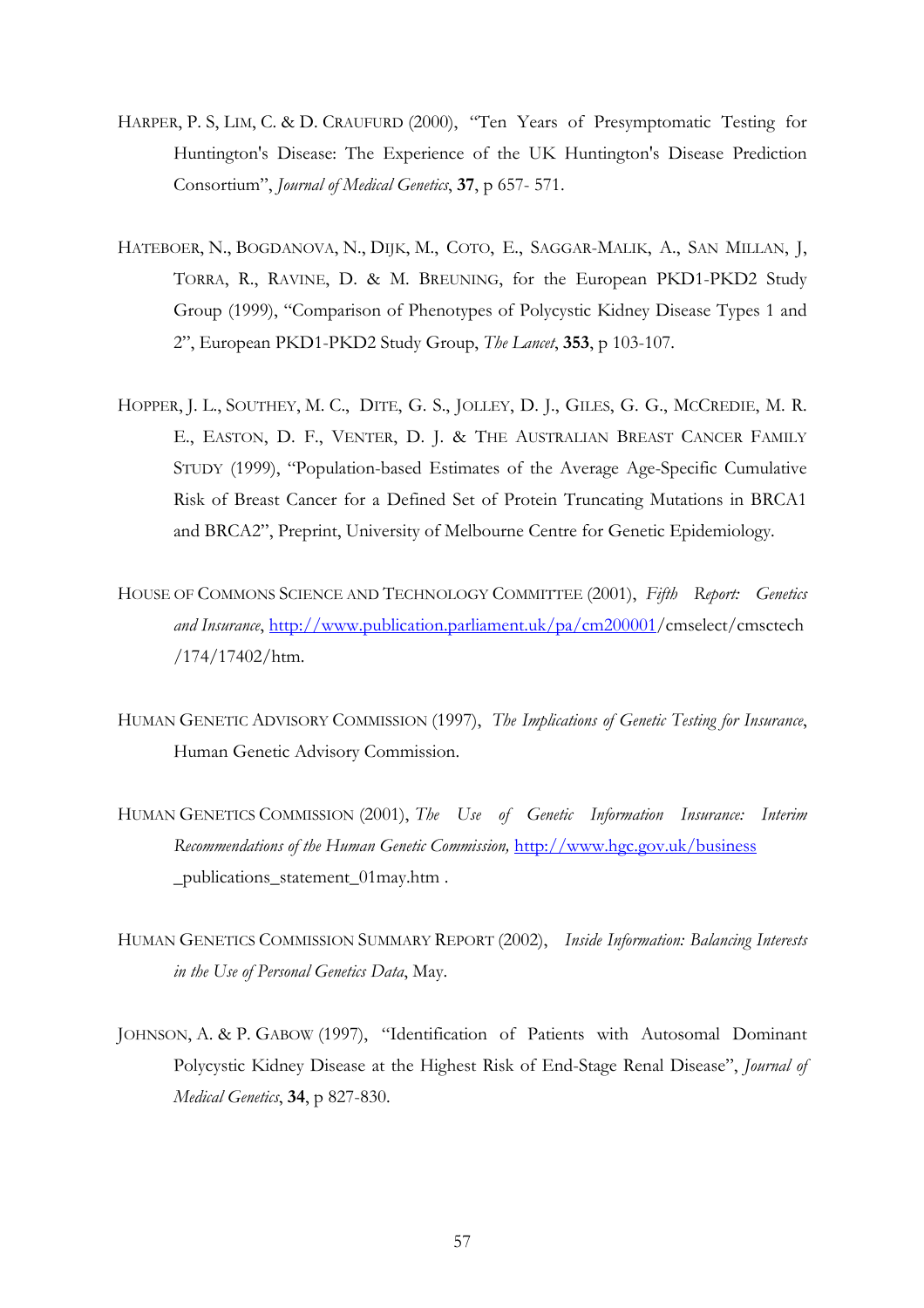HARPER, P. S, LIM, C. & D. CRAUFURD (2000), "Ten Years of Presymptomatic Testing for Huntington's Disease: The Experience of the UK Huntington's Disease Prediction Consortium", *Journal of Medical Genetics*, **37**, p 657- 571.

HATEBOER, N., BOGDANOVA, N., DIJK, M., COTO, E., SAGGAR-MALIK, A., SAN MILLAN, J, TORRA, R., RAVINE, D. & M. BREUNING, for the European PKD1-PKD2 Study Group (1999), "Comparison of Phenotypes of Polycystic Kidney Disease Types 1 and 2", European PKD1-PKD2 Study Group, *The Lancet*, **353**, p 103-107.

HOPPER, J. L., SOUTHEY, M. C., DITE, G. S., JOLLEY, D. J., GILES, G. G., MCCREDIE, M. R. E., EASTON, D. F., VENTER, D. J. & THE AUSTRALIAN BREAST CANCER FAMILY STUDY (1999), "Population-based Estimates of the Average Age-Specific Cumulative Risk of Breast Cancer for a Defined Set of Protein Truncating Mutations in BRCA1 and BRCA2", Preprint, University of Melbourne Centre for Genetic Epidemiology.

HOUSE OF COMMONS SCIENCE AND TECHNOLOGY COMMITTEE (2001), *Fifth Report: Genetics and Insurance*, http://www.publication.parliament.uk/pa/cm200001/cmselect/cmsctech /174/17402/htm.

HUMAN GENETIC ADVISORY COMMISSION (1997), *The Implications of Genetic Testing for Insurance*, Human Genetic Advisory Commission.

HUMAN GENETICS COMMISSION (2001), *The Use of Genetic Information Insurance: Interim Recommendations of the Human Genetic Commission,* http://www.hgc.gov.uk/business _publications_statement_01may.htm .

HUMAN GENETICS COMMISSION SUMMARY REPORT (2002), *Inside Information: Balancing Interests in the Use of Personal Genetics Data*, May.

JOHNSON, A. & P. GABOW (1997), "Identification of Patients with Autosomal Dominant Polycystic Kidney Disease at the Highest Risk of End-Stage Renal Disease", *Journal of Medical Genetics*, **34**, p 827-830.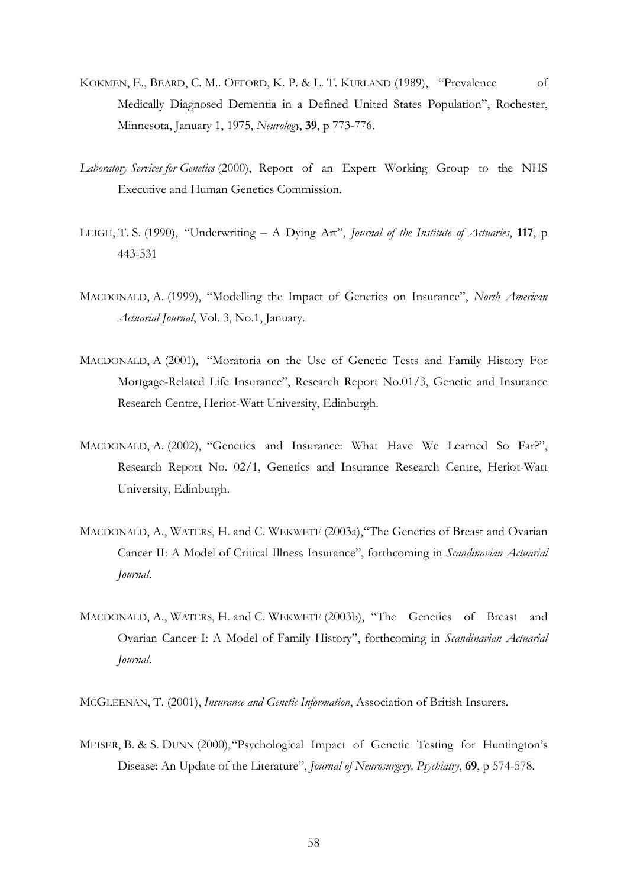KOKMEN, E., BEARD, C. M.. OFFORD, K. P. & L. T. KURLAND (1989), "Prevalence of Medically Diagnosed Dementia in a Defined United States Population", Rochester, Minnesota, January 1, 1975, *Neurology*, **39**, p 773-776.

*Laboratory Services for Genetics* (2000), Report of an Expert Working Group to the NHS Executive and Human Genetics Commission.

LEIGH, T. S. (1990), "Underwriting – A Dying Art", *Journal of the Institute of Actuaries*, **117**, p 443-531

MACDONALD, A. (1999), "Modelling the Impact of Genetics on Insurance", *North American Actuarial Journal*, Vol. 3, No.1, January.

MACDONALD, A (2001), "Moratoria on the Use of Genetic Tests and Family History For Mortgage-Related Life Insurance", Research Report No.01/3, Genetic and Insurance Research Centre, Heriot-Watt University, Edinburgh.

MACDONALD, A. (2002), "Genetics and Insurance: What Have We Learned So Far?", Research Report No. 02/1, Genetics and Insurance Research Centre, Heriot-Watt University, Edinburgh.

MACDONALD, A., WATERS, H. and C. WEKWETE (2003a),"The Genetics of Breast and Ovarian Cancer II: A Model of Critical Illness Insurance", forthcoming in *Scandinavian Actuarial Journal*.

MACDONALD, A., WATERS, H. and C. WEKWETE (2003b), "The Genetics of Breast and Ovarian Cancer I: A Model of Family History", forthcoming in *Scandinavian Actuarial Journal*.

MCGLEENAN, T. (2001), *Insurance and Genetic Information*, Association of British Insurers.

MEISER, B. & S. DUNN (2000),"Psychological Impact of Genetic Testing for Huntington's Disease: An Update of the Literature", *Journal of Neurosurgery, Psychiatry*, **69**, p 574-578.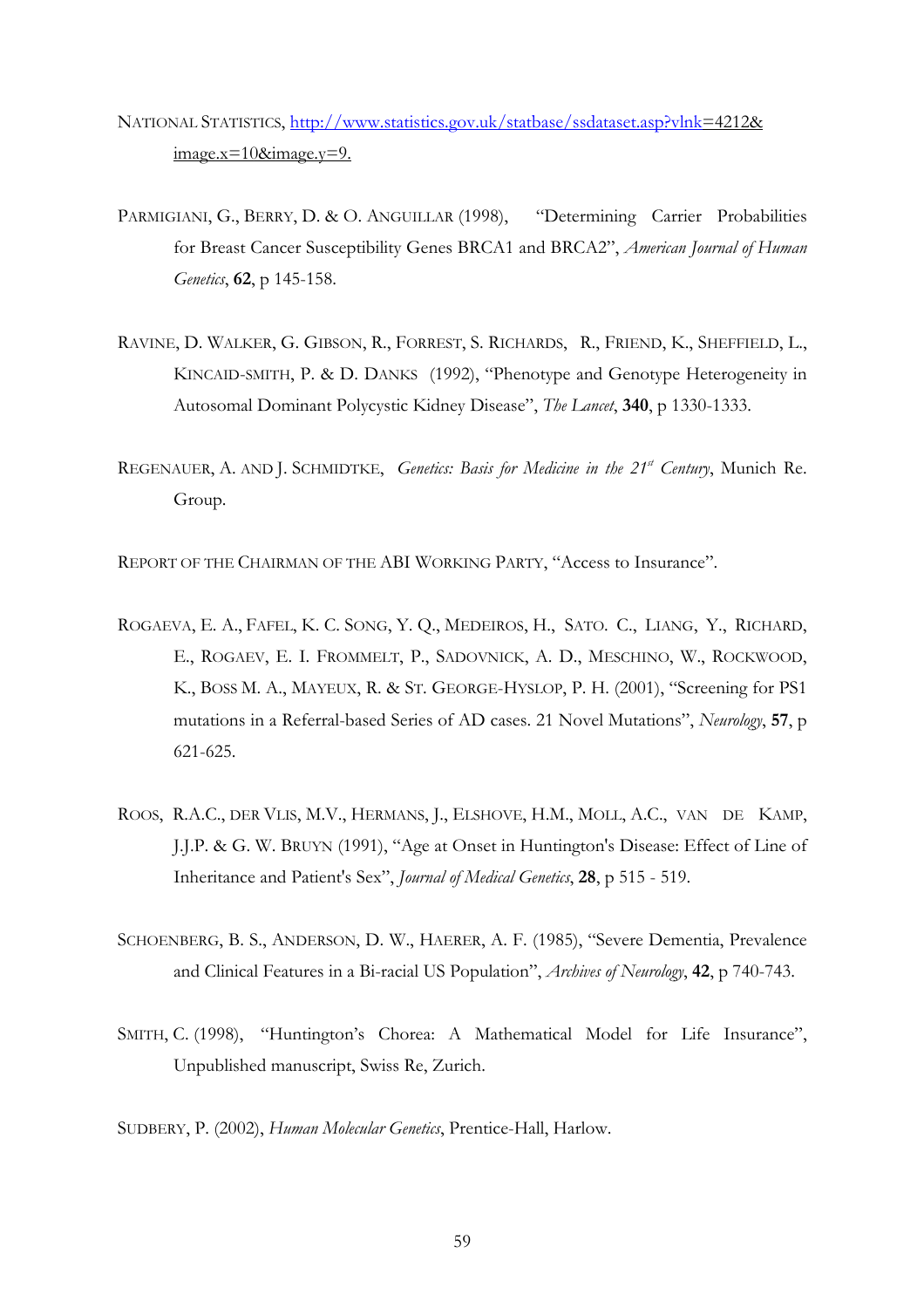NATIONAL STATISTICS, http://www.statistics.gov.uk/statbase/ssdataset.asp?vlnk=4212&image.x=10&image.y=9.

PARMIGIANI, G., BERRY, D. & O. ANGUILLAR (1998), "Determining Carrier Probabilities for Breast Cancer Susceptibility Genes BRCA1 and BRCA2", *American Journal of Human Genetics*, **62**, p 145-158.

RAVINE, D. WALKER, G. GIBSON, R., FORREST, S. RICHARDS, R., FRIEND, K., SHEFFIELD, L., KINCAID-SMITH, P. & D. DANKS (1992), "Phenotype and Genotype Heterogeneity in Autosomal Dominant Polycystic Kidney Disease", *The Lancet*, **340**, p 1330-1333.

REGENAUER, A. AND J. SCHMIDTKE, *Genetics: Basis for Medicine in the 21st Century*, Munich Re. Group.

REPORT OF THE CHAIRMAN OF THE ABI WORKING PARTY, "Access to Insurance".

ROGAEVA, E. A., FAFEL, K. C. SONG, Y. Q., MEDEIROS, H., SATO. C., LIANG, Y., RICHARD, E., ROGAEV, E. I. FROMMELT, P., SADOVNICK, A. D., MESCHINO, W., ROCKWOOD, K., BOSS M. A., MAYEUX, R. & ST. GEORGE-HYSLOP, P. H. (2001), "Screening for PS1 mutations in a Referral-based Series of AD cases. 21 Novel Mutations", *Neurology*, **57**, p 621-625.

ROOS, R.A.C., DER VLIS, M.V., HERMANS, J., ELSHOVE, H.M., MOLL, A.C., VAN DE KAMP, J.J.P. & G. W. BRUYN (1991), "Age at Onset in Huntington's Disease: Effect of Line of Inheritance and Patient's Sex", *Journal of Medical Genetics*, **28**, p 515 - 519.

SCHOENBERG, B. S., ANDERSON, D. W., HAERER, A. F. (1985), "Severe Dementia, Prevalence and Clinical Features in a Bi-racial US Population", *Archives of Neurology*, **42**, p 740-743.

SMITH, C. (1998), "Huntington's Chorea: A Mathematical Model for Life Insurance", Unpublished manuscript, Swiss Re, Zurich.

SUDBERY, P. (2002), *Human Molecular Genetics*, Prentice-Hall, Harlow.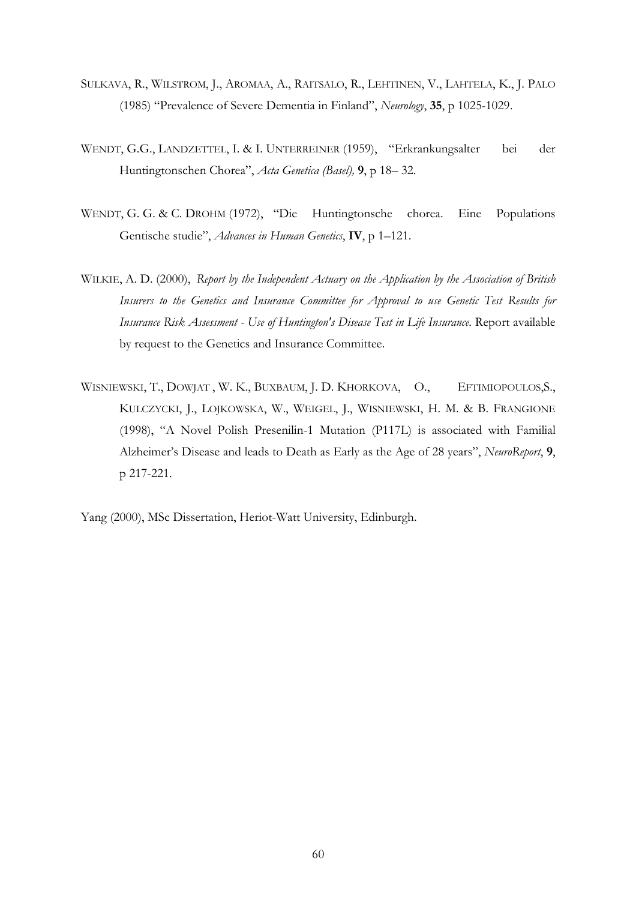SULKAVA, R., WILSTROM, J., AROMAA, A., RAITSALO, R., LEHTINEN, V., LAHTELA, K., J. PALO (1985) "Prevalence of Severe Dementia in Finland", *Neurology*, **35**, p 1025-1029.

WENDT, G.G., LANDZETTEL, I. & I. UNTERREINER (1959), "Erkrankungsalter bei der Huntingtonschen Chorea", *Acta Genetica (Basel),* **9**, p 18– 32.

WENDT, G. G. & C. DROHM (1972), "Die Huntingtonsche chorea. Eine Populations Gentische studie", *Advances in Human Genetics*, **IV**, p 1–121.

WILKIE, A. D. (2000), *Report by the Independent Actuary on the Application by the Association of British Insurers to the Genetics and Insurance Committee for Approval to use Genetic Test Results for Insurance Risk Assessment - Use of Huntington's Disease Test in Life Insurance.* Report available by request to the Genetics and Insurance Committee.

WISNIEWSKI, T., DOWJAT , W. K., BUXBAUM, J. D. KHORKOVA, O., EFTIMIOPOULOS,S., KULCZYCKI, J., LOJKOWSKA, W., WEIGEL, J., WISNIEWSKI, H. M. & B. FRANGIONE (1998), "A Novel Polish Presenilin-1 Mutation (P117L) is associated with Familial Alzheimer's Disease and leads to Death as Early as the Age of 28 years", *NeuroReport*, **9**, p 217-221.

Yang (2000), MSc Dissertation, Heriot-Watt University, Edinburgh.